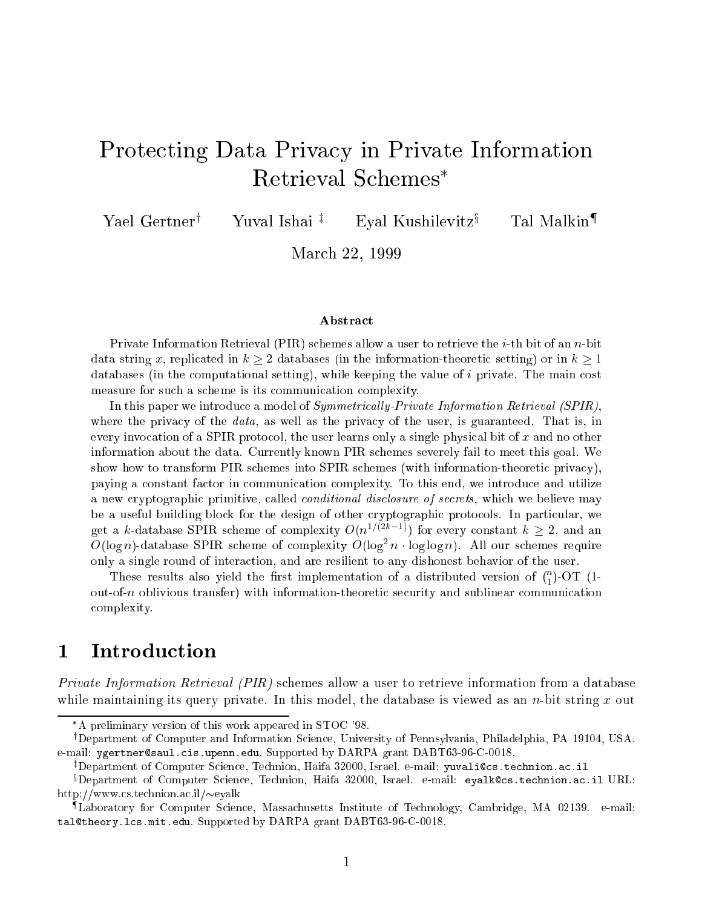# Protecting Data Privacy in Private Information Retrieval Schemes*

Yael Gertner[†] Yuval Ishai[‡] Eyal Kushilevitz[§] Tal Malkin[¶]

March 22, 1999

### Abstract

Private Information Retrieval (PIR) schemes allow a user to retrieve the $i$-th bit of an $n$-bit data string $x$, replicated in $k \geq 2$ databases (in the information-theoretic setting) or in $k \geq 1$ databases (in the computational setting), while keeping the value of $i$ private. The main cost measure for such a scheme is its communication complexity.

In this paper we introduce a model of *Symmetrically-Private Information Retrieval (SPIR)*, where the privacy of the *data*, as well as the privacy of the user, is guaranteed. That is, in every invocation of a SPIR protocol, the user learns only a single physical bit of $x$ and no other information about the data. Currently known PIR schemes severely fail to meet this goal. We show how to transform PIR schemes into SPIR schemes (with information-theoretic privacy), paying a constant factor in communication complexity. To this end, we introduce and utilize a new cryptographic primitive, called *conditional disclosure of secrets*, which we believe may be a useful building block for the design of other cryptographic protocols. In particular, we get a $k$-database SPIR scheme of complexity $O(n^{1/(2k-1)})$ for every constant $k \geq 2$, and an $O(\log n)$-database SPIR scheme of complexity $O(\log^2 n \cdot \log\log n)$. All our schemes require only a single round of interaction, and are resilient to any dishonest behavior of the user.

These results also yield the first implementation of a distributed version of $\binom{n}{1}$-OT (1-out-of-$n$ oblivious transfer) with information-theoretic security and sublinear communication complexity.

## 1 Introduction

*Private Information Retrieval (PIR)* schemes allow a user to retrieve information from a database while maintaining its query private. In this model, the database is viewed as an $n$-bit string $x$ out

---

*A preliminary version of this work appeared in STOC '98.

[†]Department of Computer and Information Science, University of Pennsylvania, Philadelphia, PA 19104, USA. e-mail: `ygertner@saul.cis.upenn.edu`. Supported by DARPA grant DABT63-96-C-0018.

[‡]Department of Computer Science, Technion, Haifa 32000, Israel. e-mail: `yuvali@cs.technion.ac.il`

[§]Department of Computer Science, Technion, Haifa 32000, Israel. e-mail: `eyalk@cs.technion.ac.il` URL: http://www.cs.technion.ac.il/~eyalk

[¶]Laboratory for Computer Science, Massachusetts Institute of Technology, Cambridge, MA 02139. e-mail: `tal@theory.lcs.mit.edu`. Supported by DARPA grant DABT63-96-C-0018.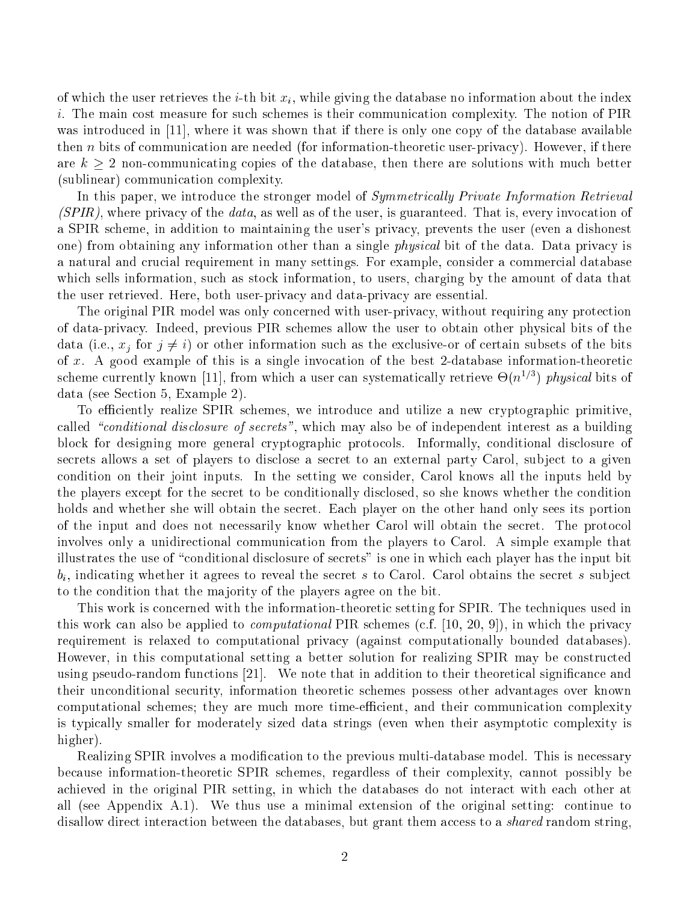of which the user retrieves the $i$-th bit $x_i$, while giving the database no information about the index $i$. The main cost measure for such schemes is their communication complexity. The notion of PIR was introduced in [11], where it was shown that if there is only one copy of the database available then $n$ bits of communication are needed (for information-theoretic user-privacy). However, if there are $k \geq 2$ non-communicating copies of the database, then there are solutions with much better (sublinear) communication complexity.

In this paper, we introduce the stronger model of *Symmetrically Private Information Retrieval (SPIR)*, where privacy of the *data*, as well as of the user, is guaranteed. That is, every invocation of a SPIR scheme, in addition to maintaining the user's privacy, prevents the user (even a dishonest one) from obtaining any information other than a single *physical* bit of the data. Data privacy is a natural and crucial requirement in many settings. For example, consider a commercial database which sells information, such as stock information, to users, charging by the amount of data that the user retrieved. Here, both user-privacy and data-privacy are essential.

The original PIR model was only concerned with user-privacy, without requiring any protection of data-privacy. Indeed, previous PIR schemes allow the user to obtain other physical bits of the data (i.e., $x_j$ for $j \neq i$) or other information such as the exclusive-or of certain subsets of the bits of $x$. A good example of this is a single invocation of the best 2-database information-theoretic scheme currently known [11], from which a user can systematically retrieve $\Theta(n^{1/3})$ *physical* bits of data (see Section 5, Example 2).

To efficiently realize SPIR schemes, we introduce and utilize a new cryptographic primitive, called *"conditional disclosure of secrets"*, which may also be of independent interest as a building block for designing more general cryptographic protocols. Informally, conditional disclosure of secrets allows a set of players to disclose a secret to an external party Carol, subject to a given condition on their joint inputs. In the setting we consider, Carol knows all the inputs held by the players except for the secret to be conditionally disclosed, so she knows whether the condition holds and whether she will obtain the secret. Each player on the other hand only sees its portion of the input and does not necessarily know whether Carol will obtain the secret. The protocol involves only a unidirectional communication from the players to Carol. A simple example that illustrates the use of "conditional disclosure of secrets" is one in which each player has the input bit $b_i$, indicating whether it agrees to reveal the secret $s$ to Carol. Carol obtains the secret $s$ subject to the condition that the majority of the players agree on the bit.

This work is concerned with the information-theoretic setting for SPIR. The techniques used in this work can also be applied to *computational* PIR schemes (c.f. [10, 20, 9]), in which the privacy requirement is relaxed to computational privacy (against computationally bounded databases). However, in this computational setting a better solution for realizing SPIR may be constructed using pseudo-random functions [21]. We note that in addition to their theoretical significance and their unconditional security, information theoretic schemes possess other advantages over known computational schemes; they are much more time-efficient, and their communication complexity is typically smaller for moderately sized data strings (even when their asymptotic complexity is higher).

Realizing SPIR involves a modification to the previous multi-database model. This is necessary because information-theoretic SPIR schemes, regardless of their complexity, cannot possibly be achieved in the original PIR setting, in which the databases do not interact with each other at all (see Appendix A.1). We thus use a minimal extension of the original setting: continue to disallow direct interaction between the databases, but grant them access to a *shared* random string,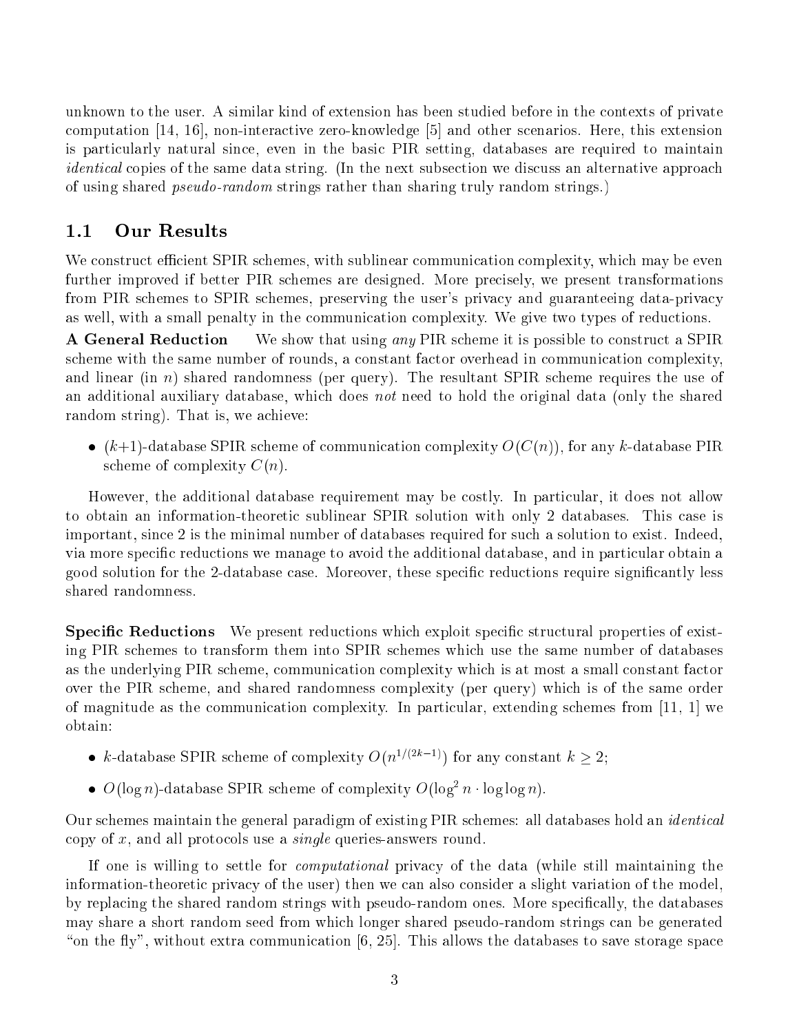unknown to the user. A similar kind of extension has been studied before in the contexts of private computation [14, 16], non-interactive zero-knowledge [5] and other scenarios. Here, this extension is particularly natural since, even in the basic PIR setting, databases are required to maintain *identical* copies of the same data string. (In the next subsection we discuss an alternative approach of using shared *pseudo-random* strings rather than sharing truly random strings.)

## 1.1 Our Results

We construct efficient SPIR schemes, with sublinear communication complexity, which may be even further improved if better PIR schemes are designed. More precisely, we present transformations from PIR schemes to SPIR schemes, preserving the user's privacy and guaranteeing data-privacy as well, with a small penalty in the communication complexity. We give two types of reductions.

**A General Reduction** We show that using *any* PIR scheme it is possible to construct a SPIR scheme with the same number of rounds, a constant factor overhead in communication complexity, and linear (in $n$) shared randomness (per query). The resultant SPIR scheme requires the use of an additional auxiliary database, which does *not* need to hold the original data (only the shared random string). That is, we achieve:

- $(k+1)$-database SPIR scheme of communication complexity $O(C(n))$, for any $k$-database PIR scheme of complexity $C(n)$.

However, the additional database requirement may be costly. In particular, it does not allow to obtain an information-theoretic sublinear SPIR solution with only 2 databases. This case is important, since 2 is the minimal number of databases required for such a solution to exist. Indeed, via more specific reductions we manage to avoid the additional database, and in particular obtain a good solution for the 2-database case. Moreover, these specific reductions require significantly less shared randomness.

**Specific Reductions** We present reductions which exploit specific structural properties of existing PIR schemes to transform them into SPIR schemes which use the same number of databases as the underlying PIR scheme, communication complexity which is at most a small constant factor over the PIR scheme, and shared randomness complexity (per query) which is of the same order of magnitude as the communication complexity. In particular, extending schemes from [11, 1] we obtain:

- $k$-database SPIR scheme of complexity $O(n^{1/(2k-1)})$ for any constant $k \geq 2$;
- $O(\log n)$-database SPIR scheme of complexity $O(\log^2 n \cdot \log\log n)$.

Our schemes maintain the general paradigm of existing PIR schemes: all databases hold an *identical* copy of $x$, and all protocols use a *single* queries-answers round.

If one is willing to settle for *computational* privacy of the data (while still maintaining the information-theoretic privacy of the user) then we can also consider a slight variation of the model, by replacing the shared random strings with pseudo-random ones. More specifically, the databases may share a short random seed from which longer shared pseudo-random strings can be generated "on the fly", without extra communication [6, 25]. This allows the databases to save storage space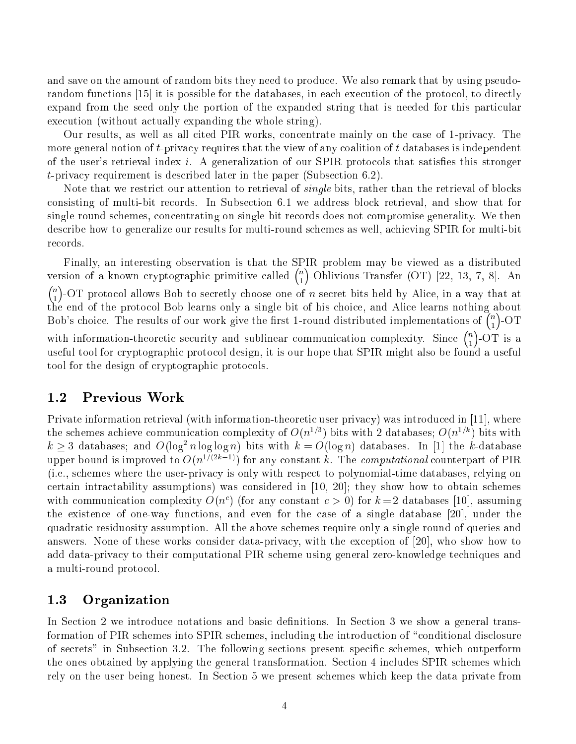and save on the amount of random bits they need to produce. We also remark that by using pseudo-random functions [15] it is possible for the databases, in each execution of the protocol, to directly expand from the seed only the portion of the expanded string that is needed for this particular execution (without actually expanding the whole string).

Our results, as well as all cited PIR works, concentrate mainly on the case of 1-privacy. The more general notion of $t$-privacy requires that the view of any coalition of $t$ databases is independent of the user's retrieval index $i$. A generalization of our SPIR protocols that satisfies this stronger $t$-privacy requirement is described later in the paper (Subsection 6.2).

Note that we restrict our attention to retrieval of *single* bits, rather than the retrieval of blocks consisting of multi-bit records. In Subsection 6.1 we address block retrieval, and show that for single-round schemes, concentrating on single-bit records does not compromise generality. We then describe how to generalize our results for multi-round schemes as well, achieving SPIR for multi-bit records.

Finally, an interesting observation is that the SPIR problem may be viewed as a distributed version of a known cryptographic primitive called $\binom{n}{1}$-Oblivious-Transfer (OT) [22, 13, 7, 8]. An $\binom{n}{1}$-OT protocol allows Bob to secretly choose one of $n$ secret bits held by Alice, in a way that at the end of the protocol Bob learns only a single bit of his choice, and Alice learns nothing about Bob's choice. The results of our work give the first 1-round distributed implementations of $\binom{n}{1}$-OT with information-theoretic security and sublinear communication complexity. Since $\binom{n}{1}$-OT is a useful tool for cryptographic protocol design, it is our hope that SPIR might also be found a useful tool for the design of cryptographic protocols.

## 1.2 Previous Work

Private information retrieval (with information-theoretic user privacy) was introduced in [11], where the schemes achieve communication complexity of $O(n^{1/3})$ bits with 2 databases; $O(n^{1/k})$ bits with $k \geq 3$ databases; and $O(\log^2 n \log\log n)$ bits with $k = O(\log n)$ databases. In [1] the $k$-database upper bound is improved to $O(n^{1/(2k-1)})$ for any constant $k$. The *computational* counterpart of PIR (i.e., schemes where the user-privacy is only with respect to polynomial-time databases, relying on certain intractability assumptions) was considered in [10, 20]; they show how to obtain schemes with communication complexity $O(n^c)$ (for any constant $c > 0$) for $k = 2$ databases [10], assuming the existence of one-way functions, and even for the case of a single database [20], under the quadratic residuosity assumption. All the above schemes require only a single round of queries and answers. None of these works consider data-privacy, with the exception of [20], who show how to add data-privacy to their computational PIR scheme using general zero-knowledge techniques and a multi-round protocol.

## 1.3 Organization

In Section 2 we introduce notations and basic definitions. In Section 3 we show a general transformation of PIR schemes into SPIR schemes, including the introduction of "conditional disclosure of secrets" in Subsection 3.2. The following sections present specific schemes, which outperform the ones obtained by applying the general transformation. Section 4 includes SPIR schemes which rely on the user being honest. In Section 5 we present schemes which keep the data private from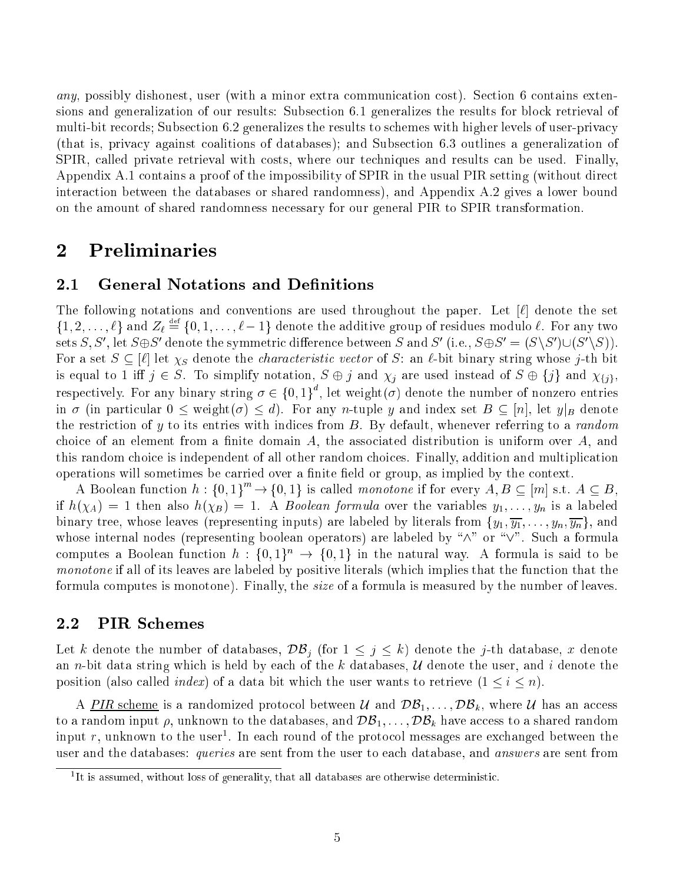*any*, possibly dishonest, user (with a minor extra communication cost). Section 6 contains extensions and generalization of our results: Subsection 6.1 generalizes the results for block retrieval of multi-bit records; Subsection 6.2 generalizes the results to schemes with higher levels of user-privacy (that is, privacy against coalitions of databases); and Subsection 6.3 outlines a generalization of SPIR, called private retrieval with costs, where our techniques and results can be used. Finally, Appendix A.1 contains a proof of the impossibility of SPIR in the usual PIR setting (without direct interaction between the databases or shared randomness), and Appendix A.2 gives a lower bound on the amount of shared randomness necessary for our general PIR to SPIR transformation.

# 2 Preliminaries

## 2.1 General Notations and Definitions

The following notations and conventions are used throughout the paper. Let $[\ell]$ denote the set $\{1, 2, \ldots, \ell\}$ and $Z_\ell \stackrel{\text{def}}{=} \{0, 1, \ldots, \ell - 1\}$ denote the additive group of residues modulo $\ell$. For any two sets $S, S'$, let $S \oplus S'$ denote the symmetric difference between $S$ and $S'$ (i.e., $S \oplus S' = (S \setminus S') \cup (S' \setminus S)$). For a set $S \subseteq [\ell]$ let $\chi_S$ denote the *characteristic vector* of $S$: an $\ell$-bit binary string whose $j$-th bit is equal to 1 iff $j \in S$. To simplify notation, $S \oplus j$ and $\chi_j$ are used instead of $S \oplus \{j\}$ and $\chi_{\{j\}}$, respectively. For any binary string $\sigma \in \{0,1\}^d$, let weight$(\sigma)$ denote the number of nonzero entries in $\sigma$ (in particular $0 \leq \text{weight}(\sigma) \leq d$). For any $n$-tuple $y$ and index set $B \subseteq [n]$, let $y|_B$ denote the restriction of $y$ to its entries with indices from $B$. By default, whenever referring to a *random* choice of an element from a finite domain $A$, the associated distribution is uniform over $A$, and this random choice is independent of all other random choices. Finally, addition and multiplication operations will sometimes be carried over a finite field or group, as implied by the context.

A Boolean function $h : \{0,1\}^m \to \{0,1\}$ is called *monotone* if for every $A, B \subseteq [m]$ s.t. $A \subseteq B$, if $h(\chi_A) = 1$ then also $h(\chi_B) = 1$. A *Boolean formula* over the variables $y_1, \ldots, y_n$ is a labeled binary tree, whose leaves (representing inputs) are labeled by literals from $\{y_1, \overline{y_1}, \ldots, y_n, \overline{y_n}\}$, and whose internal nodes (representing boolean operators) are labeled by "$\wedge$" or "$\vee$". Such a formula computes a Boolean function $h : \{0,1\}^n \to \{0,1\}$ in the natural way. A formula is said to be *monotone* if all of its leaves are labeled by positive literals (which implies that the function that the formula computes is monotone). Finally, the *size* of a formula is measured by the number of leaves.

## 2.2 PIR Schemes

Let $k$ denote the number of databases, $\mathcal{DB}_j$ (for $1 \leq j \leq k$) denote the $j$-th database, $x$ denote an $n$-bit data string which is held by each of the $k$ databases, $\mathcal{U}$ denote the user, and $i$ denote the position (also called *index*) of a data bit which the user wants to retrieve ($1 \leq i \leq n$).

A PIR scheme is a randomized protocol between $\mathcal{U}$ and $\mathcal{DB}_1, \ldots, \mathcal{DB}_k$, where $\mathcal{U}$ has an access to a random input $\rho$, unknown to the databases, and $\mathcal{DB}_1, \ldots, \mathcal{DB}_k$ have access to a shared random input $r$, unknown to the user[1]. In each round of the protocol messages are exchanged between the user and the databases: *queries* are sent from the user to each database, and *answers* are sent from

[1] It is assumed, without loss of generality, that all databases are otherwise deterministic.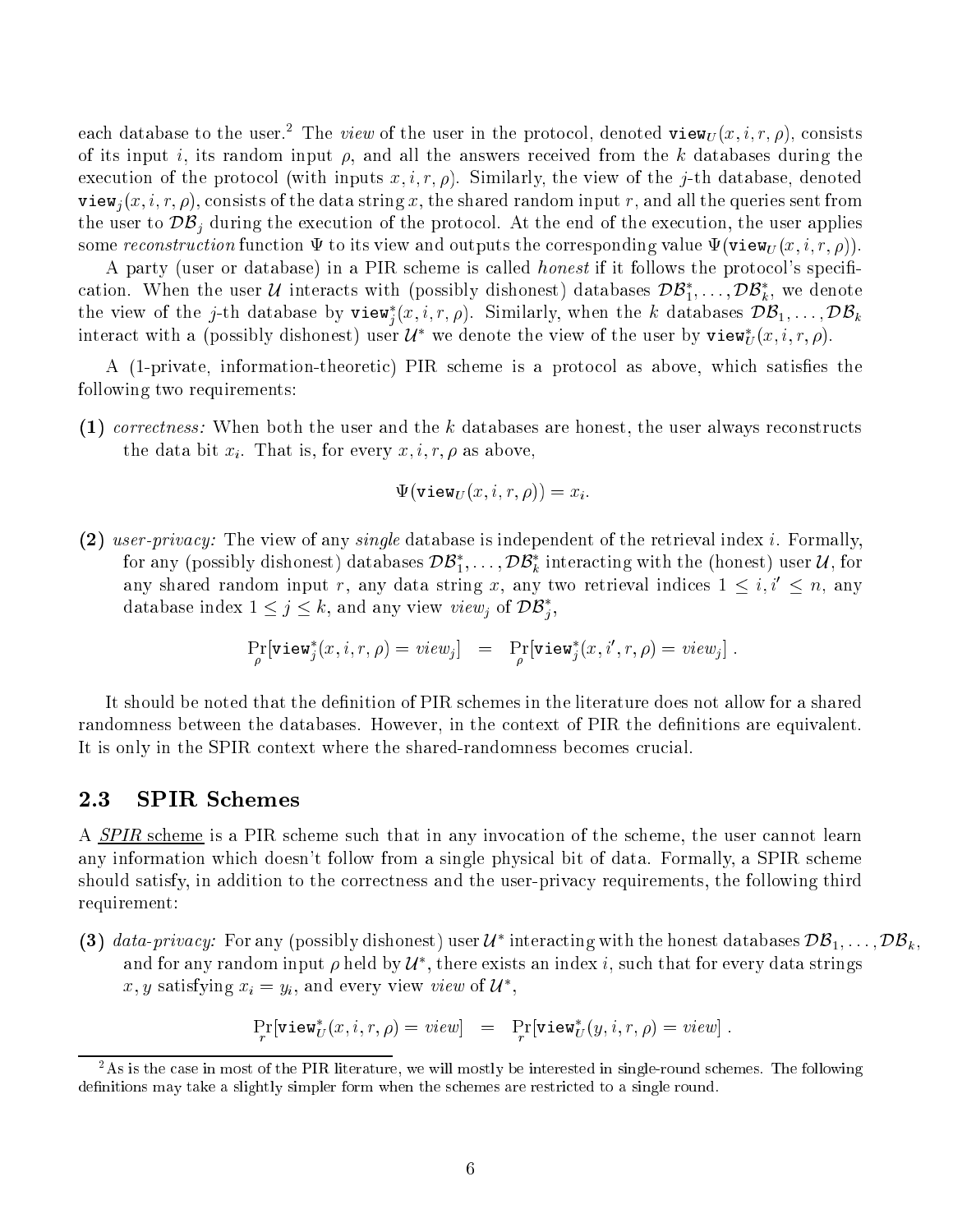each database to the user.[2] The *view* of the user in the protocol, denoted $\texttt{view}_U(x, i, r, \rho)$, consists of its input $i$, its random input $\rho$, and all the answers received from the $k$ databases during the execution of the protocol (with inputs $x, i, r, \rho$). Similarly, the view of the $j$-th database, denoted $\texttt{view}_j(x, i, r, \rho)$, consists of the data string $x$, the shared random input $r$, and all the queries sent from the user to $\mathcal{DB}_j$ during the execution of the protocol. At the end of the execution, the user applies some *reconstruction* function $\Psi$ to its view and outputs the corresponding value $\Psi(\texttt{view}_U(x, i, r, \rho))$.

A party (user or database) in a PIR scheme is called *honest* if it follows the protocol's specification. When the user $\mathcal{U}$ interacts with (possibly dishonest) databases $\mathcal{DB}_1^*, \ldots, \mathcal{DB}_k^*$, we denote the view of the $j$-th database by $\texttt{view}_j^*(x, i, r, \rho)$. Similarly, when the $k$ databases $\mathcal{DB}_1, \ldots, \mathcal{DB}_k$ interact with a (possibly dishonest) user $\mathcal{U}^*$ we denote the view of the user by $\texttt{view}_U^*(x, i, r, \rho)$.

A (1-private, information-theoretic) PIR scheme is a protocol as above, which satisfies the following two requirements:

**(1)** *correctness:* When both the user and the $k$ databases are honest, the user always reconstructs the data bit $x_i$. That is, for every $x, i, r, \rho$ as above,

$$\Psi(\texttt{view}_U(x, i, r, \rho)) = x_i.$$

**(2)** *user-privacy:* The view of any *single* database is independent of the retrieval index $i$. Formally, for any (possibly dishonest) databases $\mathcal{DB}_1^*, \ldots, \mathcal{DB}_k^*$ interacting with the (honest) user $\mathcal{U}$, for any shared random input $r$, any data string $x$, any two retrieval indices $1 \leq i, i' \leq n$, any database index $1 \leq j \leq k$, and any view $view_j$ of $\mathcal{DB}_j^*$,

$$\Pr_{\rho}[\texttt{view}_j^*(x, i, r, \rho) = view_j] \quad = \quad \Pr_{\rho}[\texttt{view}_j^*(x, i', r, \rho) = view_j] \ .$$

It should be noted that the definition of PIR schemes in the literature does not allow for a shared randomness between the databases. However, in the context of PIR the definitions are equivalent. It is only in the SPIR context where the shared-randomness becomes crucial.

## 2.3 SPIR Schemes

A ***SPIR*** **scheme** is a PIR scheme such that in any invocation of the scheme, the user cannot learn any information which doesn't follow from a single physical bit of data. Formally, a SPIR scheme should satisfy, in addition to the correctness and the user-privacy requirements, the following third requirement:

**(3)** *data-privacy:* For any (possibly dishonest) user $\mathcal{U}^*$ interacting with the honest databases $\mathcal{DB}_1, \ldots, \mathcal{DB}_k$, and for any random input $\rho$ held by $\mathcal{U}^*$, there exists an index $i$, such that for every data strings $x, y$ satisfying $x_i = y_i$, and every view *view* of $\mathcal{U}^*$,

$$\Pr_{r}[\texttt{view}_U^*(x, i, r, \rho) = view] \quad = \quad \Pr_{r}[\texttt{view}_U^*(y, i, r, \rho) = view] \ .$$

---

[2] As is the case in most of the PIR literature, we will mostly be interested in single-round schemes. The following definitions may take a slightly simpler form when the schemes are restricted to a single round.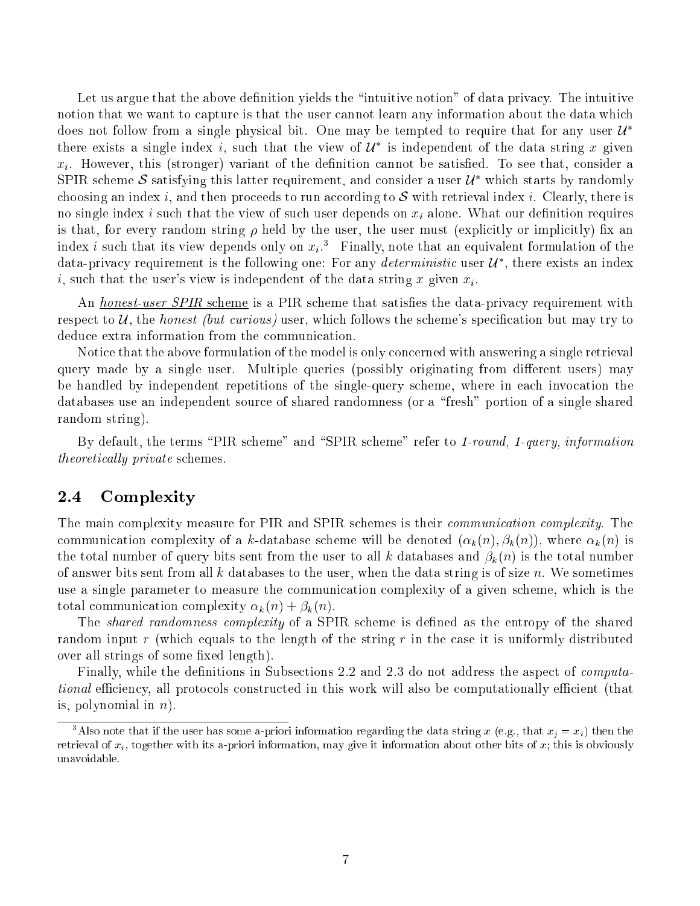Let us argue that the above definition yields the "intuitive notion" of data privacy. The intuitive notion that we want to capture is that the user cannot learn any information about the data which does not follow from a single physical bit. One may be tempted to require that for any user $\mathcal{U}^*$ there exists a single index $i$, such that the view of $\mathcal{U}^*$ is independent of the data string $x$ given $x_i$. However, this (stronger) variant of the definition cannot be satisfied. To see that, consider a SPIR scheme $\mathcal{S}$ satisfying this latter requirement, and consider a user $\mathcal{U}^*$ which starts by randomly choosing an index $i$, and then proceeds to run according to $\mathcal{S}$ with retrieval index $i$. Clearly, there is no single index $i$ such that the view of such user depends on $x_i$ alone. What our definition requires is that, for every random string $\rho$ held by the user, the user must (explicitly or implicitly) fix an index $i$ such that its view depends only on $x_i$.[3] Finally, note that an equivalent formulation of the data-privacy requirement is the following one: For any *deterministic* user $\mathcal{U}^*$, there exists an index $i$, such that the user's view is independent of the data string $x$ given $x_i$.

An *honest-user SPIR* scheme is a PIR scheme that satisfies the data-privacy requirement with respect to $\mathcal{U}$, the *honest (but curious)* user, which follows the scheme's specification but may try to deduce extra information from the communication.

Notice that the above formulation of the model is only concerned with answering a single retrieval query made by a single user. Multiple queries (possibly originating from different users) may be handled by independent repetitions of the single-query scheme, where in each invocation the databases use an independent source of shared randomness (or a "fresh" portion of a single shared random string).

By default, the terms "PIR scheme" and "SPIR scheme" refer to *1-round, 1-query, information theoretically private* schemes.

## 2.4 Complexity

The main complexity measure for PIR and SPIR schemes is their *communication complexity*. The communication complexity of a $k$-database scheme will be denoted $(\alpha_k(n), \beta_k(n))$, where $\alpha_k(n)$ is the total number of query bits sent from the user to all $k$ databases and $\beta_k(n)$ is the total number of answer bits sent from all $k$ databases to the user, when the data string is of size $n$. We sometimes use a single parameter to measure the communication complexity of a given scheme, which is the total communication complexity $\alpha_k(n) + \beta_k(n)$.

The *shared randomness complexity* of a SPIR scheme is defined as the entropy of the shared random input $r$ (which equals to the length of the string $r$ in the case it is uniformly distributed over all strings of some fixed length).

Finally, while the definitions in Subsections 2.2 and 2.3 do not address the aspect of *computational* efficiency, all protocols constructed in this work will also be computationally efficient (that is, polynomial in $n$).

---

[3] Also note that if the user has some a-priori information regarding the data string $x$ (e.g., that $x_j = x_i$) then the retrieval of $x_i$, together with its a-priori information, may give it information about other bits of $x$; this is obviously unavoidable.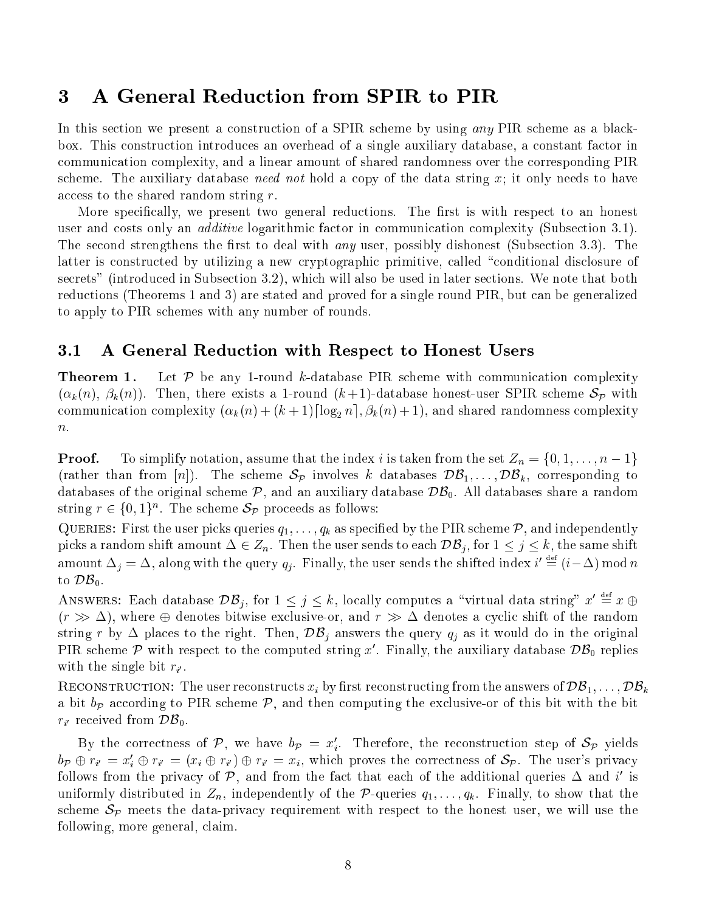## 3 A General Reduction from SPIR to PIR

In this section we present a construction of a SPIR scheme by using *any* PIR scheme as a black-box. This construction introduces an overhead of a single auxiliary database, a constant factor in communication complexity, and a linear amount of shared randomness over the corresponding PIR scheme. The auxiliary database *need not* hold a copy of the data string $x$; it only needs to have access to the shared random string $r$.

More specifically, we present two general reductions. The first is with respect to an honest user and costs only an *additive* logarithmic factor in communication complexity (Subsection 3.1). The second strengthens the first to deal with *any* user, possibly dishonest (Subsection 3.3). The latter is constructed by utilizing a new cryptographic primitive, called "conditional disclosure of secrets" (introduced in Subsection 3.2), which will also be used in later sections. We note that both reductions (Theorems 1 and 3) are stated and proved for a single round PIR, but can be generalized to apply to PIR schemes with any number of rounds.

### 3.1 A General Reduction with Respect to Honest Users

**Theorem 1.** Let $\mathcal{P}$ be any 1-round $k$-database PIR scheme with communication complexity $(\alpha_k(n),\ \beta_k(n))$. Then, there exists a 1-round $(k+1)$-database honest-user SPIR scheme $\mathcal{S}_{\mathcal{P}}$ with communication complexity $(\alpha_k(n) + (k+1)\lceil \log_2 n \rceil, \beta_k(n)+1)$, and shared randomness complexity $n$.

**Proof.** To simplify notation, assume that the index $i$ is taken from the set $Z_n = \{0, 1, \ldots, n-1\}$ (rather than from $[n]$). The scheme $\mathcal{S}_{\mathcal{P}}$ involves $k$ databases $\mathcal{DB}_1, \ldots, \mathcal{DB}_k$, corresponding to databases of the original scheme $\mathcal{P}$, and an auxiliary database $\mathcal{DB}_0$. All databases share a random string $r \in \{0,1\}^n$. The scheme $\mathcal{S}_{\mathcal{P}}$ proceeds as follows:

QUERIES: First the user picks queries $q_1, \ldots, q_k$ as specified by the PIR scheme $\mathcal{P}$, and independently picks a random shift amount $\Delta \in Z_n$. Then the user sends to each $\mathcal{DB}_j$, for $1 \le j \le k$, the same shift amount $\Delta_j = \Delta$, along with the query $q_j$. Finally, the user sends the shifted index $i' \stackrel{\text{def}}{=} (i - \Delta) \bmod n$ to $\mathcal{DB}_0$.

ANSWERS: Each database $\mathcal{DB}_j$, for $1 \le j \le k$, locally computes a "virtual data string" $x' \stackrel{\text{def}}{=} x \oplus (r \gg \Delta)$, where $\oplus$ denotes bitwise exclusive-or, and $r \gg \Delta$ denotes a cyclic shift of the random string $r$ by $\Delta$ places to the right. Then, $\mathcal{DB}_j$ answers the query $q_j$ as it would do in the original PIR scheme $\mathcal{P}$ with respect to the computed string $x'$. Finally, the auxiliary database $\mathcal{DB}_0$ replies with the single bit $r_{i'}$.

RECONSTRUCTION: The user reconstructs $x_i$ by first reconstructing from the answers of $\mathcal{DB}_1, \ldots, \mathcal{DB}_k$ a bit $b_{\mathcal{P}}$ according to PIR scheme $\mathcal{P}$, and then computing the exclusive-or of this bit with the bit $r_{i'}$ received from $\mathcal{DB}_0$.

By the correctness of $\mathcal{P}$, we have $b_{\mathcal{P}} = x'_i$. Therefore, the reconstruction step of $\mathcal{S}_{\mathcal{P}}$ yields $b_{\mathcal{P}} \oplus r_{i'} = x'_i \oplus r_{i'} = (x_i \oplus r_{i'}) \oplus r_{i'} = x_i$, which proves the correctness of $\mathcal{S}_{\mathcal{P}}$. The user's privacy follows from the privacy of $\mathcal{P}$, and from the fact that each of the additional queries $\Delta$ and $i'$ is uniformly distributed in $Z_n$, independently of the $\mathcal{P}$-queries $q_1, \ldots, q_k$. Finally, to show that the scheme $\mathcal{S}_{\mathcal{P}}$ meets the data-privacy requirement with respect to the honest user, we will use the following, more general, claim.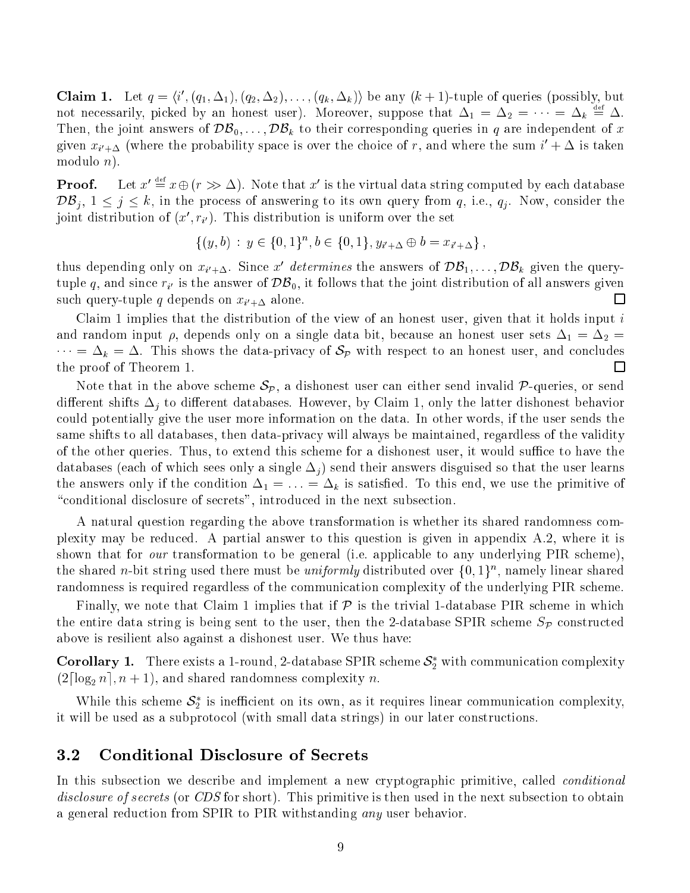**Claim 1.** Let $q = \langle i', (q_1, \Delta_1), (q_2, \Delta_2), \ldots, (q_k, \Delta_k) \rangle$ be any $(k+1)$-tuple of queries (possibly, but not necessarily, picked by an honest user). Moreover, suppose that $\Delta_1 = \Delta_2 = \cdots = \Delta_k \stackrel{\text{def}}{=} \Delta$. Then, the joint answers of $\mathcal{DB}_0, \ldots, \mathcal{DB}_k$ to their corresponding queries in $q$ are independent of $x$ given $x_{i'+\Delta}$ (where the probability space is over the choice of $r$, and where the sum $i' + \Delta$ is taken modulo $n$).

**Proof.** Let $x' \stackrel{\text{def}}{=} x \oplus (r \gg \Delta)$. Note that $x'$ is the virtual data string computed by each database $\mathcal{DB}_j$, $1 \leq j \leq k$, in the process of answering to its own query from $q$, i.e., $q_j$. Now, consider the joint distribution of $(x', r_{i'})$. This distribution is uniform over the set

$$\{(y, b) \,:\, y \in \{0,1\}^n, b \in \{0,1\}, y_{i'+\Delta} \oplus b = x_{i'+\Delta}\},$$

thus depending only on $x_{i'+\Delta}$. Since $x'$ *determines* the answers of $\mathcal{DB}_1, \ldots, \mathcal{DB}_k$ given the query-tuple $q$, and since $r_{i'}$ is the answer of $\mathcal{DB}_0$, it follows that the joint distribution of all answers given such query-tuple $q$ depends on $x_{i'+\Delta}$ alone. □

Claim 1 implies that the distribution of the view of an honest user, given that it holds input $i$ and random input $\rho$, depends only on a single data bit, because an honest user sets $\Delta_1 = \Delta_2 = \cdots = \Delta_k = \Delta$. This shows the data-privacy of $\mathcal{S}_\mathcal{P}$ with respect to an honest user, and concludes the proof of Theorem 1. □

Note that in the above scheme $\mathcal{S}_\mathcal{P}$, a dishonest user can either send invalid $\mathcal{P}$-queries, or send different shifts $\Delta_j$ to different databases. However, by Claim 1, only the latter dishonest behavior could potentially give the user more information on the data. In other words, if the user sends the same shifts to all databases, then data-privacy will always be maintained, regardless of the validity of the other queries. Thus, to extend this scheme for a dishonest user, it would suffice to have the databases (each of which sees only a single $\Delta_j$) send their answers disguised so that the user learns the answers only if the condition $\Delta_1 = \ldots = \Delta_k$ is satisfied. To this end, we use the primitive of "conditional disclosure of secrets", introduced in the next subsection.

A natural question regarding the above transformation is whether its shared randomness complexity may be reduced. A partial answer to this question is given in appendix A.2, where it is shown that for *our* transformation to be general (i.e. applicable to any underlying PIR scheme), the shared $n$-bit string used there must be *uniformly* distributed over $\{0,1\}^n$, namely linear shared randomness is required regardless of the communication complexity of the underlying PIR scheme.

Finally, we note that Claim 1 implies that if $\mathcal{P}$ is the trivial 1-database PIR scheme in which the entire data string is being sent to the user, then the 2-database SPIR scheme $S_\mathcal{P}$ constructed above is resilient also against a dishonest user. We thus have:

**Corollary 1.** There exists a 1-round, 2-database SPIR scheme $\mathcal{S}_2^*$ with communication complexity $(2\lceil \log_2 n \rceil, n+1)$, and shared randomness complexity $n$.

While this scheme $\mathcal{S}_2^*$ is inefficient on its own, as it requires linear communication complexity, it will be used as a subprotocol (with small data strings) in our later constructions.

## 3.2 Conditional Disclosure of Secrets

In this subsection we describe and implement a new cryptographic primitive, called *conditional disclosure of secrets* (or *CDS* for short). This primitive is then used in the next subsection to obtain a general reduction from SPIR to PIR withstanding *any* user behavior.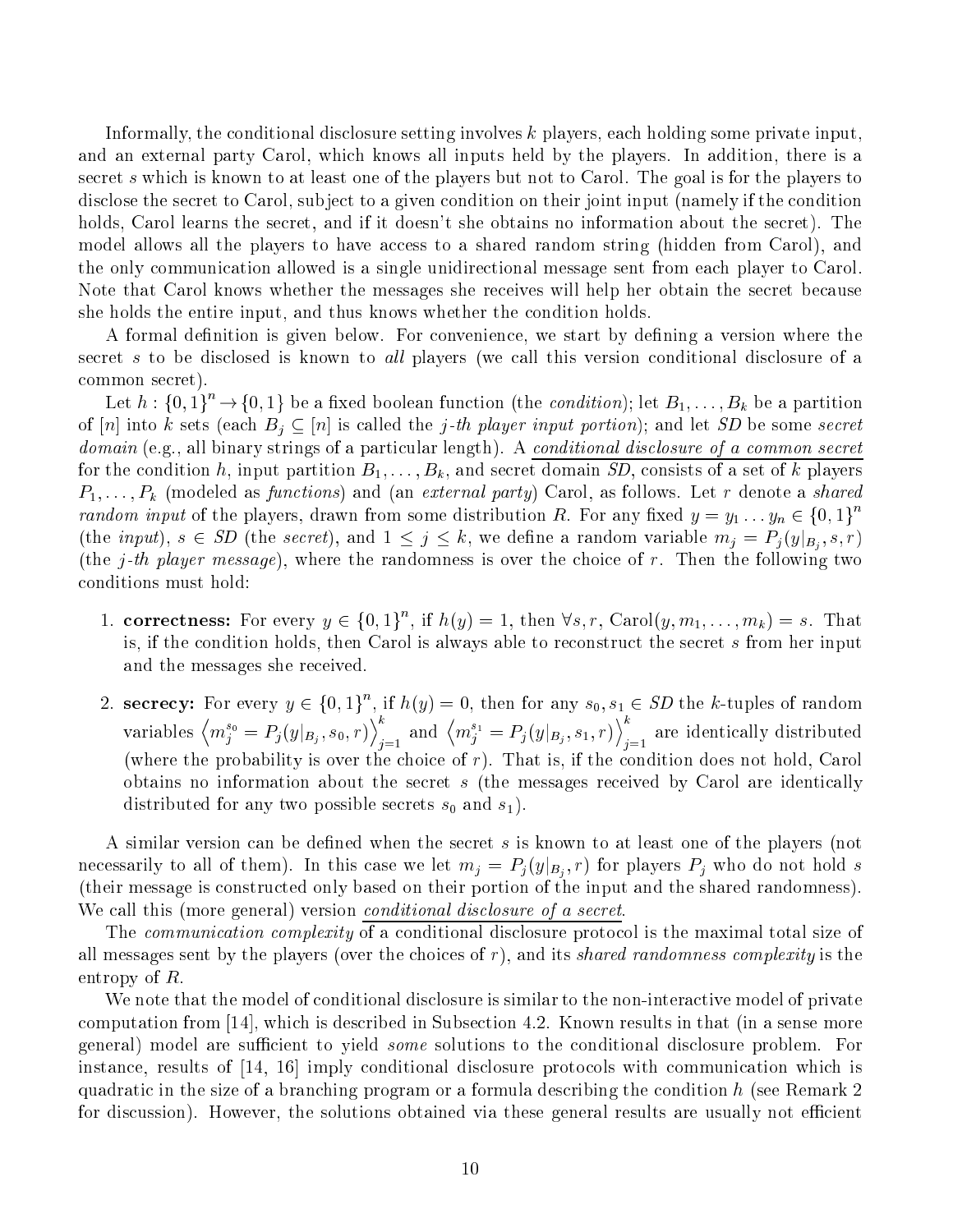Informally, the conditional disclosure setting involves $k$ players, each holding some private input, and an external party Carol, which knows all inputs held by the players. In addition, there is a secret $s$ which is known to at least one of the players but not to Carol. The goal is for the players to disclose the secret to Carol, subject to a given condition on their joint input (namely if the condition holds, Carol learns the secret, and if it doesn't she obtains no information about the secret). The model allows all the players to have access to a shared random string (hidden from Carol), and the only communication allowed is a single unidirectional message sent from each player to Carol. Note that Carol knows whether the messages she receives will help her obtain the secret because she holds the entire input, and thus knows whether the condition holds.

A formal definition is given below. For convenience, we start by defining a version where the secret $s$ to be disclosed is known to *all* players (we call this version conditional disclosure of a common secret).

Let $h : \{0,1\}^n \to \{0,1\}$ be a fixed boolean function (the *condition*); let $B_1, \ldots, B_k$ be a partition of $[n]$ into $k$ sets (each $B_j \subseteq [n]$ is called the *j-th player input portion*); and let *SD* be some *secret domain* (e.g., all binary strings of a particular length). A conditional disclosure of a common secret for the condition $h$, input partition $B_1, \ldots, B_k$, and secret domain *SD*, consists of a set of $k$ players $P_1, \ldots, P_k$ (modeled as *functions*) and (an *external party*) Carol, as follows. Let $r$ denote a *shared random input* of the players, drawn from some distribution $R$. For any fixed $y = y_1 \ldots y_n \in \{0,1\}^n$ (the *input*), $s \in SD$ (the *secret*), and $1 \le j \le k$, we define a random variable $m_j = P_j(y|_{B_j}, s, r)$ (the *j-th player message*), where the randomness is over the choice of $r$. Then the following two conditions must hold:

1. **correctness:** For every $y \in \{0,1\}^n$, if $h(y) = 1$, then $\forall s, r$, $\text{Carol}(y, m_1, \ldots, m_k) = s$. That is, if the condition holds, then Carol is always able to reconstruct the secret $s$ from her input and the messages she received.

2. **secrecy:** For every $y \in \{0,1\}^n$, if $h(y) = 0$, then for any $s_0, s_1 \in SD$ the $k$-tuples of random variables $\left\langle m_j^{s_0} = P_j(y|_{B_j}, s_0, r)\right\rangle_{j=1}^{k}$ and $\left\langle m_j^{s_1} = P_j(y|_{B_j}, s_1, r)\right\rangle_{j=1}^{k}$ are identically distributed (where the probability is over the choice of $r$). That is, if the condition does not hold, Carol obtains no information about the secret $s$ (the messages received by Carol are identically distributed for any two possible secrets $s_0$ and $s_1$).

A similar version can be defined when the secret $s$ is known to at least one of the players (not necessarily to all of them). In this case we let $m_j = P_j(y|_{B_j}, r)$ for players $P_j$ who do not hold $s$ (their message is constructed only based on their portion of the input and the shared randomness). We call this (more general) version conditional disclosure of a secret.

The *communication complexity* of a conditional disclosure protocol is the maximal total size of all messages sent by the players (over the choices of $r$), and its *shared randomness complexity* is the entropy of $R$.

We note that the model of conditional disclosure is similar to the non-interactive model of private computation from [14], which is described in Subsection 4.2. Known results in that (in a sense more general) model are sufficient to yield *some* solutions to the conditional disclosure problem. For instance, results of [14, 16] imply conditional disclosure protocols with communication which is quadratic in the size of a branching program or a formula describing the condition $h$ (see Remark 2 for discussion). However, the solutions obtained via these general results are usually not efficient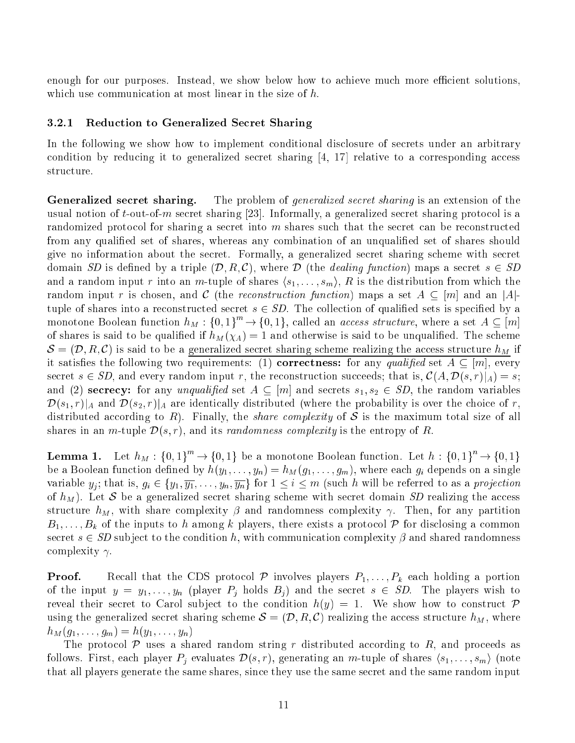enough for our purposes. Instead, we show below how to achieve much more efficient solutions, which use communication at most linear in the size of $h$.

### 3.2.1 Reduction to Generalized Secret Sharing

In the following we show how to implement conditional disclosure of secrets under an arbitrary condition by reducing it to generalized secret sharing [4, 17] relative to a corresponding access structure.

**Generalized secret sharing.** The problem of *generalized secret sharing* is an extension of the usual notion of $t$-out-of-$m$ secret sharing [23]. Informally, a generalized secret sharing protocol is a randomized protocol for sharing a secret into $m$ shares such that the secret can be reconstructed from any qualified set of shares, whereas any combination of an unqualified set of shares should give no information about the secret. Formally, a generalized secret sharing scheme with secret domain $SD$ is defined by a triple $(\mathcal{D}, R, \mathcal{C})$, where $\mathcal{D}$ (the *dealing function*) maps a secret $s \in SD$ and a random input $r$ into an $m$-tuple of shares $\langle s_1, \ldots, s_m \rangle$, $R$ is the distribution from which the random input $r$ is chosen, and $\mathcal{C}$ (the *reconstruction function*) maps a set $A \subseteq [m]$ and an $|A|$-tuple of shares into a reconstructed secret $s \in SD$. The collection of qualified sets is specified by a monotone Boolean function $h_M : \{0,1\}^m \rightarrow \{0,1\}$, called an *access structure*, where a set $A \subseteq [m]$ of shares is said to be qualified if $h_M(\chi_A) = 1$ and otherwise is said to be unqualified. The scheme $\mathcal{S} = (\mathcal{D}, R, \mathcal{C})$ is said to be a generalized secret sharing scheme realizing the access structure $h_M$ if it satisfies the following two requirements: (1) **correctness:** for any *qualified* set $A \subseteq [m]$, every secret $s \in SD$, and every random input $r$, the reconstruction succeeds; that is, $\mathcal{C}(A, \mathcal{D}(s,r)|_A) = s$; and (2) **secrecy:** for any *unqualified* set $A \subseteq [m]$ and secrets $s_1, s_2 \in SD$, the random variables $\mathcal{D}(s_1, r)|_A$ and $\mathcal{D}(s_2, r)|_A$ are identically distributed (where the probability is over the choice of $r$, distributed according to $R$). Finally, the *share complexity* of $\mathcal{S}$ is the maximum total size of all shares in an $m$-tuple $\mathcal{D}(s, r)$, and its *randomness complexity* is the entropy of $R$.

**Lemma 1.** Let $h_M : \{0,1\}^m \rightarrow \{0,1\}$ be a monotone Boolean function. Let $h : \{0,1\}^n \rightarrow \{0,1\}$ be a Boolean function defined by $h(y_1, \ldots, y_n) = h_M(g_1, \ldots, g_m)$, where each $g_i$ depends on a single variable $y_j$; that is, $g_i \in \{y_1, \overline{y_1}, \ldots, y_n, \overline{y_n}\}$ for $1 \leq i \leq m$ (such $h$ will be referred to as a *projection* of $h_M$). Let $\mathcal{S}$ be a generalized secret sharing scheme with secret domain $SD$ realizing the access structure $h_M$, with share complexity $\beta$ and randomness complexity $\gamma$. Then, for any partition $B_1, \ldots, B_k$ of the inputs to $h$ among $k$ players, there exists a protocol $\mathcal{P}$ for disclosing a common secret $s \in SD$ subject to the condition $h$, with communication complexity $\beta$ and shared randomness complexity $\gamma$.

**Proof.** Recall that the CDS protocol $\mathcal{P}$ involves players $P_1, \ldots, P_k$ each holding a portion of the input $y = y_1, \ldots, y_n$ (player $P_j$ holds $B_j$) and the secret $s \in SD$. The players wish to reveal their secret to Carol subject to the condition $h(y) = 1$. We show how to construct $\mathcal{P}$ using the generalized secret sharing scheme $\mathcal{S} = (\mathcal{D}, R, \mathcal{C})$ realizing the access structure $h_M$, where $h_M(g_1, \ldots, g_m) = h(y_1, \ldots, y_n)$

The protocol $\mathcal{P}$ uses a shared random string $r$ distributed according to $R$, and proceeds as follows. First, each player $P_j$ evaluates $\mathcal{D}(s, r)$, generating an $m$-tuple of shares $\langle s_1, \ldots, s_m \rangle$ (note that all players generate the same shares, since they use the same secret and the same random input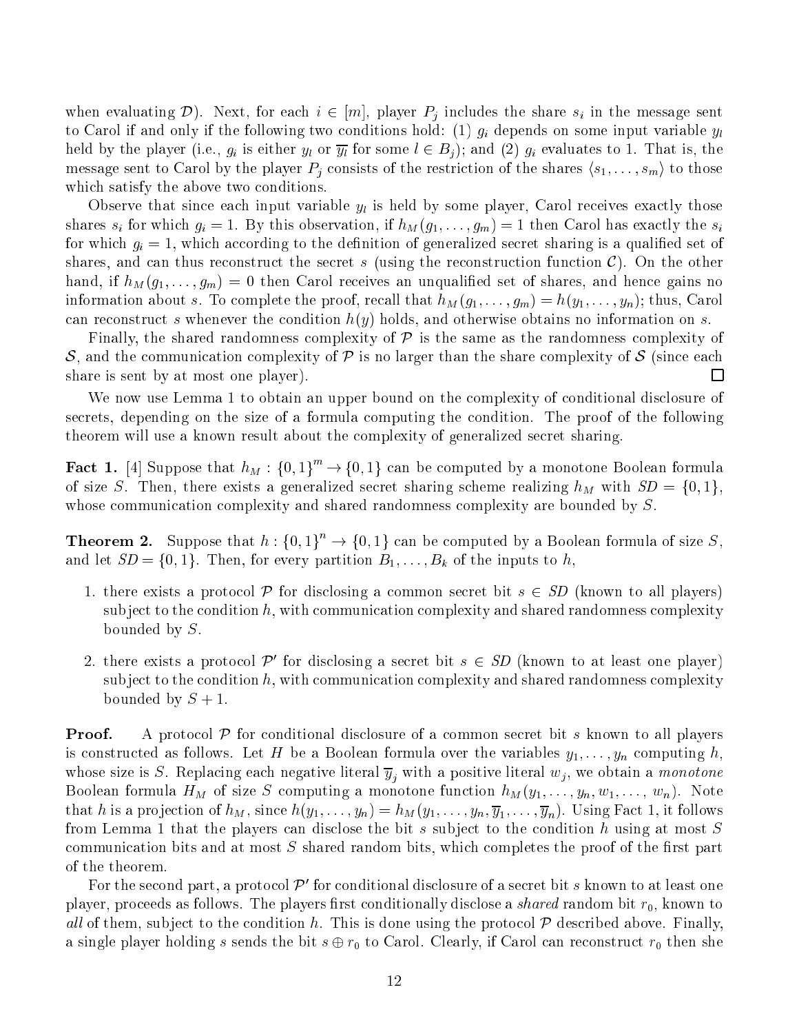when evaluating $\mathcal{D}$). Next, for each $i \in [m]$, player $P_j$ includes the share $s_i$ in the message sent to Carol if and only if the following two conditions hold: (1) $g_i$ depends on some input variable $y_l$ held by the player (i.e., $g_i$ is either $y_l$ or $\overline{y_l}$ for some $l \in B_j$); and (2) $g_i$ evaluates to 1. That is, the message sent to Carol by the player $P_j$ consists of the restriction of the shares $\langle s_1, \ldots, s_m \rangle$ to those which satisfy the above two conditions.

Observe that since each input variable $y_l$ is held by some player, Carol receives exactly those shares $s_i$ for which $g_i = 1$. By this observation, if $h_M(g_1, \ldots, g_m) = 1$ then Carol has exactly the $s_i$ for which $g_i = 1$, which according to the definition of generalized secret sharing is a qualified set of shares, and can thus reconstruct the secret $s$ (using the reconstruction function $\mathcal{C}$). On the other hand, if $h_M(g_1, \ldots, g_m) = 0$ then Carol receives an unqualified set of shares, and hence gains no information about $s$. To complete the proof, recall that $h_M(g_1, \ldots, g_m) = h(y_1, \ldots, y_n)$; thus, Carol can reconstruct $s$ whenever the condition $h(y)$ holds, and otherwise obtains no information on $s$.

Finally, the shared randomness complexity of $\mathcal{P}$ is the same as the randomness complexity of $\mathcal{S}$, and the communication complexity of $\mathcal{P}$ is no larger than the share complexity of $\mathcal{S}$ (since each share is sent by at most one player). □

We now use Lemma 1 to obtain an upper bound on the complexity of conditional disclosure of secrets, depending on the size of a formula computing the condition. The proof of the following theorem will use a known result about the complexity of generalized secret sharing.

**Fact 1.** [4] Suppose that $h_M : \{0,1\}^m \to \{0,1\}$ can be computed by a monotone Boolean formula of size $S$. Then, there exists a generalized secret sharing scheme realizing $h_M$ with $SD = \{0,1\}$, whose communication complexity and shared randomness complexity are bounded by $S$.

**Theorem 2.** Suppose that $h : \{0,1\}^n \to \{0,1\}$ can be computed by a Boolean formula of size $S$, and let $SD = \{0,1\}$. Then, for every partition $B_1, \ldots, B_k$ of the inputs to $h$,

1. there exists a protocol $\mathcal{P}$ for disclosing a common secret bit $s \in SD$ (known to all players) subject to the condition $h$, with communication complexity and shared randomness complexity bounded by $S$.

2. there exists a protocol $\mathcal{P}'$ for disclosing a secret bit $s \in SD$ (known to at least one player) subject to the condition $h$, with communication complexity and shared randomness complexity bounded by $S + 1$.

**Proof.** A protocol $\mathcal{P}$ for conditional disclosure of a common secret bit $s$ known to all players is constructed as follows. Let $H$ be a Boolean formula over the variables $y_1, \ldots, y_n$ computing $h$, whose size is $S$. Replacing each negative literal $\overline{y}_j$ with a positive literal $w_j$, we obtain a *monotone* Boolean formula $H_M$ of size $S$ computing a monotone function $h_M(y_1, \ldots, y_n, w_1, \ldots, w_n)$. Note that $h$ is a projection of $h_M$, since $h(y_1, \ldots, y_n) = h_M(y_1, \ldots, y_n, \overline{y}_1, \ldots, \overline{y}_n)$. Using Fact 1, it follows from Lemma 1 that the players can disclose the bit $s$ subject to the condition $h$ using at most $S$ communication bits and at most $S$ shared random bits, which completes the proof of the first part of the theorem.

For the second part, a protocol $\mathcal{P}'$ for conditional disclosure of a secret bit $s$ known to at least one player, proceeds as follows. The players first conditionally disclose a *shared* random bit $r_0$, known to *all* of them, subject to the condition $h$. This is done using the protocol $\mathcal{P}$ described above. Finally, a single player holding $s$ sends the bit $s \oplus r_0$ to Carol. Clearly, if Carol can reconstruct $r_0$ then she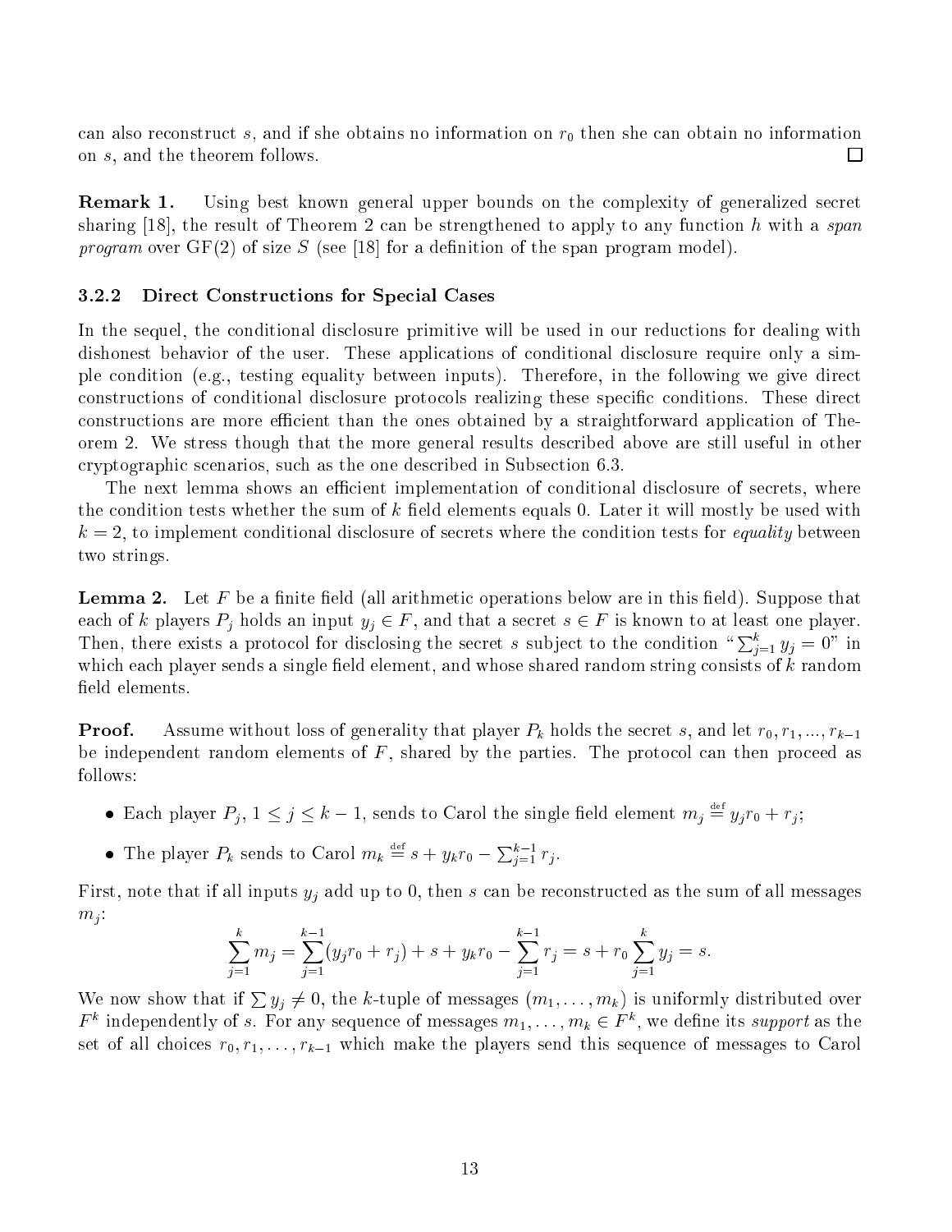can also reconstruct $s$, and if she obtains no information on $r_0$ then she can obtain no information on $s$, and the theorem follows. $\square$

**Remark 1.** Using best known general upper bounds on the complexity of generalized secret sharing [18], the result of Theorem 2 can be strengthened to apply to any function $h$ with a *span program* over GF(2) of size $S$ (see [18] for a definition of the span program model).

### 3.2.2 Direct Constructions for Special Cases

In the sequel, the conditional disclosure primitive will be used in our reductions for dealing with dishonest behavior of the user. These applications of conditional disclosure require only a simple condition (e.g., testing equality between inputs). Therefore, in the following we give direct constructions of conditional disclosure protocols realizing these specific conditions. These direct constructions are more efficient than the ones obtained by a straightforward application of Theorem 2. We stress though that the more general results described above are still useful in other cryptographic scenarios, such as the one described in Subsection 6.3.

The next lemma shows an efficient implementation of conditional disclosure of secrets, where the condition tests whether the sum of $k$ field elements equals 0. Later it will mostly be used with $k = 2$, to implement conditional disclosure of secrets where the condition tests for *equality* between two strings.

**Lemma 2.** Let $F$ be a finite field (all arithmetic operations below are in this field). Suppose that each of $k$ players $P_j$ holds an input $y_j \in F$, and that a secret $s \in F$ is known to at least one player. Then, there exists a protocol for disclosing the secret $s$ subject to the condition "$\sum_{j=1}^{k} y_j = 0$" in which each player sends a single field element, and whose shared random string consists of $k$ random field elements.

**Proof.** Assume without loss of generality that player $P_k$ holds the secret $s$, and let $r_0, r_1, ..., r_{k-1}$ be independent random elements of $F$, shared by the parties. The protocol can then proceed as follows:

- Each player $P_j$, $1 \leq j \leq k-1$, sends to Carol the single field element $m_j \stackrel{\text{def}}{=} y_j r_0 + r_j$;
- The player $P_k$ sends to Carol $m_k \stackrel{\text{def}}{=} s + y_k r_0 - \sum_{j=1}^{k-1} r_j$.

First, note that if all inputs $y_j$ add up to 0, then $s$ can be reconstructed as the sum of all messages $m_j$:

$$\sum_{j=1}^{k} m_j = \sum_{j=1}^{k-1} (y_j r_0 + r_j) + s + y_k r_0 - \sum_{j=1}^{k-1} r_j = s + r_0 \sum_{j=1}^{k} y_j = s.$$

We now show that if $\sum y_j \neq 0$, the $k$-tuple of messages $(m_1, \ldots, m_k)$ is uniformly distributed over $F^k$ independently of $s$. For any sequence of messages $m_1, \ldots, m_k \in F^k$, we define its *support* as the set of all choices $r_0, r_1, \ldots, r_{k-1}$ which make the players send this sequence of messages to Carol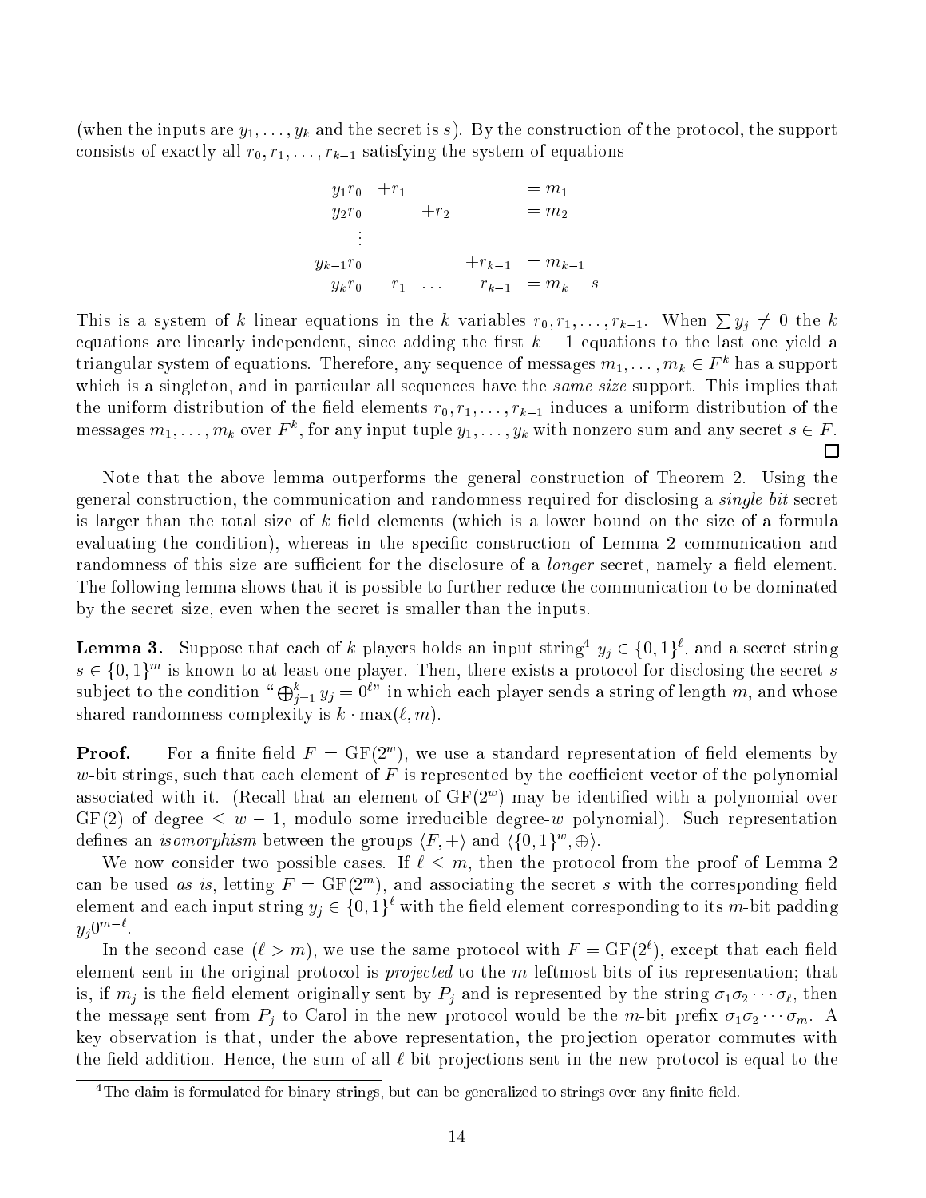(when the inputs are $y_1, \ldots, y_k$ and the secret is $s$). By the construction of the protocol, the support consists of exactly all $r_0, r_1, \ldots, r_{k-1}$ satisfying the system of equations

$$\begin{array}{rrrrrl}
y_1 r_0 & +r_1 & & & & = m_1 \\
y_2 r_0 & & +r_2 & & & = m_2 \\
\vdots & & & & & \\
y_{k-1} r_0 & & & & +r_{k-1} & = m_{k-1} \\
y_k r_0 & -r_1 & \ldots & & -r_{k-1} & = m_k - s
\end{array}$$

This is a system of $k$ linear equations in the $k$ variables $r_0, r_1, \ldots, r_{k-1}$. When $\sum y_j \neq 0$ the $k$ equations are linearly independent, since adding the first $k-1$ equations to the last one yield a triangular system of equations. Therefore, any sequence of messages $m_1, \ldots, m_k \in F^k$ has a support which is a singleton, and in particular all sequences have the *same size* support. This implies that the uniform distribution of the field elements $r_0, r_1, \ldots, r_{k-1}$ induces a uniform distribution of the messages $m_1, \ldots, m_k$ over $F^k$, for any input tuple $y_1, \ldots, y_k$ with nonzero sum and any secret $s \in F$. □

Note that the above lemma outperforms the general construction of Theorem 2. Using the general construction, the communication and randomness required for disclosing a *single bit* secret is larger than the total size of $k$ field elements (which is a lower bound on the size of a formula evaluating the condition), whereas in the specific construction of Lemma 2 communication and randomness of this size are sufficient for the disclosure of a *longer* secret, namely a field element. The following lemma shows that it is possible to further reduce the communication to be dominated by the secret size, even when the secret is smaller than the inputs.

**Lemma 3.** Suppose that each of $k$ players holds an input string[4] $y_j \in \{0,1\}^\ell$, and a secret string $s \in \{0,1\}^m$ is known to at least one player. Then, there exists a protocol for disclosing the secret $s$ subject to the condition "$\bigoplus_{j=1}^k y_j = 0^\ell$" in which each player sends a string of length $m$, and whose shared randomness complexity is $k \cdot \max(\ell, m)$.

**Proof.** For a finite field $F = \mathrm{GF}(2^w)$, we use a standard representation of field elements by $w$-bit strings, such that each element of $F$ is represented by the coefficient vector of the polynomial associated with it. (Recall that an element of $\mathrm{GF}(2^w)$ may be identified with a polynomial over $\mathrm{GF}(2)$ of degree $\leq w-1$, modulo some irreducible degree-$w$ polynomial). Such representation defines an *isomorphism* between the groups $\langle F, + \rangle$ and $\langle \{0,1\}^w, \oplus \rangle$.

We now consider two possible cases. If $\ell \leq m$, then the protocol from the proof of Lemma 2 can be used *as is*, letting $F = \mathrm{GF}(2^m)$, and associating the secret $s$ with the corresponding field element and each input string $y_j \in \{0,1\}^\ell$ with the field element corresponding to its $m$-bit padding $y_j 0^{m-\ell}$.

In the second case ($\ell > m$), we use the same protocol with $F = \mathrm{GF}(2^\ell)$, except that each field element sent in the original protocol is *projected* to the $m$ leftmost bits of its representation; that is, if $m_j$ is the field element originally sent by $P_j$ and is represented by the string $\sigma_1 \sigma_2 \cdots \sigma_\ell$, then the message sent from $P_j$ to Carol in the new protocol would be the $m$-bit prefix $\sigma_1 \sigma_2 \cdots \sigma_m$. A key observation is that, under the above representation, the projection operator commutes with the field addition. Hence, the sum of all $\ell$-bit projections sent in the new protocol is equal to the

[4] The claim is formulated for binary strings, but can be generalized to strings over any finite field.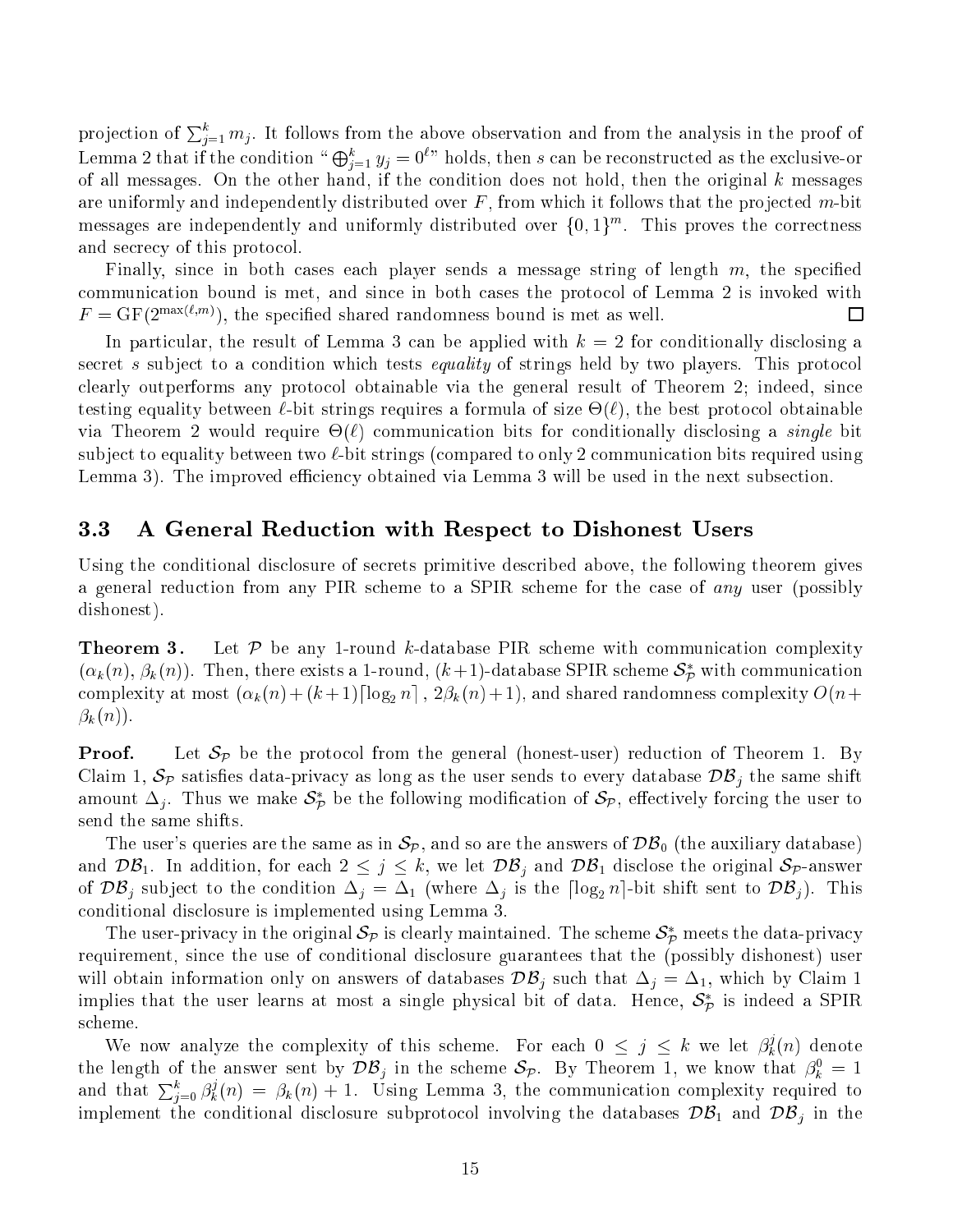projection of $\sum_{j=1}^{k} m_j$. It follows from the above observation and from the analysis in the proof of Lemma 2 that if the condition "$\bigoplus_{j=1}^{k} y_j = 0^\ell$" holds, then $s$ can be reconstructed as the exclusive-or of all messages. On the other hand, if the condition does not hold, then the original $k$ messages are uniformly and independently distributed over $F$, from which it follows that the projected $m$-bit messages are independently and uniformly distributed over $\{0,1\}^m$. This proves the correctness and secrecy of this protocol.

Finally, since in both cases each player sends a message string of length $m$, the specified communication bound is met, and since in both cases the protocol of Lemma 2 is invoked with $F = \mathrm{GF}(2^{\max(\ell,m)})$, the specified shared randomness bound is met as well. □

In particular, the result of Lemma 3 can be applied with $k = 2$ for conditionally disclosing a secret $s$ subject to a condition which tests *equality* of strings held by two players. This protocol clearly outperforms any protocol obtainable via the general result of Theorem 2; indeed, since testing equality between $\ell$-bit strings requires a formula of size $\Theta(\ell)$, the best protocol obtainable via Theorem 2 would require $\Theta(\ell)$ communication bits for conditionally disclosing a *single* bit subject to equality between two $\ell$-bit strings (compared to only 2 communication bits required using Lemma 3). The improved efficiency obtained via Lemma 3 will be used in the next subsection.

### 3.3 A General Reduction with Respect to Dishonest Users

Using the conditional disclosure of secrets primitive described above, the following theorem gives a general reduction from any PIR scheme to a SPIR scheme for the case of *any* user (possibly dishonest).

**Theorem 3.** Let $\mathcal{P}$ be any 1-round $k$-database PIR scheme with communication complexity $(\alpha_k(n), \beta_k(n))$. Then, there exists a 1-round, $(k+1)$-database SPIR scheme $\mathcal{S}^*_{\mathcal{P}}$ with communication complexity at most $(\alpha_k(n) + (k+1)\lceil \log_2 n \rceil, 2\beta_k(n)+1)$, and shared randomness complexity $O(n + \beta_k(n))$.

**Proof.** Let $\mathcal{S}_{\mathcal{P}}$ be the protocol from the general (honest-user) reduction of Theorem 1. By Claim 1, $\mathcal{S}_{\mathcal{P}}$ satisfies data-privacy as long as the user sends to every database $\mathcal{DB}_j$ the same shift amount $\Delta_j$. Thus we make $\mathcal{S}^*_{\mathcal{P}}$ be the following modification of $\mathcal{S}_{\mathcal{P}}$, effectively forcing the user to send the same shifts.

The user's queries are the same as in $\mathcal{S}_{\mathcal{P}}$, and so are the answers of $\mathcal{DB}_0$ (the auxiliary database) and $\mathcal{DB}_1$. In addition, for each $2 \le j \le k$, we let $\mathcal{DB}_j$ and $\mathcal{DB}_1$ disclose the original $\mathcal{S}_{\mathcal{P}}$-answer of $\mathcal{DB}_j$ subject to the condition $\Delta_j = \Delta_1$ (where $\Delta_j$ is the $\lceil \log_2 n \rceil$-bit shift sent to $\mathcal{DB}_j$). This conditional disclosure is implemented using Lemma 3.

The user-privacy in the original $\mathcal{S}_{\mathcal{P}}$ is clearly maintained. The scheme $\mathcal{S}^*_{\mathcal{P}}$ meets the data-privacy requirement, since the use of conditional disclosure guarantees that the (possibly dishonest) user will obtain information only on answers of databases $\mathcal{DB}_j$ such that $\Delta_j = \Delta_1$, which by Claim 1 implies that the user learns at most a single physical bit of data. Hence, $\mathcal{S}^*_{\mathcal{P}}$ is indeed a SPIR scheme.

We now analyze the complexity of this scheme. For each $0 \le j \le k$ we let $\beta_k^j(n)$ denote the length of the answer sent by $\mathcal{DB}_j$ in the scheme $\mathcal{S}_{\mathcal{P}}$. By Theorem 1, we know that $\beta_k^0 = 1$ and that $\sum_{j=0}^{k} \beta_k^j(n) = \beta_k(n) + 1$. Using Lemma 3, the communication complexity required to implement the conditional disclosure subprotocol involving the databases $\mathcal{DB}_1$ and $\mathcal{DB}_j$ in the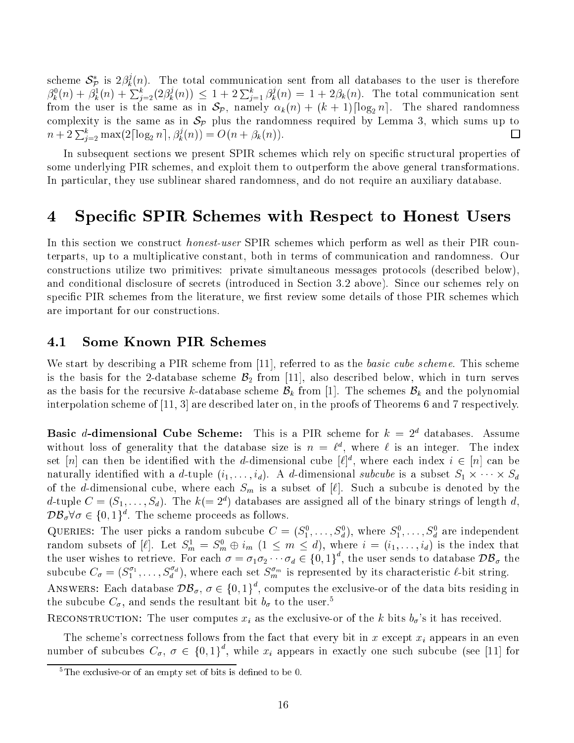scheme $\mathcal{S}_{\mathcal{P}}^*$ is $2\beta_k^j(n)$. The total communication sent from all databases to the user is therefore $\beta_k^0(n) + \beta_k^1(n) + \sum_{j=2}^k (2\beta_k^j(n)) \leq 1 + 2\sum_{j=1}^k \beta_k^j(n) = 1 + 2\beta_k(n)$. The total communication sent from the user is the same as in $\mathcal{S}_{\mathcal{P}}$, namely $\alpha_k(n) + (k+1)\lceil \log_2 n \rceil$. The shared randomness complexity is the same as in $\mathcal{S}_{\mathcal{P}}$ plus the randomness required by Lemma 3, which sums up to $n + 2\sum_{j=2}^k \max(2\lceil \log_2 n \rceil, \beta_k^j(n)) = O(n + \beta_k(n))$. □

In subsequent sections we present SPIR schemes which rely on specific structural properties of some underlying PIR schemes, and exploit them to outperform the above general transformations. In particular, they use sublinear shared randomness, and do not require an auxiliary database.

# 4 Specific SPIR Schemes with Respect to Honest Users

In this section we construct *honest-user* SPIR schemes which perform as well as their PIR counterparts, up to a multiplicative constant, both in terms of communication and randomness. Our constructions utilize two primitives: private simultaneous messages protocols (described below), and conditional disclosure of secrets (introduced in Section 3.2 above). Since our schemes rely on specific PIR schemes from the literature, we first review some details of those PIR schemes which are important for our constructions.

## 4.1 Some Known PIR Schemes

We start by describing a PIR scheme from [11], referred to as the *basic cube scheme*. This scheme is the basis for the 2-database scheme $\mathcal{B}_2$ from [11], also described below, which in turn serves as the basis for the recursive $k$-database scheme $\mathcal{B}_k$ from [1]. The schemes $\mathcal{B}_k$ and the polynomial interpolation scheme of [11, 3] are described later on, in the proofs of Theorems 6 and 7 respectively.

**Basic $d$-dimensional Cube Scheme:** This is a PIR scheme for $k = 2^d$ databases. Assume without loss of generality that the database size is $n = \ell^d$, where $\ell$ is an integer. The index set $[n]$ can then be identified with the $d$-dimensional cube $[\ell]^d$, where each index $i \in [n]$ can be naturally identified with a $d$-tuple $(i_1, \ldots, i_d)$. A $d$-dimensional *subcube* is a subset $S_1 \times \cdots \times S_d$ of the $d$-dimensional cube, where each $S_m$ is a subset of $[\ell]$. Such a subcube is denoted by the $d$-tuple $C = (S_1, \ldots, S_d)$. The $k (= 2^d)$ databases are assigned all of the binary strings of length $d$, $\mathcal{DB}_\sigma \forall \sigma \in \{0,1\}^d$. The scheme proceeds as follows.

Queries: The user picks a random subcube $C = (S_1^0, \ldots, S_d^0)$, where $S_1^0, \ldots, S_d^0$ are independent random subsets of $[\ell]$. Let $S_m^1 = S_m^0 \oplus i_m$ $(1 \leq m \leq d)$, where $i = (i_1, \ldots, i_d)$ is the index that the user wishes to retrieve. For each $\sigma = \sigma_1 \sigma_2 \cdots \sigma_d \in \{0,1\}^d$, the user sends to database $\mathcal{DB}_\sigma$ the subcube $C_\sigma = (S_1^{\sigma_1}, \ldots, S_d^{\sigma_d})$, where each set $S_m^{\sigma_m}$ is represented by its characteristic $\ell$-bit string.

Answers: Each database $\mathcal{DB}_\sigma$, $\sigma \in \{0,1\}^d$, computes the exclusive-or of the data bits residing in the subcube $C_\sigma$, and sends the resultant bit $b_\sigma$ to the user.[5]

Reconstruction: The user computes $x_i$ as the exclusive-or of the $k$ bits $b_\sigma$'s it has received.

The scheme's correctness follows from the fact that every bit in $x$ except $x_i$ appears in an even number of subcubes $C_\sigma$, $\sigma \in \{0,1\}^d$, while $x_i$ appears in exactly one such subcube (see [11] for

[5] The exclusive-or of an empty set of bits is defined to be 0.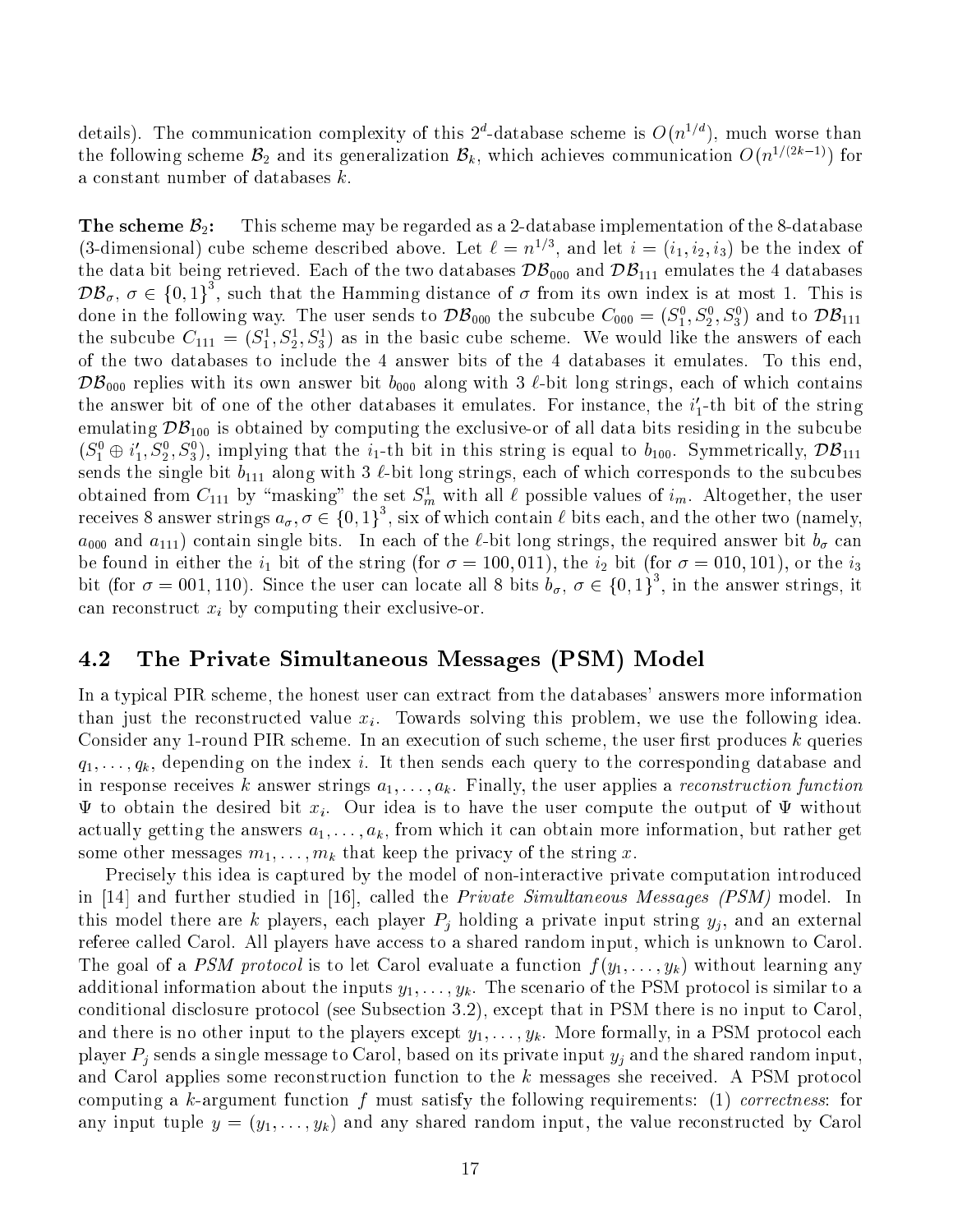details). The communication complexity of this $2^d$-database scheme is $O(n^{1/d})$, much worse than the following scheme $\mathcal{B}_2$ and its generalization $\mathcal{B}_k$, which achieves communication $O(n^{1/(2k-1)})$ for a constant number of databases $k$.

**The scheme $\mathcal{B}_2$:** This scheme may be regarded as a 2-database implementation of the 8-database (3-dimensional) cube scheme described above. Let $\ell = n^{1/3}$, and let $i = (i_1, i_2, i_3)$ be the index of the data bit being retrieved. Each of the two databases $\mathcal{DB}_{000}$ and $\mathcal{DB}_{111}$ emulates the 4 databases $\mathcal{DB}_\sigma$, $\sigma \in \{0,1\}^3$, such that the Hamming distance of $\sigma$ from its own index is at most 1. This is done in the following way. The user sends to $\mathcal{DB}_{000}$ the subcube $C_{000} = (S_1^0, S_2^0, S_3^0)$ and to $\mathcal{DB}_{111}$ the subcube $C_{111} = (S_1^1, S_2^1, S_3^1)$ as in the basic cube scheme. We would like the answers of each of the two databases to include the 4 answer bits of the 4 databases it emulates. To this end, $\mathcal{DB}_{000}$ replies with its own answer bit $b_{000}$ along with 3 $\ell$-bit long strings, each of which contains the answer bit of one of the other databases it emulates. For instance, the $i_1'$-th bit of the string emulating $\mathcal{DB}_{100}$ is obtained by computing the exclusive-or of all data bits residing in the subcube $(S_1^0 \oplus i_1', S_2^0, S_3^0)$, implying that the $i_1$-th bit in this string is equal to $b_{100}$. Symmetrically, $\mathcal{DB}_{111}$ sends the single bit $b_{111}$ along with 3 $\ell$-bit long strings, each of which corresponds to the subcubes obtained from $C_{111}$ by "masking" the set $S_m^1$ with all $\ell$ possible values of $i_m$. Altogether, the user receives 8 answer strings $a_\sigma, \sigma \in \{0,1\}^3$, six of which contain $\ell$ bits each, and the other two (namely, $a_{000}$ and $a_{111}$) contain single bits. In each of the $\ell$-bit long strings, the required answer bit $b_\sigma$ can be found in either the $i_1$ bit of the string (for $\sigma = 100, 011$), the $i_2$ bit (for $\sigma = 010, 101$), or the $i_3$ bit (for $\sigma = 001, 110$). Since the user can locate all 8 bits $b_\sigma$, $\sigma \in \{0,1\}^3$, in the answer strings, it can reconstruct $x_i$ by computing their exclusive-or.

## 4.2 The Private Simultaneous Messages (PSM) Model

In a typical PIR scheme, the honest user can extract from the databases' answers more information than just the reconstructed value $x_i$. Towards solving this problem, we use the following idea. Consider any 1-round PIR scheme. In an execution of such scheme, the user first produces $k$ queries $q_1, \ldots, q_k$, depending on the index $i$. It then sends each query to the corresponding database and in response receives $k$ answer strings $a_1, \ldots, a_k$. Finally, the user applies a *reconstruction function* $\Psi$ to obtain the desired bit $x_i$. Our idea is to have the user compute the output of $\Psi$ without actually getting the answers $a_1, \ldots, a_k$, from which it can obtain more information, but rather get some other messages $m_1, \ldots, m_k$ that keep the privacy of the string $x$.

Precisely this idea is captured by the model of non-interactive private computation introduced in [14] and further studied in [16], called the *Private Simultaneous Messages (PSM)* model. In this model there are $k$ players, each player $P_j$ holding a private input string $y_j$, and an external referee called Carol. All players have access to a shared random input, which is unknown to Carol. The goal of a *PSM protocol* is to let Carol evaluate a function $f(y_1, \ldots, y_k)$ without learning any additional information about the inputs $y_1, \ldots, y_k$. The scenario of the PSM protocol is similar to a conditional disclosure protocol (see Subsection 3.2), except that in PSM there is no input to Carol, and there is no other input to the players except $y_1, \ldots, y_k$. More formally, in a PSM protocol each player $P_j$ sends a single message to Carol, based on its private input $y_j$ and the shared random input, and Carol applies some reconstruction function to the $k$ messages she received. A PSM protocol computing a $k$-argument function $f$ must satisfy the following requirements: (1) *correctness*: for any input tuple $y = (y_1, \ldots, y_k)$ and any shared random input, the value reconstructed by Carol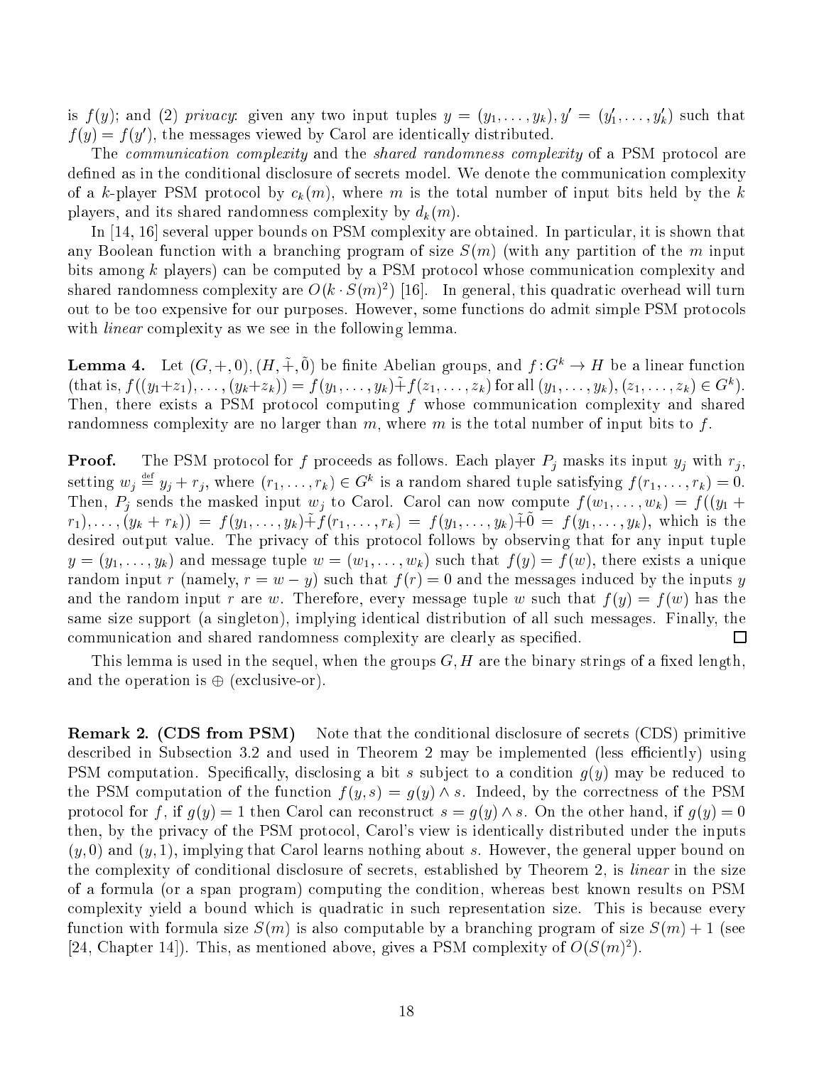is $f(y)$; and (2) *privacy*: given any two input tuples $y = (y_1, \ldots, y_k), y' = (y'_1, \ldots, y'_k)$ such that $f(y) = f(y')$, the messages viewed by Carol are identically distributed.

The *communication complexity* and the *shared randomness complexity* of a PSM protocol are defined as in the conditional disclosure of secrets model. We denote the communication complexity of a $k$-player PSM protocol by $c_k(m)$, where $m$ is the total number of input bits held by the $k$ players, and its shared randomness complexity by $d_k(m)$.

In [14, 16] several upper bounds on PSM complexity are obtained. In particular, it is shown that any Boolean function with a branching program of size $S(m)$ (with any partition of the $m$ input bits among $k$ players) can be computed by a PSM protocol whose communication complexity and shared randomness complexity are $O(k \cdot S(m)^2)$ [16]. In general, this quadratic overhead will turn out to be too expensive for our purposes. However, some functions do admit simple PSM protocols with *linear* complexity as we see in the following lemma.

**Lemma 4.** Let $(G, +, 0), (H, \tilde{+}, \tilde{0})$ be finite Abelian groups, and $f : G^k \to H$ be a linear function (that is, $f((y_1+z_1), \ldots, (y_k+z_k)) = f(y_1, \ldots, y_k) \tilde{+} f(z_1, \ldots, z_k)$ for all $(y_1, \ldots, y_k), (z_1, \ldots, z_k) \in G^k$). Then, there exists a PSM protocol computing $f$ whose communication complexity and shared randomness complexity are no larger than $m$, where $m$ is the total number of input bits to $f$.

**Proof.** The PSM protocol for $f$ proceeds as follows. Each player $P_j$ masks its input $y_j$ with $r_j$, setting $w_j \stackrel{\text{def}}{=} y_j + r_j$, where $(r_1, \ldots, r_k) \in G^k$ is a random shared tuple satisfying $f(r_1, \ldots, r_k) = 0$. Then, $P_j$ sends the masked input $w_j$ to Carol. Carol can now compute $f(w_1, \ldots, w_k) = f((y_1 + r_1), \ldots, (y_k + r_k)) = f(y_1, \ldots, y_k) \tilde{+} f(r_1, \ldots, r_k) = f(y_1, \ldots, y_k) \tilde{+} \tilde{0} = f(y_1, \ldots, y_k)$, which is the desired output value. The privacy of this protocol follows by observing that for any input tuple $y = (y_1, \ldots, y_k)$ and message tuple $w = (w_1, \ldots, w_k)$ such that $f(y) = f(w)$, there exists a unique random input $r$ (namely, $r = w - y$) such that $f(r) = 0$ and the messages induced by the inputs $y$ and the random input $r$ are $w$. Therefore, every message tuple $w$ such that $f(y) = f(w)$ has the same size support (a singleton), implying identical distribution of all such messages. Finally, the communication and shared randomness complexity are clearly as specified. □

This lemma is used in the sequel, when the groups $G, H$ are the binary strings of a fixed length, and the operation is $\oplus$ (exclusive-or).

**Remark 2. (CDS from PSM)** Note that the conditional disclosure of secrets (CDS) primitive described in Subsection 3.2 and used in Theorem 2 may be implemented (less efficiently) using PSM computation. Specifically, disclosing a bit $s$ subject to a condition $g(y)$ may be reduced to the PSM computation of the function $f(y, s) = g(y) \wedge s$. Indeed, by the correctness of the PSM protocol for $f$, if $g(y) = 1$ then Carol can reconstruct $s = g(y) \wedge s$. On the other hand, if $g(y) = 0$ then, by the privacy of the PSM protocol, Carol's view is identically distributed under the inputs $(y, 0)$ and $(y, 1)$, implying that Carol learns nothing about $s$. However, the general upper bound on the complexity of conditional disclosure of secrets, established by Theorem 2, is *linear* in the size of a formula (or a span program) computing the condition, whereas best known results on PSM complexity yield a bound which is quadratic in such representation size. This is because every function with formula size $S(m)$ is also computable by a branching program of size $S(m) + 1$ (see [24, Chapter 14]). This, as mentioned above, gives a PSM complexity of $O(S(m)^2)$.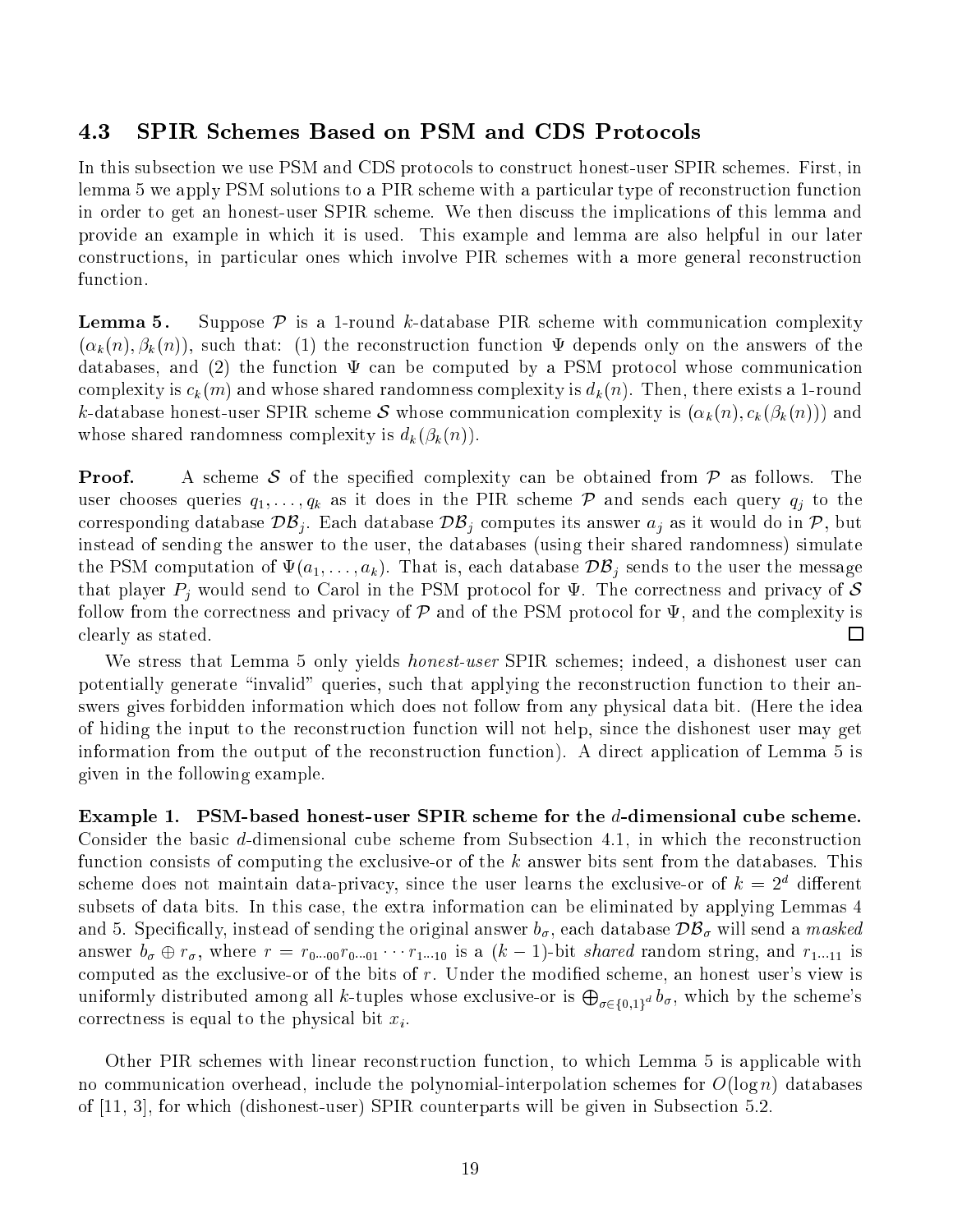### 4.3 SPIR Schemes Based on PSM and CDS Protocols

In this subsection we use PSM and CDS protocols to construct honest-user SPIR schemes. First, in lemma 5 we apply PSM solutions to a PIR scheme with a particular type of reconstruction function in order to get an honest-user SPIR scheme. We then discuss the implications of this lemma and provide an example in which it is used. This example and lemma are also helpful in our later constructions, in particular ones which involve PIR schemes with a more general reconstruction function.

**Lemma 5.** Suppose $\mathcal{P}$ is a 1-round $k$-database PIR scheme with communication complexity $(\alpha_k(n), \beta_k(n))$, such that: (1) the reconstruction function $\Psi$ depends only on the answers of the databases, and (2) the function $\Psi$ can be computed by a PSM protocol whose communication complexity is $c_k(m)$ and whose shared randomness complexity is $d_k(n)$. Then, there exists a 1-round $k$-database honest-user SPIR scheme $\mathcal{S}$ whose communication complexity is $(\alpha_k(n), c_k(\beta_k(n)))$ and whose shared randomness complexity is $d_k(\beta_k(n))$.

**Proof.** A scheme $\mathcal{S}$ of the specified complexity can be obtained from $\mathcal{P}$ as follows. The user chooses queries $q_1, \ldots, q_k$ as it does in the PIR scheme $\mathcal{P}$ and sends each query $q_j$ to the corresponding database $\mathcal{DB}_j$. Each database $\mathcal{DB}_j$ computes its answer $a_j$ as it would do in $\mathcal{P}$, but instead of sending the answer to the user, the databases (using their shared randomness) simulate the PSM computation of $\Psi(a_1, \ldots, a_k)$. That is, each database $\mathcal{DB}_j$ sends to the user the message that player $P_j$ would send to Carol in the PSM protocol for $\Psi$. The correctness and privacy of $\mathcal{S}$ follow from the correctness and privacy of $\mathcal{P}$ and of the PSM protocol for $\Psi$, and the complexity is clearly as stated. □

We stress that Lemma 5 only yields *honest-user* SPIR schemes; indeed, a dishonest user can potentially generate "invalid" queries, such that applying the reconstruction function to their answers gives forbidden information which does not follow from any physical data bit. (Here the idea of hiding the input to the reconstruction function will not help, since the dishonest user may get information from the output of the reconstruction function). A direct application of Lemma 5 is given in the following example.

**Example 1. PSM-based honest-user SPIR scheme for the $d$-dimensional cube scheme.** Consider the basic $d$-dimensional cube scheme from Subsection 4.1, in which the reconstruction function consists of computing the exclusive-or of the $k$ answer bits sent from the databases. This scheme does not maintain data-privacy, since the user learns the exclusive-or of $k = 2^d$ different subsets of data bits. In this case, the extra information can be eliminated by applying Lemmas 4 and 5. Specifically, instead of sending the original answer $b_\sigma$, each database $\mathcal{DB}_\sigma$ will send a *masked* answer $b_\sigma \oplus r_\sigma$, where $r = r_{0\cdots00}r_{0\cdots01}\cdots r_{1\cdots10}$ is a $(k-1)$-bit *shared* random string, and $r_{1\cdots11}$ is computed as the exclusive-or of the bits of $r$. Under the modified scheme, an honest user's view is uniformly distributed among all $k$-tuples whose exclusive-or is $\bigoplus_{\sigma\in\{0,1\}^d} b_\sigma$, which by the scheme's correctness is equal to the physical bit $x_i$.

Other PIR schemes with linear reconstruction function, to which Lemma 5 is applicable with no communication overhead, include the polynomial-interpolation schemes for $O(\log n)$ databases of [11, 3], for which (dishonest-user) SPIR counterparts will be given in Subsection 5.2.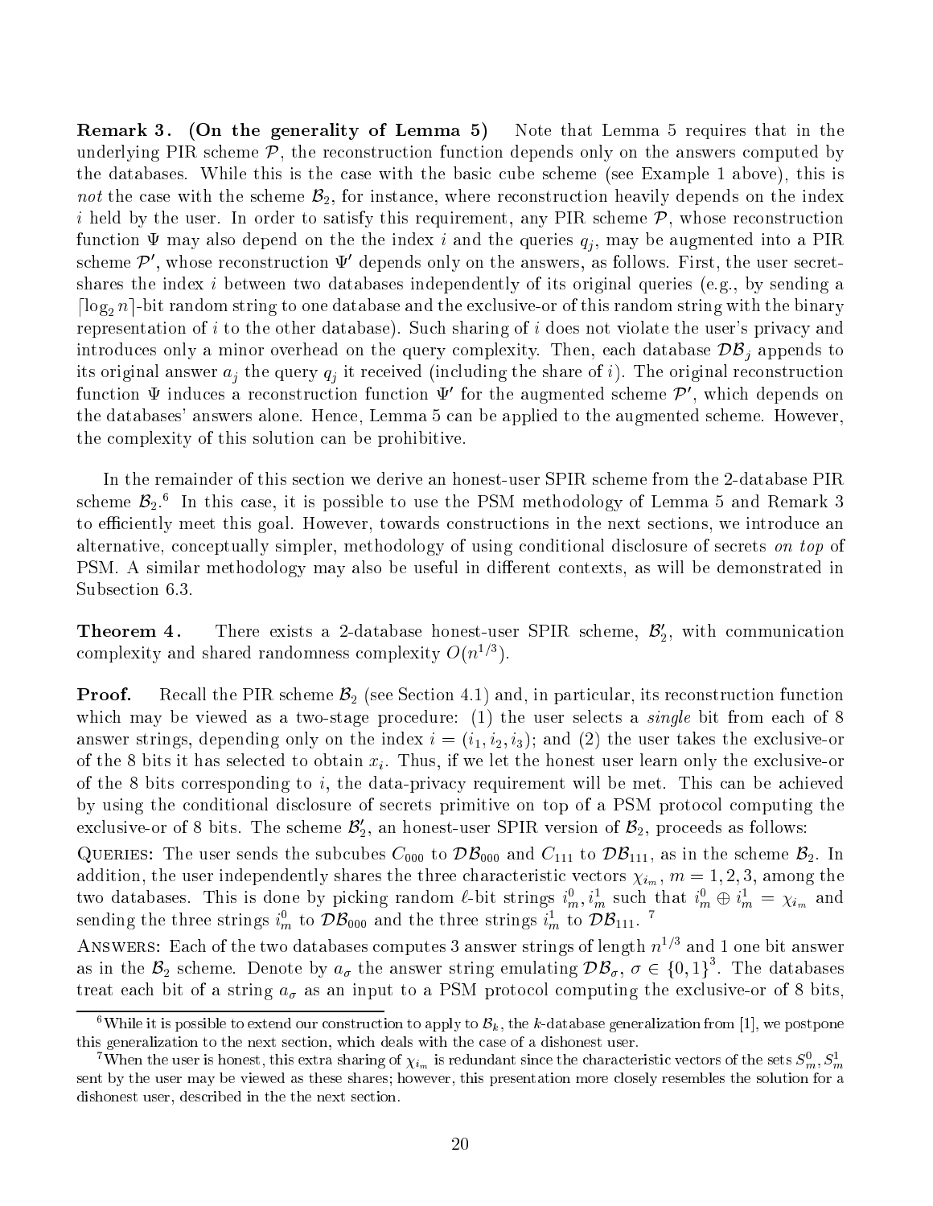**Remark 3. (On the generality of Lemma 5)** Note that Lemma 5 requires that in the underlying PIR scheme $\mathcal{P}$, the reconstruction function depends only on the answers computed by the databases. While this is the case with the basic cube scheme (see Example 1 above), this is *not* the case with the scheme $\mathcal{B}_2$, for instance, where reconstruction heavily depends on the index $i$ held by the user. In order to satisfy this requirement, any PIR scheme $\mathcal{P}$, whose reconstruction function $\Psi$ may also depend on the the index $i$ and the queries $q_j$, may be augmented into a PIR scheme $\mathcal{P}'$, whose reconstruction $\Psi'$ depends only on the answers, as follows. First, the user secret-shares the index $i$ between two databases independently of its original queries (e.g., by sending a $\lceil \log_2 n \rceil$-bit random string to one database and the exclusive-or of this random string with the binary representation of $i$ to the other database). Such sharing of $i$ does not violate the user's privacy and introduces only a minor overhead on the query complexity. Then, each database $\mathcal{DB}_j$ appends to its original answer $a_j$ the query $q_j$ it received (including the share of $i$). The original reconstruction function $\Psi$ induces a reconstruction function $\Psi'$ for the augmented scheme $\mathcal{P}'$, which depends on the databases' answers alone. Hence, Lemma 5 can be applied to the augmented scheme. However, the complexity of this solution can be prohibitive.

In the remainder of this section we derive an honest-user SPIR scheme from the 2-database PIR scheme $\mathcal{B}_2$.[6] In this case, it is possible to use the PSM methodology of Lemma 5 and Remark 3 to efficiently meet this goal. However, towards constructions in the next sections, we introduce an alternative, conceptually simpler, methodology of using conditional disclosure of secrets *on top* of PSM. A similar methodology may also be useful in different contexts, as will be demonstrated in Subsection 6.3.

**Theorem 4.** There exists a 2-database honest-user SPIR scheme, $\mathcal{B}_2'$, with communication complexity and shared randomness complexity $O(n^{1/3})$.

**Proof.** Recall the PIR scheme $\mathcal{B}_2$ (see Section 4.1) and, in particular, its reconstruction function which may be viewed as a two-stage procedure: (1) the user selects a *single* bit from each of 8 answer strings, depending only on the index $i = (i_1, i_2, i_3)$; and (2) the user takes the exclusive-or of the 8 bits it has selected to obtain $x_i$. Thus, if we let the honest user learn only the exclusive-or of the 8 bits corresponding to $i$, the data-privacy requirement will be met. This can be achieved by using the conditional disclosure of secrets primitive on top of a PSM protocol computing the exclusive-or of 8 bits. The scheme $\mathcal{B}_2'$, an honest-user SPIR version of $\mathcal{B}_2$, proceeds as follows:

Queries: The user sends the subcubes $C_{000}$ to $\mathcal{DB}_{000}$ and $C_{111}$ to $\mathcal{DB}_{111}$, as in the scheme $\mathcal{B}_2$. In addition, the user independently shares the three characteristic vectors $\chi_{i_m}$, $m = 1, 2, 3$, among the two databases. This is done by picking random $\ell$-bit strings $i_m^0, i_m^1$ such that $i_m^0 \oplus i_m^1 = \chi_{i_m}$ and sending the three strings $i_m^0$ to $\mathcal{DB}_{000}$ and the three strings $i_m^1$ to $\mathcal{DB}_{111}$.[7]

Answers: Each of the two databases computes 3 answer strings of length $n^{1/3}$ and 1 one bit answer as in the $\mathcal{B}_2$ scheme. Denote by $a_\sigma$ the answer string emulating $\mathcal{DB}_\sigma$, $\sigma \in \{0,1\}^3$. The databases treat each bit of a string $a_\sigma$ as an input to a PSM protocol computing the exclusive-or of 8 bits,

---

[6] While it is possible to extend our construction to apply to $\mathcal{B}_k$, the $k$-database generalization from [1], we postpone this generalization to the next section, which deals with the case of a dishonest user.

[7] When the user is honest, this extra sharing of $\chi_{i_m}$ is redundant since the characteristic vectors of the sets $S_m^0, S_m^1$ sent by the user may be viewed as these shares; however, this presentation more closely resembles the solution for a dishonest user, described in the the next section.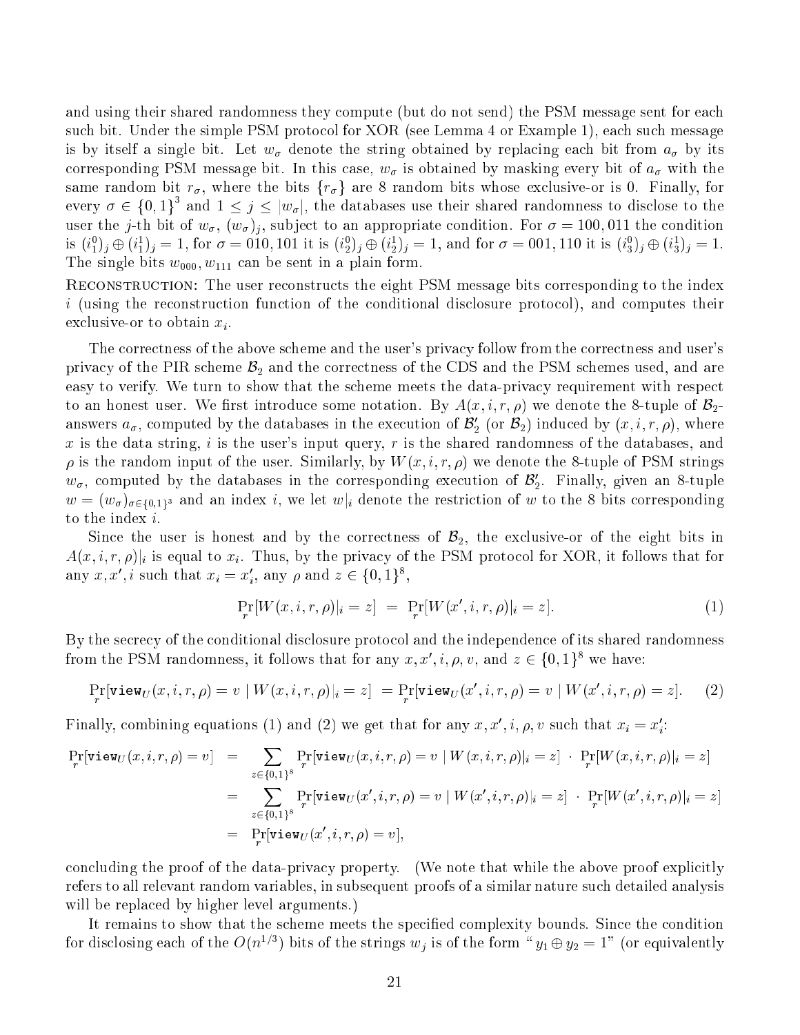and using their shared randomness they compute (but do not send) the PSM message sent for each such bit. Under the simple PSM protocol for XOR (see Lemma 4 or Example 1), each such message is by itself a single bit. Let $w_\sigma$ denote the string obtained by replacing each bit from $a_\sigma$ by its corresponding PSM message bit. In this case, $w_\sigma$ is obtained by masking every bit of $a_\sigma$ with the same random bit $r_\sigma$, where the bits $\{r_\sigma\}$ are 8 random bits whose exclusive-or is 0. Finally, for every $\sigma \in \{0,1\}^3$ and $1 \le j \le |w_\sigma|$, the databases use their shared randomness to disclose to the user the $j$-th bit of $w_\sigma$, $(w_\sigma)_j$, subject to an appropriate condition. For $\sigma = 100, 011$ the condition is $(i_1^0)_j \oplus (i_1^1)_j = 1$, for $\sigma = 010, 101$ it is $(i_2^0)_j \oplus (i_2^1)_j = 1$, and for $\sigma = 001, 110$ it is $(i_3^0)_j \oplus (i_3^1)_j = 1$. The single bits $w_{000}, w_{111}$ can be sent in a plain form.

Reconstruction: The user reconstructs the eight PSM message bits corresponding to the index $i$ (using the reconstruction function of the conditional disclosure protocol), and computes their exclusive-or to obtain $x_i$.

The correctness of the above scheme and the user's privacy follow from the correctness and user's privacy of the PIR scheme $\mathcal{B}_2$ and the correctness of the CDS and the PSM schemes used, and are easy to verify. We turn to show that the scheme meets the data-privacy requirement with respect to an honest user. We first introduce some notation. By $A(x, i, r, \rho)$ we denote the 8-tuple of $\mathcal{B}_2$-answers $a_\sigma$, computed by the databases in the execution of $\mathcal{B}'_2$ (or $\mathcal{B}_2$) induced by $(x, i, r, \rho)$, where $x$ is the data string, $i$ is the user's input query, $r$ is the shared randomness of the databases, and $\rho$ is the random input of the user. Similarly, by $W(x, i, r, \rho)$ we denote the 8-tuple of PSM strings $w_\sigma$, computed by the databases in the corresponding execution of $\mathcal{B}'_2$. Finally, given an 8-tuple $w = (w_\sigma)_{\sigma \in \{0,1\}^3}$ and an index $i$, we let $w|_i$ denote the restriction of $w$ to the 8 bits corresponding to the index $i$.

Since the user is honest and by the correctness of $\mathcal{B}_2$, the exclusive-or of the eight bits in $A(x, i, r, \rho)|_i$ is equal to $x_i$. Thus, by the privacy of the PSM protocol for XOR, it follows that for any $x, x', i$ such that $x_i = x'_i$, any $\rho$ and $z \in \{0,1\}^8$,

$$\Pr_r[W(x, i, r, \rho)|_i = z] \;=\; \Pr_r[W(x', i, r, \rho)|_i = z]. \tag{1}$$

By the secrecy of the conditional disclosure protocol and the independence of its shared randomness from the PSM randomness, it follows that for any $x, x', i, \rho, v$, and $z \in \{0,1\}^8$ we have:

$$\Pr_r[\mathtt{view}_U(x, i, r, \rho) = v \mid W(x, i, r, \rho)|_i = z] \;=\; \Pr_r[\mathtt{view}_U(x', i, r, \rho) = v \mid W(x', i, r, \rho) = z]. \tag{2}$$

Finally, combining equations (1) and (2) we get that for any $x, x', i, \rho, v$ such that $x_i = x'_i$:

$$\begin{aligned}
\Pr_r[\mathtt{view}_U(x, i, r, \rho) = v] &= \sum_{z \in \{0,1\}^8} \Pr_r[\mathtt{view}_U(x, i, r, \rho) = v \mid W(x, i, r, \rho)|_i = z] \cdot \Pr_r[W(x, i, r, \rho)|_i = z] \\
&= \sum_{z \in \{0,1\}^8} \Pr_r[\mathtt{view}_U(x', i, r, \rho) = v \mid W(x', i, r, \rho)|_i = z] \cdot \Pr_r[W(x', i, r, \rho)|_i = z] \\
&= \Pr_r[\mathtt{view}_U(x', i, r, \rho) = v],
\end{aligned}$$

concluding the proof of the data-privacy property. (We note that while the above proof explicitly refers to all relevant random variables, in subsequent proofs of a similar nature such detailed analysis will be replaced by higher level arguments.)

It remains to show that the scheme meets the specified complexity bounds. Since the condition for disclosing each of the $O(n^{1/3})$ bits of the strings $w_j$ is of the form "$y_1 \oplus y_2 = 1$" (or equivalently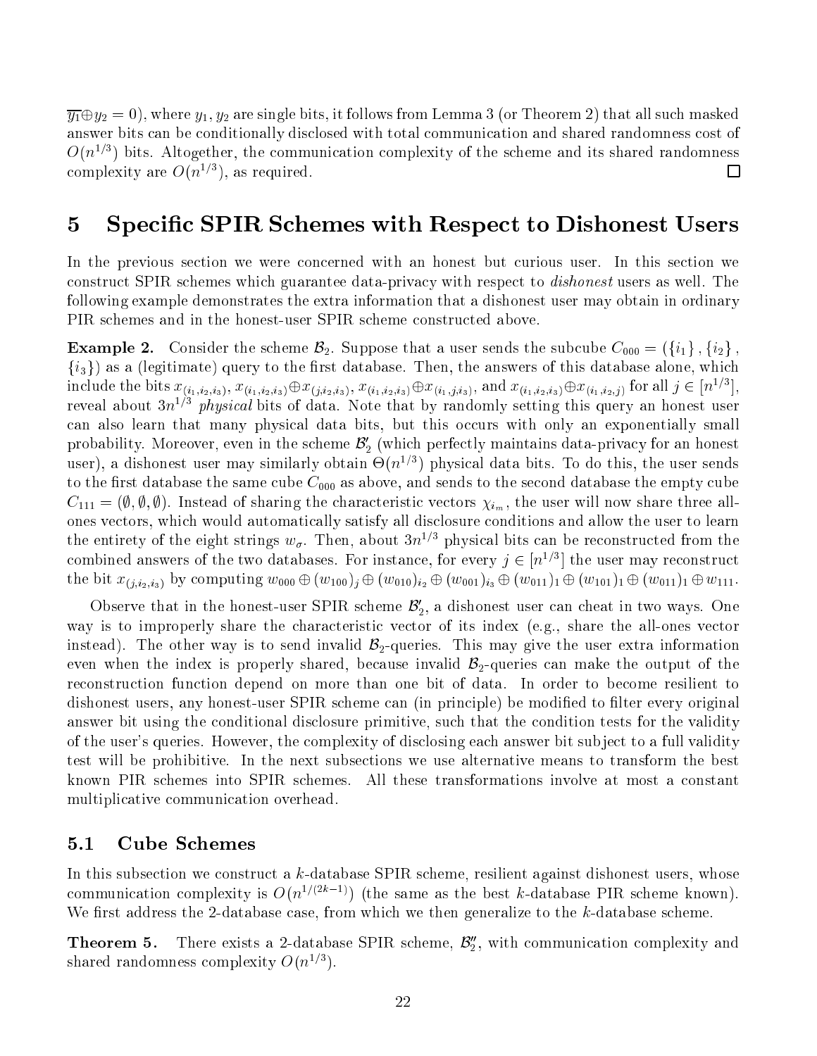$\overline{y_1} \oplus y_2 = 0$), where $y_1, y_2$ are single bits, it follows from Lemma 3 (or Theorem 2) that all such masked answer bits can be conditionally disclosed with total communication and shared randomness cost of $O(n^{1/3})$ bits. Altogether, the communication complexity of the scheme and its shared randomness complexity are $O(n^{1/3})$, as required. □

# 5 Specific SPIR Schemes with Respect to Dishonest Users

In the previous section we were concerned with an honest but curious user. In this section we construct SPIR schemes which guarantee data-privacy with respect to *dishonest* users as well. The following example demonstrates the extra information that a dishonest user may obtain in ordinary PIR schemes and in the honest-user SPIR scheme constructed above.

**Example 2.** Consider the scheme $\mathcal{B}_2$. Suppose that a user sends the subcube $C_{000} = (\{i_1\}, \{i_2\}, \{i_3\})$ as a (legitimate) query to the first database. Then, the answers of this database alone, which include the bits $x_{(i_1,i_2,i_3)}$, $x_{(i_1,i_2,i_3)} \oplus x_{(j,i_2,i_3)}$, $x_{(i_1,i_2,i_3)} \oplus x_{(i_1,j,i_3)}$, and $x_{(i_1,i_2,i_3)} \oplus x_{(i_1,i_2,j)}$ for all $j \in [n^{1/3}]$, reveal about $3n^{1/3}$ *physical* bits of data. Note that by randomly setting this query an honest user can also learn that many physical data bits, but this occurs with only an exponentially small probability. Moreover, even in the scheme $\mathcal{B}_2'$ (which perfectly maintains data-privacy for an honest user), a dishonest user may similarly obtain $\Theta(n^{1/3})$ physical data bits. To do this, the user sends to the first database the same cube $C_{000}$ as above, and sends to the second database the empty cube $C_{111} = (\emptyset, \emptyset, \emptyset)$. Instead of sharing the characteristic vectors $\chi_{i_m}$, the user will now share three all-ones vectors, which would automatically satisfy all disclosure conditions and allow the user to learn the entirety of the eight strings $w_\sigma$. Then, about $3n^{1/3}$ physical bits can be reconstructed from the combined answers of the two databases. For instance, for every $j \in [n^{1/3}]$ the user may reconstruct the bit $x_{(j,i_2,i_3)}$ by computing $w_{000} \oplus (w_{100})_j \oplus (w_{010})_{i_2} \oplus (w_{001})_{i_3} \oplus (w_{011})_1 \oplus (w_{101})_1 \oplus (w_{011})_1 \oplus w_{111}$.

Observe that in the honest-user SPIR scheme $\mathcal{B}_2'$, a dishonest user can cheat in two ways. One way is to improperly share the characteristic vector of its index (e.g., share the all-ones vector instead). The other way is to send invalid $\mathcal{B}_2$-queries. This may give the user extra information even when the index is properly shared, because invalid $\mathcal{B}_2$-queries can make the output of the reconstruction function depend on more than one bit of data. In order to become resilient to dishonest users, any honest-user SPIR scheme can (in principle) be modified to filter every original answer bit using the conditional disclosure primitive, such that the condition tests for the validity of the user's queries. However, the complexity of disclosing each answer bit subject to a full validity test will be prohibitive. In the next subsections we use alternative means to transform the best known PIR schemes into SPIR schemes. All these transformations involve at most a constant multiplicative communication overhead.

## 5.1 Cube Schemes

In this subsection we construct a $k$-database SPIR scheme, resilient against dishonest users, whose communication complexity is $O(n^{1/(2k-1)})$ (the same as the best $k$-database PIR scheme known). We first address the 2-database case, from which we then generalize to the $k$-database scheme.

**Theorem 5.** There exists a 2-database SPIR scheme, $\mathcal{B}_2''$, with communication complexity and shared randomness complexity $O(n^{1/3})$.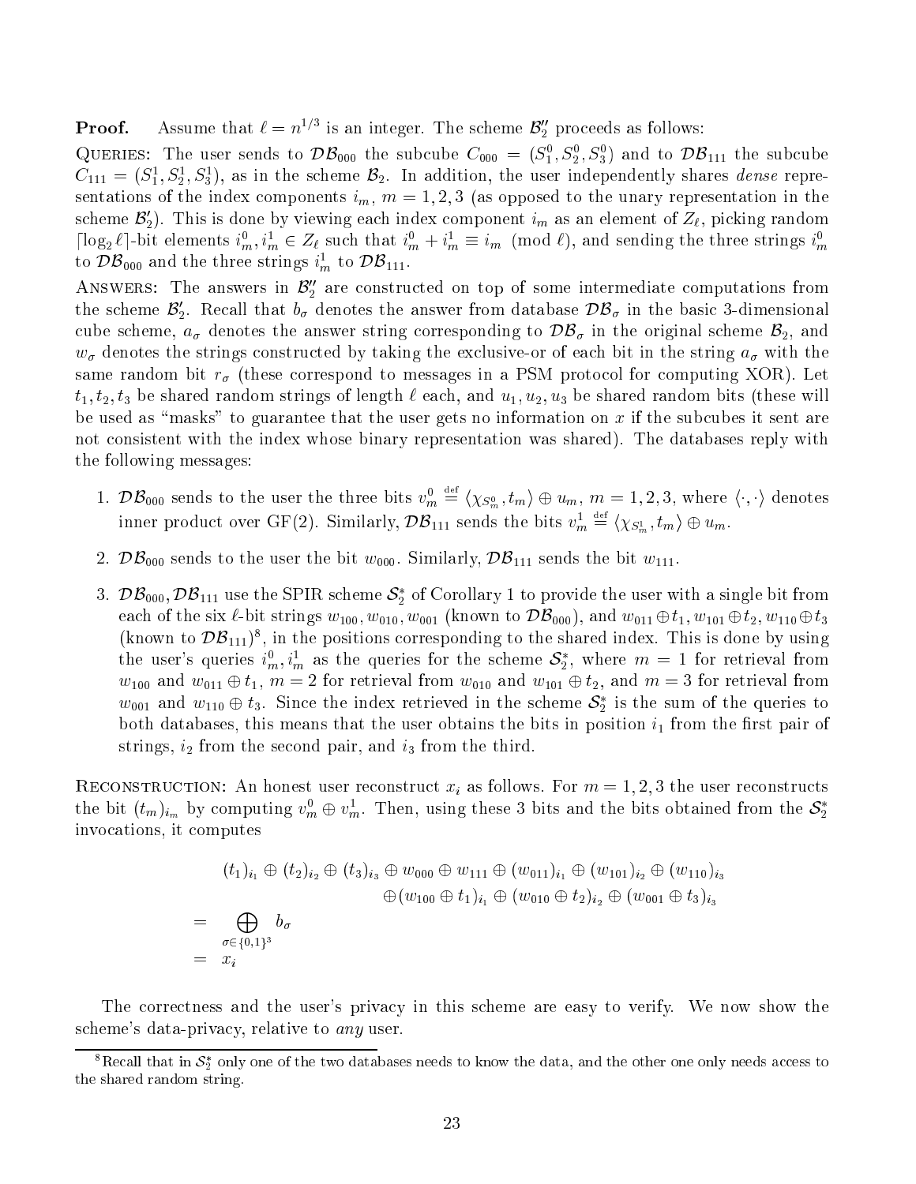**Proof.** Assume that $\ell = n^{1/3}$ is an integer. The scheme $\mathcal{B}_2''$ proceeds as follows:

QUERIES: The user sends to $\mathcal{DB}_{000}$ the subcube $C_{000} = (S_1^0, S_2^0, S_3^0)$ and to $\mathcal{DB}_{111}$ the subcube $C_{111} = (S_1^1, S_2^1, S_3^1)$, as in the scheme $\mathcal{B}_2$. In addition, the user independently shares *dense* representations of the index components $i_m$, $m = 1, 2, 3$ (as opposed to the unary representation in the scheme $\mathcal{B}_2'$). This is done by viewing each index component $i_m$ as an element of $Z_\ell$, picking random $\lceil \log_2 \ell \rceil$-bit elements $i_m^0, i_m^1 \in Z_\ell$ such that $i_m^0 + i_m^1 \equiv i_m \pmod{\ell}$, and sending the three strings $i_m^0$ to $\mathcal{DB}_{000}$ and the three strings $i_m^1$ to $\mathcal{DB}_{111}$.

ANSWERS: The answers in $\mathcal{B}_2''$ are constructed on top of some intermediate computations from the scheme $\mathcal{B}_2'$. Recall that $b_\sigma$ denotes the answer from database $\mathcal{DB}_\sigma$ in the basic 3-dimensional cube scheme, $a_\sigma$ denotes the answer string corresponding to $\mathcal{DB}_\sigma$ in the original scheme $\mathcal{B}_2$, and $w_\sigma$ denotes the strings constructed by taking the exclusive-or of each bit in the string $a_\sigma$ with the same random bit $r_\sigma$ (these correspond to messages in a PSM protocol for computing XOR). Let $t_1, t_2, t_3$ be shared random strings of length $\ell$ each, and $u_1, u_2, u_3$ be shared random bits (these will be used as "masks" to guarantee that the user gets no information on $x$ if the subcubes it sent are not consistent with the index whose binary representation was shared). The databases reply with the following messages:

1. $\mathcal{DB}_{000}$ sends to the user the three bits $v_m^0 \stackrel{\text{def}}{=} \langle \chi_{S_m^0}, t_m \rangle \oplus u_m$, $m = 1, 2, 3$, where $\langle \cdot, \cdot \rangle$ denotes inner product over GF(2). Similarly, $\mathcal{DB}_{111}$ sends the bits $v_m^1 \stackrel{\text{def}}{=} \langle \chi_{S_m^1}, t_m \rangle \oplus u_m$.

2. $\mathcal{DB}_{000}$ sends to the user the bit $w_{000}$. Similarly, $\mathcal{DB}_{111}$ sends the bit $w_{111}$.

3. $\mathcal{DB}_{000}, \mathcal{DB}_{111}$ use the SPIR scheme $\mathcal{S}_2^*$ of Corollary 1 to provide the user with a single bit from each of the six $\ell$-bit strings $w_{100}, w_{010}, w_{001}$ (known to $\mathcal{DB}_{000}$), and $w_{011} \oplus t_1, w_{101} \oplus t_2, w_{110} \oplus t_3$ (known to $\mathcal{DB}_{111}$)[8], in the positions corresponding to the shared index. This is done by using the user's queries $i_m^0, i_m^1$ as the queries for the scheme $\mathcal{S}_2^*$, where $m = 1$ for retrieval from $w_{100}$ and $w_{011} \oplus t_1$, $m = 2$ for retrieval from $w_{010}$ and $w_{101} \oplus t_2$, and $m = 3$ for retrieval from $w_{001}$ and $w_{110} \oplus t_3$. Since the index retrieved in the scheme $\mathcal{S}_2^*$ is the sum of the queries to both databases, this means that the user obtains the bits in position $i_1$ from the first pair of strings, $i_2$ from the second pair, and $i_3$ from the third.

RECONSTRUCTION: An honest user reconstruct $x_i$ as follows. For $m = 1, 2, 3$ the user reconstructs the bit $(t_m)_{i_m}$ by computing $v_m^0 \oplus v_m^1$. Then, using these 3 bits and the bits obtained from the $\mathcal{S}_2^*$ invocations, it computes

$$
\begin{aligned}
& (t_1)_{i_1} \oplus (t_2)_{i_2} \oplus (t_3)_{i_3} \oplus w_{000} \oplus w_{111} \oplus (w_{011})_{i_1} \oplus (w_{101})_{i_2} \oplus (w_{110})_{i_3} \\
& \qquad \oplus (w_{100} \oplus t_1)_{i_1} \oplus (w_{010} \oplus t_2)_{i_2} \oplus (w_{001} \oplus t_3)_{i_3} \\
= & \bigoplus_{\sigma \in \{0,1\}^3} b_\sigma \\
= & \; x_i
\end{aligned}
$$

The correctness and the user's privacy in this scheme are easy to verify. We now show the scheme's data-privacy, relative to *any* user.

[8] Recall that in $\mathcal{S}_2^*$ only one of the two databases needs to know the data, and the other one only needs access to the shared random string.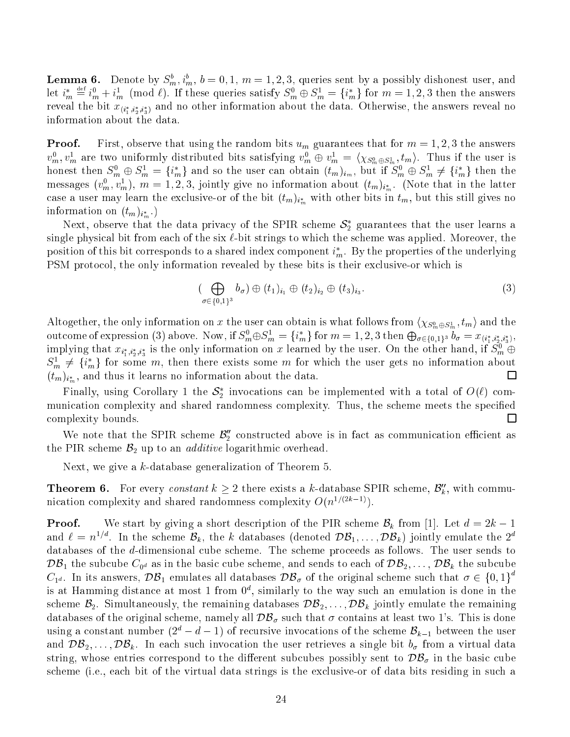**Lemma 6.** Denote by $S^b_m, i^b_m$, $b = 0, 1$, $m = 1, 2, 3$, queries sent by a possibly dishonest user, and let $i^*_m \stackrel{\text{def}}{=} i^0_m + i^1_m \pmod{\ell}$. If these queries satisfy $S^0_m \oplus S^1_m = \{i^*_m\}$ for $m = 1, 2, 3$ then the answers reveal the bit $x_{(i^*_1, i^*_2, i^*_3)}$ and no other information about the data. Otherwise, the answers reveal no information about the data.

**Proof.** First, observe that using the random bits $u_m$ guarantees that for $m = 1, 2, 3$ the answers $v^0_m, v^1_m$ are two uniformly distributed bits satisfying $v^0_m \oplus v^1_m = \langle \chi_{S^0_m \oplus S^1_m}, t_m \rangle$. Thus if the user is honest then $S^0_m \oplus S^1_m = \{i^*_m\}$ and so the user can obtain $(t_m)_{i_m}$, but if $S^0_m \oplus S^1_m \neq \{i^*_m\}$ then the messages $(v^0_m, v^1_m)$, $m = 1, 2, 3$, jointly give no information about $(t_m)_{i^*_m}$. (Note that in the latter case a user may learn the exclusive-or of the bit $(t_m)_{i^*_m}$ with other bits in $t_m$, but this still gives no information on $(t_m)_{i^*_m}$.)

Next, observe that the data privacy of the SPIR scheme $\mathcal{S}^*_2$ guarantees that the user learns a single physical bit from each of the six $\ell$-bit strings to which the scheme was applied. Moreover, the position of this bit corresponds to a shared index component $i^*_m$. By the properties of the underlying PSM protocol, the only information revealed by these bits is their exclusive-or which is

$$(\bigoplus_{\sigma \in \{0,1\}^3} b_\sigma) \oplus (t_1)_{i_1} \oplus (t_2)_{i_2} \oplus (t_3)_{i_3}. \tag{3}$$

Altogether, the only information on $x$ the user can obtain is what follows from $\langle \chi_{S^0_m \oplus S^1_m}, t_m \rangle$ and the outcome of expression (3) above. Now, if $S^0_m \oplus S^1_m = \{i^*_m\}$ for $m = 1, 2, 3$ then $\bigoplus_{\sigma \in \{0,1\}^3} b_\sigma = x_{(i^*_1, i^*_2, i^*_3)}$, implying that $x_{i^*_1, i^*_2, i^*_3}$ is the only information on $x$ learned by the user. On the other hand, if $S^0_m \oplus S^1_m \neq \{i^*_m\}$ for some $m$, then there exists some $m$ for which the user gets no information about $(t_m)_{i^*_m}$, and thus it learns no information about the data. □

Finally, using Corollary 1 the $\mathcal{S}^*_2$ invocations can be implemented with a total of $O(\ell)$ communication complexity and shared randomness complexity. Thus, the scheme meets the specified complexity bounds. □

We note that the SPIR scheme $\mathcal{B}''_2$ constructed above is in fact as communication efficient as the PIR scheme $\mathcal{B}_2$ up to an *additive* logarithmic overhead.

Next, we give a $k$-database generalization of Theorem 5.

**Theorem 6.** For every *constant* $k \geq 2$ there exists a $k$-database SPIR scheme, $\mathcal{B}''_k$, with communication complexity and shared randomness complexity $O(n^{1/(2k-1)})$.

**Proof.** We start by giving a short description of the PIR scheme $\mathcal{B}_k$ from [1]. Let $d = 2k - 1$ and $\ell = n^{1/d}$. In the scheme $\mathcal{B}_k$, the $k$ databases (denoted $\mathcal{DB}_1, \ldots, \mathcal{DB}_k$) jointly emulate the $2^d$ databases of the $d$-dimensional cube scheme. The scheme proceeds as follows. The user sends to $\mathcal{DB}_1$ the subcube $C_{0^d}$ as in the basic cube scheme, and sends to each of $\mathcal{DB}_2, \ldots, \mathcal{DB}_k$ the subcube $C_{1^d}$. In its answers, $\mathcal{DB}_1$ emulates all databases $\mathcal{DB}_\sigma$ of the original scheme such that $\sigma \in \{0,1\}^d$ is at Hamming distance at most 1 from $0^d$, similarly to the way such an emulation is done in the scheme $\mathcal{B}_2$. Simultaneously, the remaining databases $\mathcal{DB}_2, \ldots, \mathcal{DB}_k$ jointly emulate the remaining databases of the original scheme, namely all $\mathcal{DB}_\sigma$ such that $\sigma$ contains at least two 1's. This is done using a constant number ($2^d - d - 1$) of recursive invocations of the scheme $\mathcal{B}_{k-1}$ between the user and $\mathcal{DB}_2, \ldots, \mathcal{DB}_k$. In each such invocation the user retrieves a single bit $b_\sigma$ from a virtual data string, whose entries correspond to the different subcubes possibly sent to $\mathcal{DB}_\sigma$ in the basic cube scheme (i.e., each bit of the virtual data strings is the exclusive-or of data bits residing in such a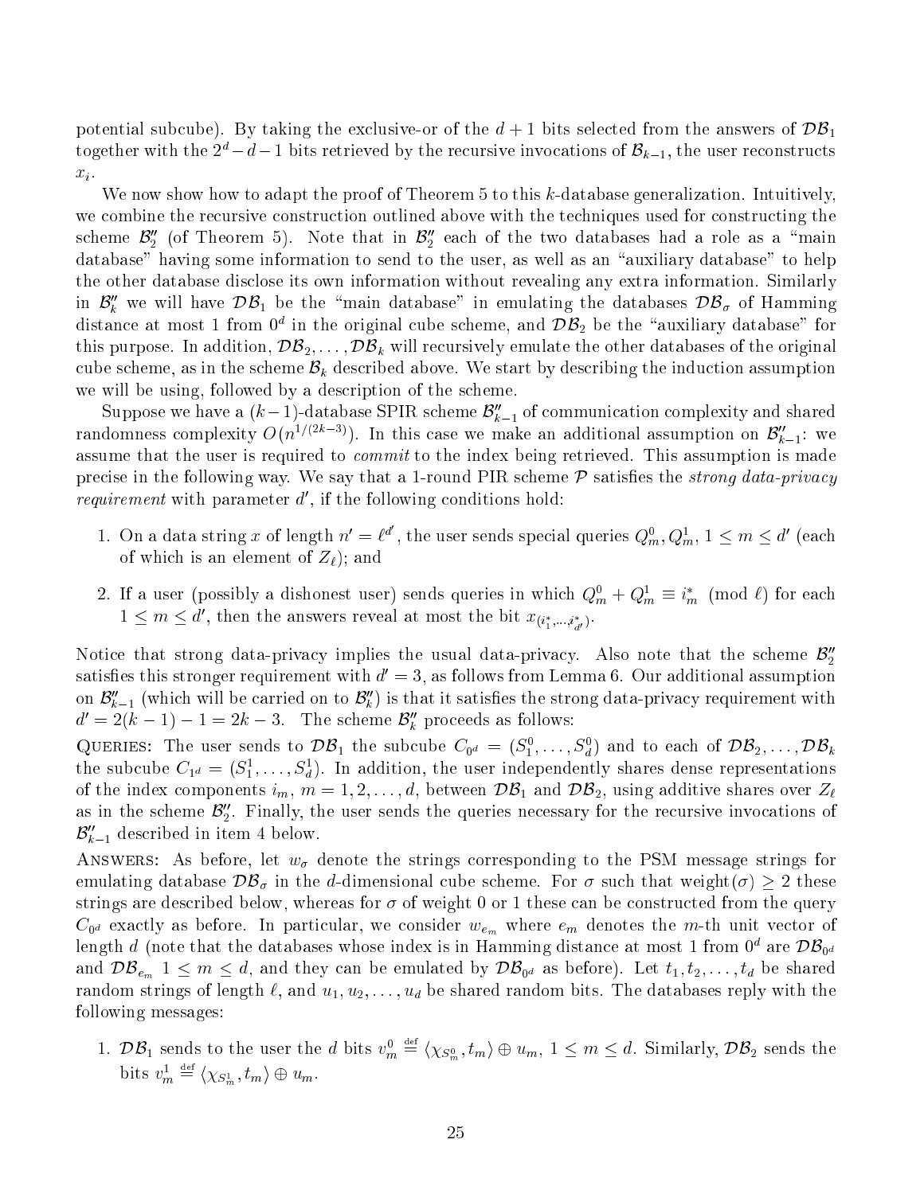potential subcube). By taking the exclusive-or of the $d+1$ bits selected from the answers of $\mathcal{DB}_1$ together with the $2^d - d - 1$ bits retrieved by the recursive invocations of $\mathcal{B}_{k-1}$, the user reconstructs $x_i$.

We now show how to adapt the proof of Theorem 5 to this $k$-database generalization. Intuitively, we combine the recursive construction outlined above with the techniques used for constructing the scheme $\mathcal{B}_2''$ (of Theorem 5). Note that in $\mathcal{B}_2''$ each of the two databases had a role as a "main database" having some information to send to the user, as well as an "auxiliary database" to help the other database disclose its own information without revealing any extra information. Similarly in $\mathcal{B}_k''$ we will have $\mathcal{DB}_1$ be the "main database" in emulating the databases $\mathcal{DB}_\sigma$ of Hamming distance at most 1 from $0^d$ in the original cube scheme, and $\mathcal{DB}_2$ be the "auxiliary database" for this purpose. In addition, $\mathcal{DB}_2, \ldots, \mathcal{DB}_k$ will recursively emulate the other databases of the original cube scheme, as in the scheme $\mathcal{B}_k$ described above. We start by describing the induction assumption we will be using, followed by a description of the scheme.

Suppose we have a $(k-1)$-database SPIR scheme $\mathcal{B}_{k-1}''$ of communication complexity and shared randomness complexity $O(n^{1/(2k-3)})$. In this case we make an additional assumption on $\mathcal{B}_{k-1}''$: we assume that the user is required to *commit* to the index being retrieved. This assumption is made precise in the following way. We say that a 1-round PIR scheme $\mathcal{P}$ satisfies the *strong data-privacy requirement* with parameter $d'$, if the following conditions hold:

1. On a data string $x$ of length $n' = \ell^{d'}$, the user sends special queries $Q_m^0, Q_m^1$, $1 \le m \le d'$ (each of which is an element of $Z_\ell$); and
2. If a user (possibly a dishonest user) sends queries in which $Q_m^0 + Q_m^1 \equiv i_m^* \pmod{\ell}$ for each $1 \le m \le d'$, then the answers reveal at most the bit $x_{(i_1^*, \ldots, i_{d'}^*)}$.

Notice that strong data-privacy implies the usual data-privacy. Also note that the scheme $\mathcal{B}_2''$ satisfies this stronger requirement with $d' = 3$, as follows from Lemma 6. Our additional assumption on $\mathcal{B}_{k-1}''$ (which will be carried on to $\mathcal{B}_k''$) is that it satisfies the strong data-privacy requirement with $d' = 2(k-1) - 1 = 2k - 3$. The scheme $\mathcal{B}_k''$ proceeds as follows:

QUERIES: The user sends to $\mathcal{DB}_1$ the subcube $C_{0^d} = (S_1^0, \ldots, S_d^0)$ and to each of $\mathcal{DB}_2, \ldots, \mathcal{DB}_k$ the subcube $C_{1^d} = (S_1^1, \ldots, S_d^1)$. In addition, the user independently shares dense representations of the index components $i_m$, $m = 1, 2, \ldots, d$, between $\mathcal{DB}_1$ and $\mathcal{DB}_2$, using additive shares over $Z_\ell$ as in the scheme $\mathcal{B}_2''$. Finally, the user sends the queries necessary for the recursive invocations of $\mathcal{B}_{k-1}''$ described in item 4 below.

ANSWERS: As before, let $w_\sigma$ denote the strings corresponding to the PSM message strings for emulating database $\mathcal{DB}_\sigma$ in the $d$-dimensional cube scheme. For $\sigma$ such that weight$(\sigma) \ge 2$ these strings are described below, whereas for $\sigma$ of weight 0 or 1 these can be constructed from the query $C_{0^d}$ exactly as before. In particular, we consider $w_{e_m}$ where $e_m$ denotes the $m$-th unit vector of length $d$ (note that the databases whose index is in Hamming distance at most 1 from $0^d$ are $\mathcal{DB}_{0^d}$ and $\mathcal{DB}_{e_m}$ $1 \le m \le d$, and they can be emulated by $\mathcal{DB}_{0^d}$ as before). Let $t_1, t_2, \ldots, t_d$ be shared random strings of length $\ell$, and $u_1, u_2, \ldots, u_d$ be shared random bits. The databases reply with the following messages:

1. $\mathcal{DB}_1$ sends to the user the $d$ bits $v_m^0 \stackrel{\text{def}}{=} \langle \chi_{S_m^0}, t_m \rangle \oplus u_m$, $1 \le m \le d$. Similarly, $\mathcal{DB}_2$ sends the bits $v_m^1 \stackrel{\text{def}}{=} \langle \chi_{S_m^1}, t_m \rangle \oplus u_m$.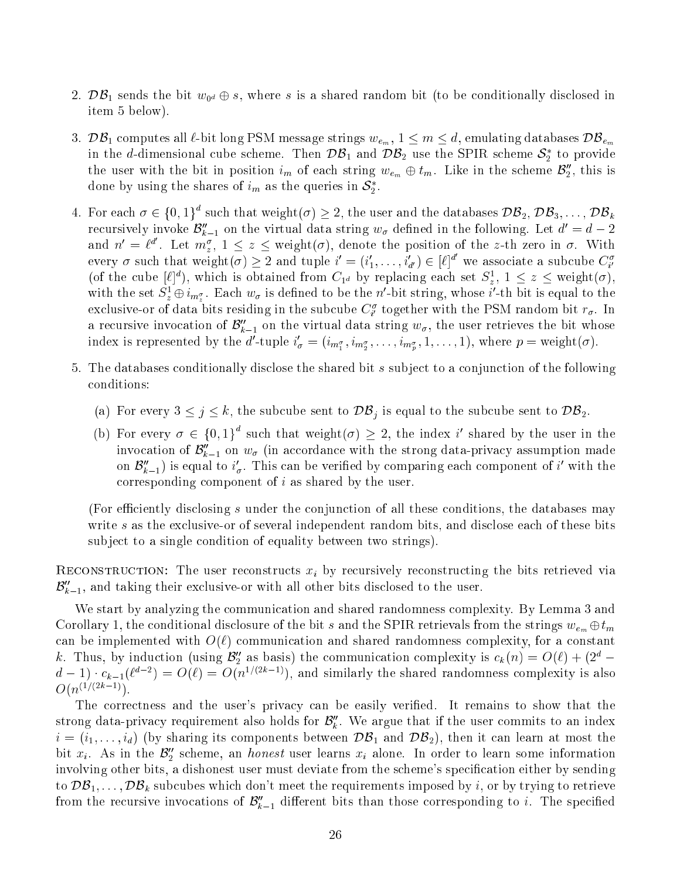2. $\mathcal{DB}_1$ sends the bit $w_{0^d} \oplus s$, where $s$ is a shared random bit (to be conditionally disclosed in item 5 below).

3. $\mathcal{DB}_1$ computes all $\ell$-bit long PSM message strings $w_{e_m}$, $1 \le m \le d$, emulating databases $\mathcal{DB}_{e_m}$ in the $d$-dimensional cube scheme. Then $\mathcal{DB}_1$ and $\mathcal{DB}_2$ use the SPIR scheme $\mathcal{S}_2^*$ to provide the user with the bit in position $i_m$ of each string $w_{e_m} \oplus t_m$. Like in the scheme $\mathcal{B}_2''$, this is done by using the shares of $i_m$ as the queries in $\mathcal{S}_2^*$.

4. For each $\sigma \in \{0,1\}^d$ such that weight$(\sigma) \ge 2$, the user and the databases $\mathcal{DB}_2, \mathcal{DB}_3, \ldots, \mathcal{DB}_k$ recursively invoke $\mathcal{B}_{k-1}''$ on the virtual data string $w_\sigma$ defined in the following. Let $d' = d-2$ and $n' = \ell^{d'}$. Let $m_z^\sigma$, $1 \le z \le$ weight$(\sigma)$, denote the position of the $z$-th zero in $\sigma$. With every $\sigma$ such that weight$(\sigma) \ge 2$ and tuple $i' = (i'_1, \ldots, i'_{d'}) \in [\ell]^{d'}$ we associate a subcube $C_{i'}^\sigma$ (of the cube $[\ell]^d$), which is obtained from $C_{1^d}$ by replacing each set $S_z^1$, $1 \le z \le$ weight$(\sigma)$, with the set $S_z^1 \oplus i_{m_z^\sigma}$. Each $w_\sigma$ is defined to be the $n'$-bit string, whose $i'$-th bit is equal to the exclusive-or of data bits residing in the subcube $C_{i'}^\sigma$ together with the PSM random bit $r_\sigma$. In a recursive invocation of $\mathcal{B}_{k-1}''$ on the virtual data string $w_\sigma$, the user retrieves the bit whose index is represented by the $d'$-tuple $i'_\sigma = (i_{m_1^\sigma}, i_{m_2^\sigma}, \ldots, i_{m_p^\sigma}, 1, \ldots, 1)$, where $p =$ weight$(\sigma)$.

5. The databases conditionally disclose the shared bit $s$ subject to a conjunction of the following conditions:

   (a) For every $3 \le j \le k$, the subcube sent to $\mathcal{DB}_j$ is equal to the subcube sent to $\mathcal{DB}_2$.

   (b) For every $\sigma \in \{0,1\}^d$ such that weight$(\sigma) \ge 2$, the index $i'$ shared by the user in the invocation of $\mathcal{B}_{k-1}''$ on $w_\sigma$ (in accordance with the strong data-privacy assumption made on $\mathcal{B}_{k-1}''$) is equal to $i'_\sigma$. This can be verified by comparing each component of $i'$ with the corresponding component of $i$ as shared by the user.

   (For efficiently disclosing $s$ under the conjunction of all these conditions, the databases may write $s$ as the exclusive-or of several independent random bits, and disclose each of these bits subject to a single condition of equality between two strings).

Reconstruction: The user reconstructs $x_i$ by recursively reconstructing the bits retrieved via $\mathcal{B}_{k-1}''$, and taking their exclusive-or with all other bits disclosed to the user.

We start by analyzing the communication and shared randomness complexity. By Lemma 3 and Corollary 1, the conditional disclosure of the bit $s$ and the SPIR retrievals from the strings $w_{e_m} \oplus t_m$ can be implemented with $O(\ell)$ communication and shared randomness complexity, for a constant $k$. Thus, by induction (using $\mathcal{B}_2''$ as basis) the communication complexity is $c_k(n) = O(\ell) + (2^d - d - 1) \cdot c_{k-1}(\ell^{d-2}) = O(\ell) = O(n^{1/(2k-1)})$, and similarly the shared randomness complexity is also $O(n^{(1/(2k-1)})$.

The correctness and the user's privacy can be easily verified. It remains to show that the strong data-privacy requirement also holds for $\mathcal{B}_k''$. We argue that if the user commits to an index $i = (i_1, \ldots, i_d)$ (by sharing its components between $\mathcal{DB}_1$ and $\mathcal{DB}_2$), then it can learn at most the bit $x_i$. As in the $\mathcal{B}_2''$ scheme, an *honest* user learns $x_i$ alone. In order to learn some information involving other bits, a dishonest user must deviate from the scheme's specification either by sending to $\mathcal{DB}_1, \ldots, \mathcal{DB}_k$ subcubes which don't meet the requirements imposed by $i$, or by trying to retrieve from the recursive invocations of $\mathcal{B}_{k-1}''$ different bits than those corresponding to $i$. The specified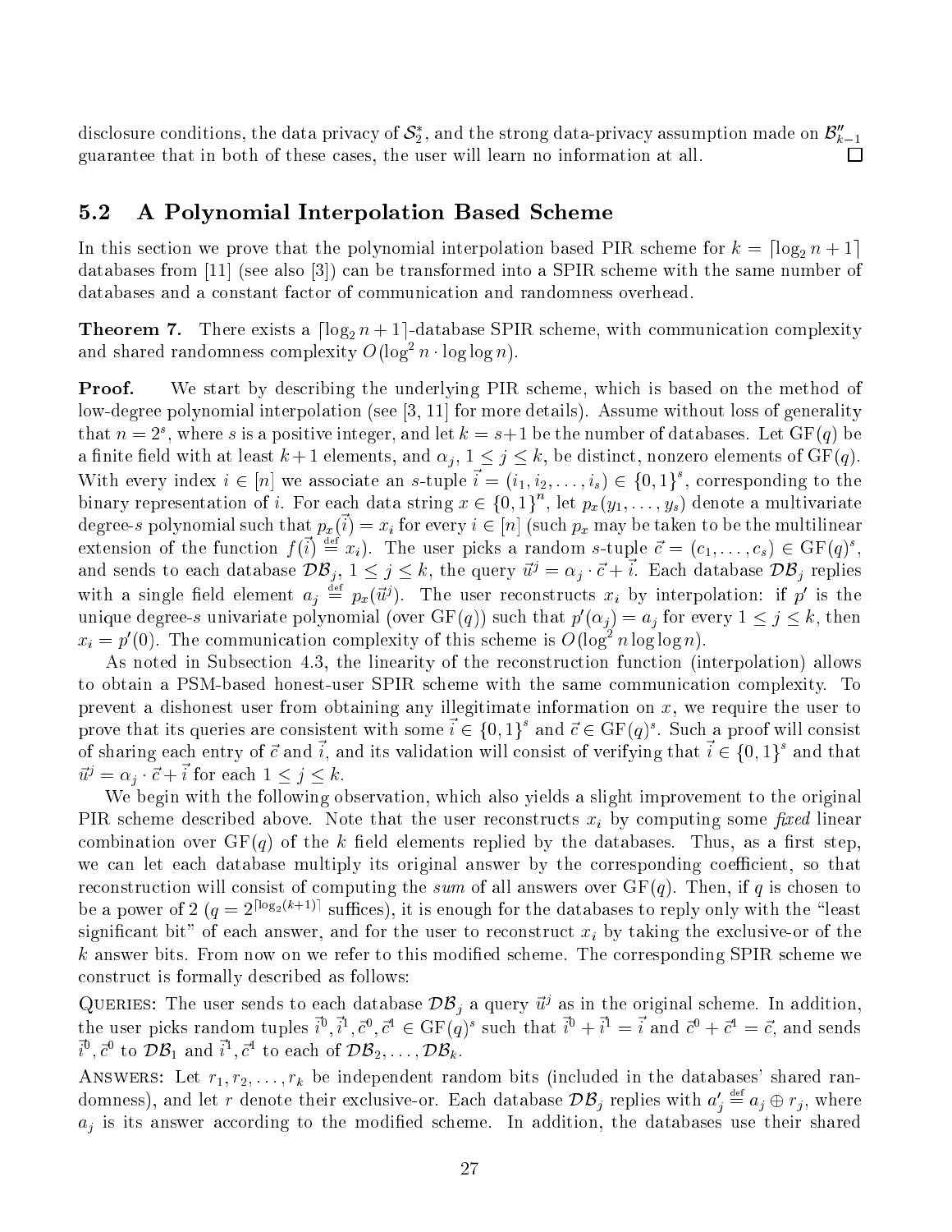disclosure conditions, the data privacy of $\mathcal{S}_2^*$, and the strong data-privacy assumption made on $\mathcal{B}''_{k-1}$ guarantee that in both of these cases, the user will learn no information at all. $\square$

## 5.2 A Polynomial Interpolation Based Scheme

In this section we prove that the polynomial interpolation based PIR scheme for $k = \lceil \log_2 n + 1 \rceil$ databases from [11] (see also [3]) can be transformed into a SPIR scheme with the same number of databases and a constant factor of communication and randomness overhead.

**Theorem 7.** There exists a $\lceil \log_2 n + 1 \rceil$-database SPIR scheme, with communication complexity and shared randomness complexity $O(\log^2 n \cdot \log\log n)$.

**Proof.** We start by describing the underlying PIR scheme, which is based on the method of low-degree polynomial interpolation (see [3, 11] for more details). Assume without loss of generality that $n = 2^s$, where $s$ is a positive integer, and let $k = s+1$ be the number of databases. Let $\mathrm{GF}(q)$ be a finite field with at least $k+1$ elements, and $\alpha_j$, $1 \le j \le k$, be distinct, nonzero elements of $\mathrm{GF}(q)$. With every index $i \in [n]$ we associate an $s$-tuple $\vec{i} = (i_1, i_2, \ldots, i_s) \in \{0,1\}^s$, corresponding to the binary representation of $i$. For each data string $x \in \{0,1\}^n$, let $p_x(y_1, \ldots, y_s)$ denote a multivariate degree-$s$ polynomial such that $p_x(\vec{i}) = x_i$ for every $i \in [n]$ (such $p_x$ may be taken to be the multilinear extension of the function $f(\vec{i}) \stackrel{\text{def}}{=} x_i$). The user picks a random $s$-tuple $\vec{c} = (c_1, \ldots, c_s) \in \mathrm{GF}(q)^s$, and sends to each database $\mathcal{DB}_j$, $1 \le j \le k$, the query $\vec{u}^j = \alpha_j \cdot \vec{c} + \vec{i}$. Each database $\mathcal{DB}_j$ replies with a single field element $a_j \stackrel{\text{def}}{=} p_x(\vec{u}^j)$. The user reconstructs $x_i$ by interpolation: if $p'$ is the unique degree-$s$ univariate polynomial (over $\mathrm{GF}(q)$) such that $p'(\alpha_j) = a_j$ for every $1 \le j \le k$, then $x_i = p'(0)$. The communication complexity of this scheme is $O(\log^2 n \log\log n)$.

As noted in Subsection 4.3, the linearity of the reconstruction function (interpolation) allows to obtain a PSM-based honest-user SPIR scheme with the same communication complexity. To prevent a dishonest user from obtaining any illegitimate information on $x$, we require the user to prove that its queries are consistent with some $\vec{i} \in \{0,1\}^s$ and $\vec{c} \in \mathrm{GF}(q)^s$. Such a proof will consist of sharing each entry of $\vec{c}$ and $\vec{i}$, and its validation will consist of verifying that $\vec{i} \in \{0,1\}^s$ and that $\vec{u}^j = \alpha_j \cdot \vec{c} + \vec{i}$ for each $1 \le j \le k$.

We begin with the following observation, which also yields a slight improvement to the original PIR scheme described above. Note that the user reconstructs $x_i$ by computing some *fixed* linear combination over $\mathrm{GF}(q)$ of the $k$ field elements replied by the databases. Thus, as a first step, we can let each database multiply its original answer by the corresponding coefficient, so that reconstruction will consist of computing the *sum* of all answers over $\mathrm{GF}(q)$. Then, if $q$ is chosen to be a power of 2 ($q = 2^{\lceil \log_2(k+1) \rceil}$ suffices), it is enough for the databases to reply only with the "least significant bit" of each answer, and for the user to reconstruct $x_i$ by taking the exclusive-or of the $k$ answer bits. From now on we refer to this modified scheme. The corresponding SPIR scheme we construct is formally described as follows:

QUERIES: The user sends to each database $\mathcal{DB}_j$ a query $\vec{u}^j$ as in the original scheme. In addition, the user picks random tuples $\vec{i}^0, \vec{i}^1, \vec{c}^0, \vec{c}^1 \in \mathrm{GF}(q)^s$ such that $\vec{i}^0 + \vec{i}^1 = \vec{i}$ and $\vec{c}^0 + \vec{c}^1 = \vec{c}$, and sends $\vec{i}^0, \vec{c}^0$ to $\mathcal{DB}_1$ and $\vec{i}^1, \vec{c}^1$ to each of $\mathcal{DB}_2, \ldots, \mathcal{DB}_k$.

ANSWERS: Let $r_1, r_2, \ldots, r_k$ be independent random bits (included in the databases' shared randomness), and let $r$ denote their exclusive-or. Each database $\mathcal{DB}_j$ replies with $a'_j \stackrel{\text{def}}{=} a_j \oplus r_j$, where $a_j$ is its answer according to the modified scheme. In addition, the databases use their shared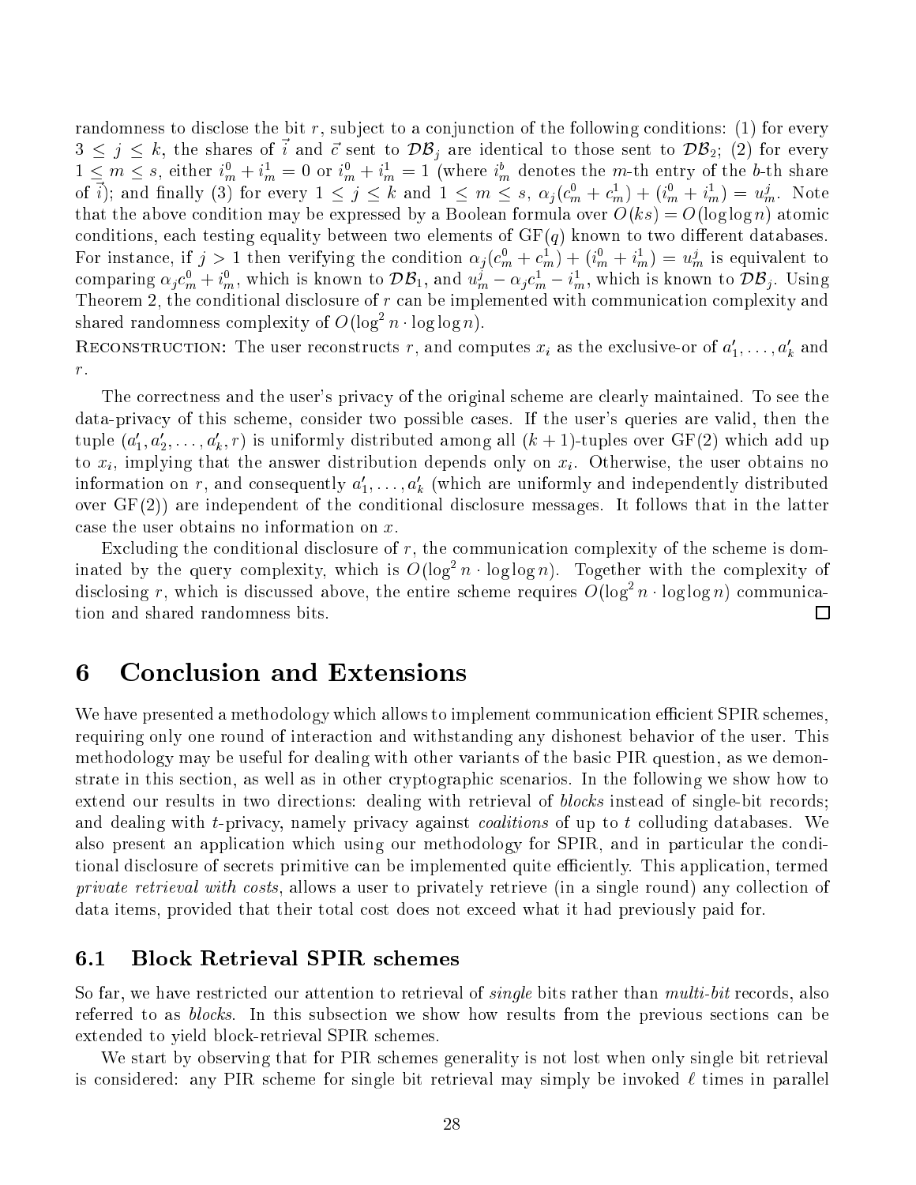randomness to disclose the bit $r$, subject to a conjunction of the following conditions: (1) for every $3 \leq j \leq k$, the shares of $\vec{i}$ and $\vec{c}$ sent to $\mathcal{DB}_j$ are identical to those sent to $\mathcal{DB}_2$; (2) for every $1 \leq m \leq s$, either $i_m^0 + i_m^1 = 0$ or $i_m^0 + i_m^1 = 1$ (where $i_m^b$ denotes the $m$-th entry of the $b$-th share of $\vec{i}$); and finally (3) for every $1 \leq j \leq k$ and $1 \leq m \leq s$, $\alpha_j(c_m^0 + c_m^1) + (i_m^0 + i_m^1) = u_m^j$. Note that the above condition may be expressed by a Boolean formula over $O(ks) = O(\log\log n)$ atomic conditions, each testing equality between two elements of $\mathrm{GF}(q)$ known to two different databases. For instance, if $j > 1$ then verifying the condition $\alpha_j(c_m^0 + c_m^1) + (i_m^0 + i_m^1) = u_m^j$ is equivalent to comparing $\alpha_j c_m^0 + i_m^0$, which is known to $\mathcal{DB}_1$, and $u_m^j - \alpha_j c_m^1 - i_m^1$, which is known to $\mathcal{DB}_j$. Using Theorem 2, the conditional disclosure of $r$ can be implemented with communication complexity and shared randomness complexity of $O(\log^2 n \cdot \log\log n)$.

Reconstruction: The user reconstructs $r$, and computes $x_i$ as the exclusive-or of $a'_1, \ldots, a'_k$ and $r$.

The correctness and the user's privacy of the original scheme are clearly maintained. To see the data-privacy of this scheme, consider two possible cases. If the user's queries are valid, then the tuple $(a'_1, a'_2, \ldots, a'_k, r)$ is uniformly distributed among all $(k+1)$-tuples over $\mathrm{GF}(2)$ which add up to $x_i$, implying that the answer distribution depends only on $x_i$. Otherwise, the user obtains no information on $r$, and consequently $a'_1, \ldots, a'_k$ (which are uniformly and independently distributed over $\mathrm{GF}(2)$) are independent of the conditional disclosure messages. It follows that in the latter case the user obtains no information on $x$.

Excluding the conditional disclosure of $r$, the communication complexity of the scheme is dominated by the query complexity, which is $O(\log^2 n \cdot \log\log n)$. Together with the complexity of disclosing $r$, which is discussed above, the entire scheme requires $O(\log^2 n \cdot \log\log n)$ communication and shared randomness bits. □

# 6 Conclusion and Extensions

We have presented a methodology which allows to implement communication efficient SPIR schemes, requiring only one round of interaction and withstanding any dishonest behavior of the user. This methodology may be useful for dealing with other variants of the basic PIR question, as we demonstrate in this section, as well as in other cryptographic scenarios. In the following we show how to extend our results in two directions: dealing with retrieval of *blocks* instead of single-bit records; and dealing with $t$-privacy, namely privacy against *coalitions* of up to $t$ colluding databases. We also present an application which using our methodology for SPIR, and in particular the conditional disclosure of secrets primitive can be implemented quite efficiently. This application, termed *private retrieval with costs*, allows a user to privately retrieve (in a single round) any collection of data items, provided that their total cost does not exceed what it had previously paid for.

## 6.1 Block Retrieval SPIR schemes

So far, we have restricted our attention to retrieval of *single* bits rather than *multi-bit* records, also referred to as *blocks*. In this subsection we show how results from the previous sections can be extended to yield block-retrieval SPIR schemes.

We start by observing that for PIR schemes generality is not lost when only single bit retrieval is considered: any PIR scheme for single bit retrieval may simply be invoked $\ell$ times in parallel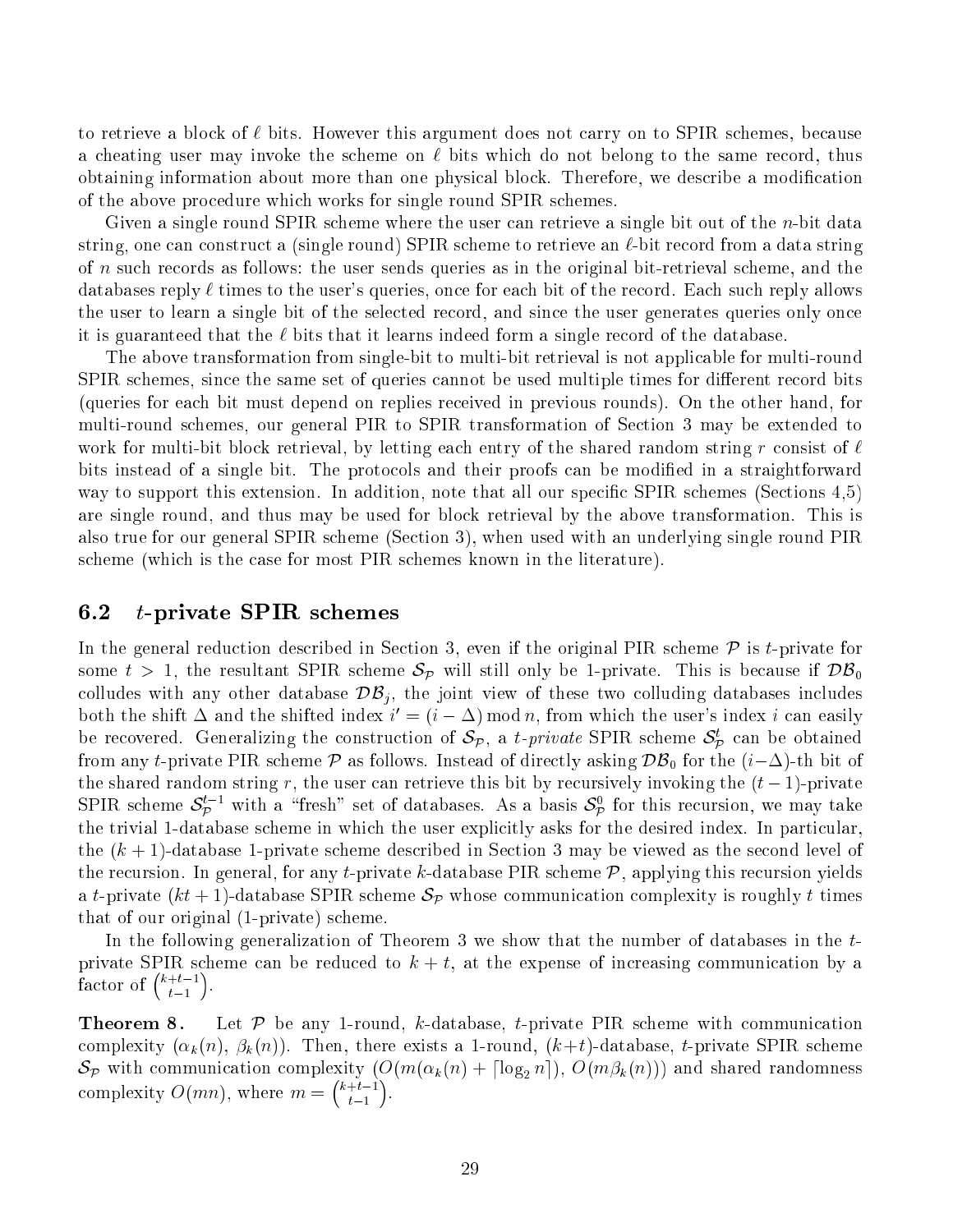to retrieve a block of $\ell$ bits. However this argument does not carry on to SPIR schemes, because a cheating user may invoke the scheme on $\ell$ bits which do not belong to the same record, thus obtaining information about more than one physical block. Therefore, we describe a modification of the above procedure which works for single round SPIR schemes.

Given a single round SPIR scheme where the user can retrieve a single bit out of the $n$-bit data string, one can construct a (single round) SPIR scheme to retrieve an $\ell$-bit record from a data string of $n$ such records as follows: the user sends queries as in the original bit-retrieval scheme, and the databases reply $\ell$ times to the user's queries, once for each bit of the record. Each such reply allows the user to learn a single bit of the selected record, and since the user generates queries only once it is guaranteed that the $\ell$ bits that it learns indeed form a single record of the database.

The above transformation from single-bit to multi-bit retrieval is not applicable for multi-round SPIR schemes, since the same set of queries cannot be used multiple times for different record bits (queries for each bit must depend on replies received in previous rounds). On the other hand, for multi-round schemes, our general PIR to SPIR transformation of Section 3 may be extended to work for multi-bit block retrieval, by letting each entry of the shared random string $r$ consist of $\ell$ bits instead of a single bit. The protocols and their proofs can be modified in a straightforward way to support this extension. In addition, note that all our specific SPIR schemes (Sections 4,5) are single round, and thus may be used for block retrieval by the above transformation. This is also true for our general SPIR scheme (Section 3), when used with an underlying single round PIR scheme (which is the case for most PIR schemes known in the literature).

## 6.2 $t$-private SPIR schemes

In the general reduction described in Section 3, even if the original PIR scheme $\mathcal{P}$ is $t$-private for some $t > 1$, the resultant SPIR scheme $\mathcal{S}_\mathcal{P}$ will still only be 1-private. This is because if $\mathcal{DB}_0$ colludes with any other database $\mathcal{DB}_j$, the joint view of these two colluding databases includes both the shift $\Delta$ and the shifted index $i' = (i - \Delta) \bmod n$, from which the user's index $i$ can easily be recovered. Generalizing the construction of $\mathcal{S}_\mathcal{P}$, a *t-private* SPIR scheme $\mathcal{S}^t_\mathcal{P}$ can be obtained from any $t$-private PIR scheme $\mathcal{P}$ as follows. Instead of directly asking $\mathcal{DB}_0$ for the $(i-\Delta)$-th bit of the shared random string $r$, the user can retrieve this bit by recursively invoking the $(t-1)$-private SPIR scheme $\mathcal{S}^{t-1}_\mathcal{P}$ with a "fresh" set of databases. As a basis $\mathcal{S}^0_\mathcal{P}$ for this recursion, we may take the trivial 1-database scheme in which the user explicitly asks for the desired index. In particular, the $(k+1)$-database 1-private scheme described in Section 3 may be viewed as the second level of the recursion. In general, for any $t$-private $k$-database PIR scheme $\mathcal{P}$, applying this recursion yields a $t$-private $(kt+1)$-database SPIR scheme $\mathcal{S}_\mathcal{P}$ whose communication complexity is roughly $t$ times that of our original (1-private) scheme.

In the following generalization of Theorem 3 we show that the number of databases in the $t$-private SPIR scheme can be reduced to $k+t$, at the expense of increasing communication by a factor of $\binom{k+t-1}{t-1}$.

**Theorem 8.** Let $\mathcal{P}$ be any 1-round, $k$-database, $t$-private PIR scheme with communication complexity $(\alpha_k(n), \beta_k(n))$. Then, there exists a 1-round, $(k+t)$-database, $t$-private SPIR scheme $\mathcal{S}_\mathcal{P}$ with communication complexity $(O(m(\alpha_k(n) + \lceil \log_2 n \rceil), O(m\beta_k(n)))$ and shared randomness complexity $O(mn)$, where $m = \binom{k+t-1}{t-1}$.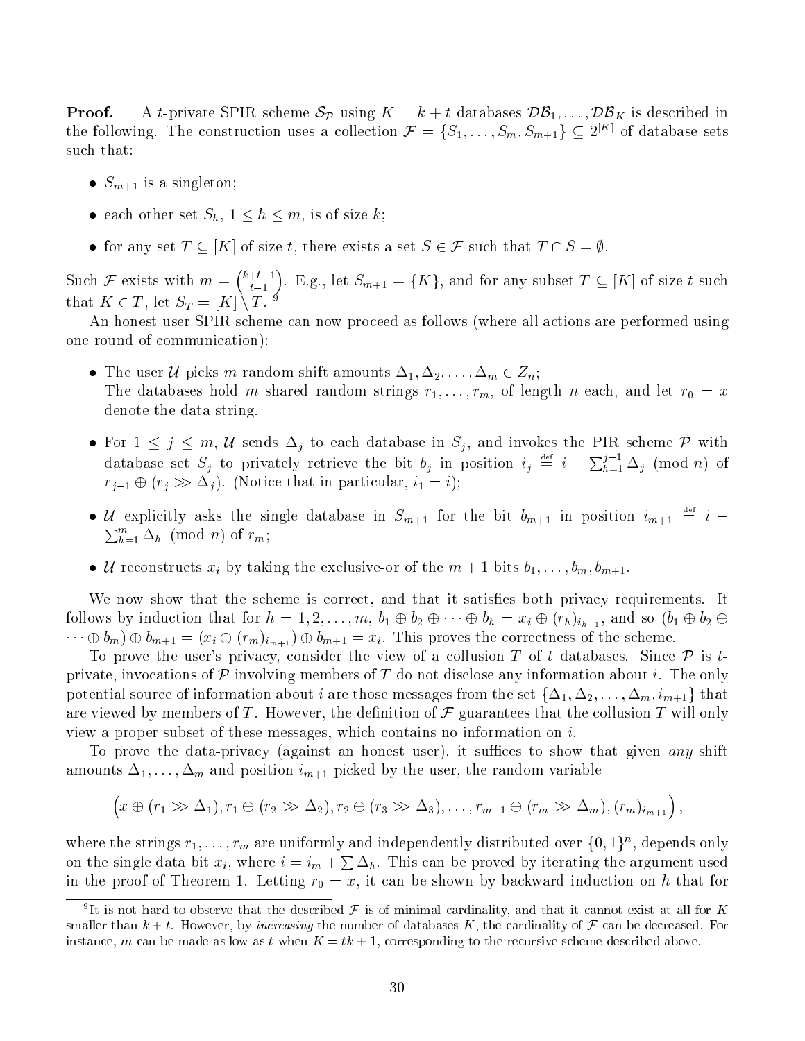**Proof.** A $t$-private SPIR scheme $\mathcal{S}_{\mathcal{P}}$ using $K = k + t$ databases $\mathcal{DB}_1, \ldots, \mathcal{DB}_K$ is described in the following. The construction uses a collection $\mathcal{F} = \{S_1, \ldots, S_m, S_{m+1}\} \subseteq 2^{[K]}$ of database sets such that:

- $S_{m+1}$ is a singleton;
- each other set $S_h$, $1 \leq h \leq m$, is of size $k$;
- for any set $T \subseteq [K]$ of size $t$, there exists a set $S \in \mathcal{F}$ such that $T \cap S = \emptyset$.

Such $\mathcal{F}$ exists with $m = \binom{k+t-1}{t-1}$. E.g., let $S_{m+1} = \{K\}$, and for any subset $T \subseteq [K]$ of size $t$ such that $K \in T$, let $S_T = [K] \setminus T$. [9]

An honest-user SPIR scheme can now proceed as follows (where all actions are performed using one round of communication):

- The user $\mathcal{U}$ picks $m$ random shift amounts $\Delta_1, \Delta_2, \ldots, \Delta_m \in Z_n$;
  The databases hold $m$ shared random strings $r_1, \ldots, r_m$, of length $n$ each, and let $r_0 = x$ denote the data string.
- For $1 \leq j \leq m$, $\mathcal{U}$ sends $\Delta_j$ to each database in $S_j$, and invokes the PIR scheme $\mathcal{P}$ with database set $S_j$ to privately retrieve the bit $b_j$ in position $i_j \stackrel{\text{def}}{=} i - \sum_{h=1}^{j-1} \Delta_j \pmod{n}$ of $r_{j-1} \oplus (r_j \gg \Delta_j)$. (Notice that in particular, $i_1 = i$);
- $\mathcal{U}$ explicitly asks the single database in $S_{m+1}$ for the bit $b_{m+1}$ in position $i_{m+1} \stackrel{\text{def}}{=} i - \sum_{h=1}^{m} \Delta_h \pmod{n}$ of $r_m$;
- $\mathcal{U}$ reconstructs $x_i$ by taking the exclusive-or of the $m+1$ bits $b_1, \ldots, b_m, b_{m+1}$.

We now show that the scheme is correct, and that it satisfies both privacy requirements. It follows by induction that for $h = 1, 2, \ldots, m$, $b_1 \oplus b_2 \oplus \cdots \oplus b_h = x_i \oplus (r_h)_{i_{h+1}}$, and so $(b_1 \oplus b_2 \oplus \cdots \oplus b_m) \oplus b_{m+1} = (x_i \oplus (r_m)_{i_{m+1}}) \oplus b_{m+1} = x_i$. This proves the correctness of the scheme.

To prove the user's privacy, consider the view of a collusion $T$ of $t$ databases. Since $\mathcal{P}$ is $t$-private, invocations of $\mathcal{P}$ involving members of $T$ do not disclose any information about $i$. The only potential source of information about $i$ are those messages from the set $\{\Delta_1, \Delta_2, \ldots, \Delta_m, i_{m+1}\}$ that are viewed by members of $T$. However, the definition of $\mathcal{F}$ guarantees that the collusion $T$ will only view a proper subset of these messages, which contains no information on $i$.

To prove the data-privacy (against an honest user), it suffices to show that given *any* shift amounts $\Delta_1, \ldots, \Delta_m$ and position $i_{m+1}$ picked by the user, the random variable

$$\Big(x \oplus (r_1 \gg \Delta_1), r_1 \oplus (r_2 \gg \Delta_2), r_2 \oplus (r_3 \gg \Delta_3), \ldots, r_{m-1} \oplus (r_m \gg \Delta_m), (r_m)_{i_{m+1}}\Big),$$

where the strings $r_1, \ldots, r_m$ are uniformly and independently distributed over $\{0,1\}^n$, depends only on the single data bit $x_i$, where $i = i_m + \sum \Delta_h$. This can be proved by iterating the argument used in the proof of Theorem 1. Letting $r_0 = x$, it can be shown by backward induction on $h$ that for

[9] It is not hard to observe that the described $\mathcal{F}$ is of minimal cardinality, and that it cannot exist at all for $K$ smaller than $k + t$. However, by *increasing* the number of databases $K$, the cardinality of $\mathcal{F}$ can be decreased. For instance, $m$ can be made as low as $t$ when $K = tk + 1$, corresponding to the recursive scheme described above.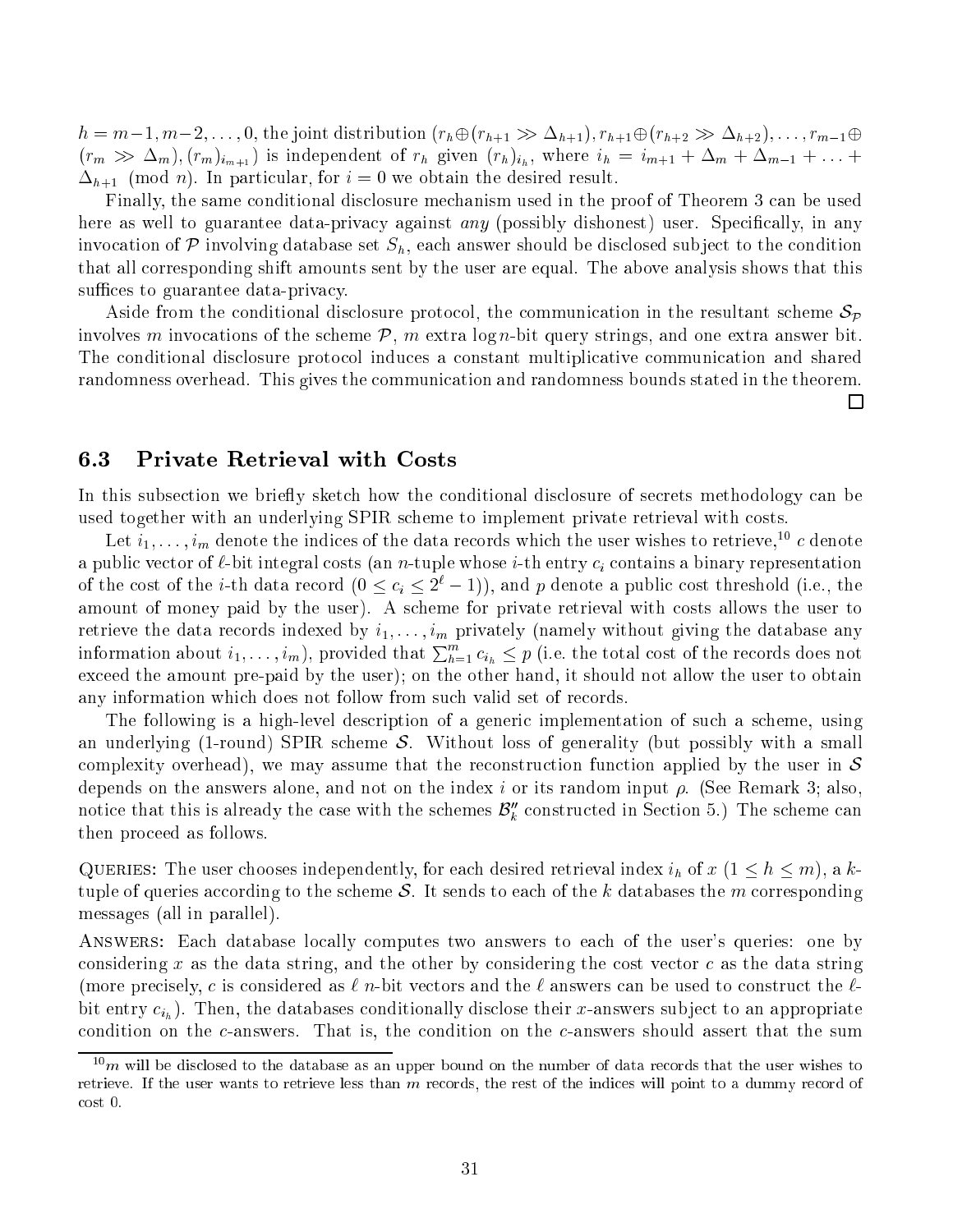$h = m-1, m-2, \ldots, 0$, the joint distribution $(r_h \oplus (r_{h+1} \gg \Delta_{h+1}), r_{h+1} \oplus (r_{h+2} \gg \Delta_{h+2}), \ldots, r_{m-1} \oplus (r_m \gg \Delta_m), (r_m)_{i_{m+1}})$ is independent of $r_h$ given $(r_h)_{i_h}$, where $i_h = i_{m+1} + \Delta_m + \Delta_{m-1} + \ldots + \Delta_{h+1} \pmod{n}$. In particular, for $i = 0$ we obtain the desired result.

Finally, the same conditional disclosure mechanism used in the proof of Theorem 3 can be used here as well to guarantee data-privacy against *any* (possibly dishonest) user. Specifically, in any invocation of $\mathcal{P}$ involving database set $S_h$, each answer should be disclosed subject to the condition that all corresponding shift amounts sent by the user are equal. The above analysis shows that this suffices to guarantee data-privacy.

Aside from the conditional disclosure protocol, the communication in the resultant scheme $\mathcal{S}_{\mathcal{P}}$ involves $m$ invocations of the scheme $\mathcal{P}$, $m$ extra $\log n$-bit query strings, and one extra answer bit. The conditional disclosure protocol induces a constant multiplicative communication and shared randomness overhead. This gives the communication and randomness bounds stated in the theorem. □

### 6.3 Private Retrieval with Costs

In this subsection we briefly sketch how the conditional disclosure of secrets methodology can be used together with an underlying SPIR scheme to implement private retrieval with costs.

Let $i_1, \ldots, i_m$ denote the indices of the data records which the user wishes to retrieve,[10] $c$ denote a public vector of $\ell$-bit integral costs (an $n$-tuple whose $i$-th entry $c_i$ contains a binary representation of the cost of the $i$-th data record $(0 \le c_i \le 2^\ell - 1)$), and $p$ denote a public cost threshold (i.e., the amount of money paid by the user). A scheme for private retrieval with costs allows the user to retrieve the data records indexed by $i_1, \ldots, i_m$ privately (namely without giving the database any information about $i_1, \ldots, i_m$), provided that $\sum_{h=1}^{m} c_{i_h} \le p$ (i.e. the total cost of the records does not exceed the amount pre-paid by the user); on the other hand, it should not allow the user to obtain any information which does not follow from such valid set of records.

The following is a high-level description of a generic implementation of such a scheme, using an underlying (1-round) SPIR scheme $\mathcal{S}$. Without loss of generality (but possibly with a small complexity overhead), we may assume that the reconstruction function applied by the user in $\mathcal{S}$ depends on the answers alone, and not on the index $i$ or its random input $\rho$. (See Remark 3; also, notice that this is already the case with the schemes $\mathcal{B}''_k$ constructed in Section 5.) The scheme can then proceed as follows.

QUERIES: The user chooses independently, for each desired retrieval index $i_h$ of $x$ $(1 \le h \le m)$, a $k$-tuple of queries according to the scheme $\mathcal{S}$. It sends to each of the $k$ databases the $m$ corresponding messages (all in parallel).

ANSWERS: Each database locally computes two answers to each of the user's queries: one by considering $x$ as the data string, and the other by considering the cost vector $c$ as the data string (more precisely, $c$ is considered as $\ell$ $n$-bit vectors and the $\ell$ answers can be used to construct the $\ell$-bit entry $c_{i_h}$). Then, the databases conditionally disclose their $x$-answers subject to an appropriate condition on the $c$-answers. That is, the condition on the $c$-answers should assert that the sum

[10] $m$ will be disclosed to the database as an upper bound on the number of data records that the user wishes to retrieve. If the user wants to retrieve less than $m$ records, the rest of the indices will point to a dummy record of cost 0.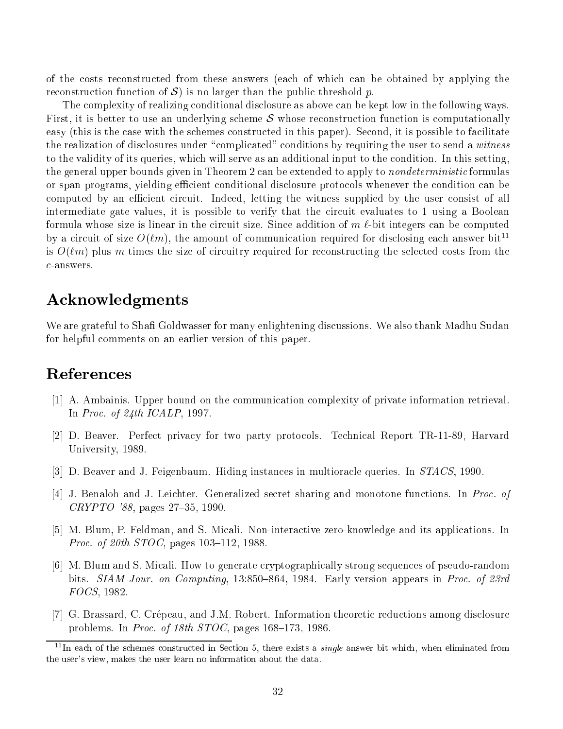of the costs reconstructed from these answers (each of which can be obtained by applying the reconstruction function of $\mathcal{S}$) is no larger than the public threshold $p$.

The complexity of realizing conditional disclosure as above can be kept low in the following ways. First, it is better to use an underlying scheme $\mathcal{S}$ whose reconstruction function is computationally easy (this is the case with the schemes constructed in this paper). Second, it is possible to facilitate the realization of disclosures under "complicated" conditions by requiring the user to send a *witness* to the validity of its queries, which will serve as an additional input to the condition. In this setting, the general upper bounds given in Theorem 2 can be extended to apply to *nondeterministic* formulas or span programs, yielding efficient conditional disclosure protocols whenever the condition can be computed by an efficient circuit. Indeed, letting the witness supplied by the user consist of all intermediate gate values, it is possible to verify that the circuit evaluates to 1 using a Boolean formula whose size is linear in the circuit size. Since addition of $m$ $\ell$-bit integers can be computed by a circuit of size $O(\ell m)$, the amount of communication required for disclosing each answer bit[11] is $O(\ell m)$ plus $m$ times the size of circuitry required for reconstructing the selected costs from the $c$-answers.

## Acknowledgments

We are grateful to Shafi Goldwasser for many enlightening discussions. We also thank Madhu Sudan for helpful comments on an earlier version of this paper.

## References

[1] A. Ambainis. Upper bound on the communication complexity of private information retrieval. In *Proc. of 24th ICALP*, 1997.

[2] D. Beaver. Perfect privacy for two party protocols. Technical Report TR-11-89, Harvard University, 1989.

[3] D. Beaver and J. Feigenbaum. Hiding instances in multioracle queries. In *STACS*, 1990.

[4] J. Benaloh and J. Leichter. Generalized secret sharing and monotone functions. In *Proc. of CRYPTO '88*, pages 27–35, 1990.

[5] M. Blum, P. Feldman, and S. Micali. Non-interactive zero-knowledge and its applications. In *Proc. of 20th STOC*, pages 103–112, 1988.

[6] M. Blum and S. Micali. How to generate cryptographically strong sequences of pseudo-random bits. *SIAM Jour. on Computing*, 13:850–864, 1984. Early version appears in *Proc. of 23rd FOCS*, 1982.

[7] G. Brassard, C. Crépeau, and J.M. Robert. Information theoretic reductions among disclosure problems. In *Proc. of 18th STOC*, pages 168–173, 1986.

[11] In each of the schemes constructed in Section 5, there exists a *single* answer bit which, when eliminated from the user's view, makes the user learn no information about the data.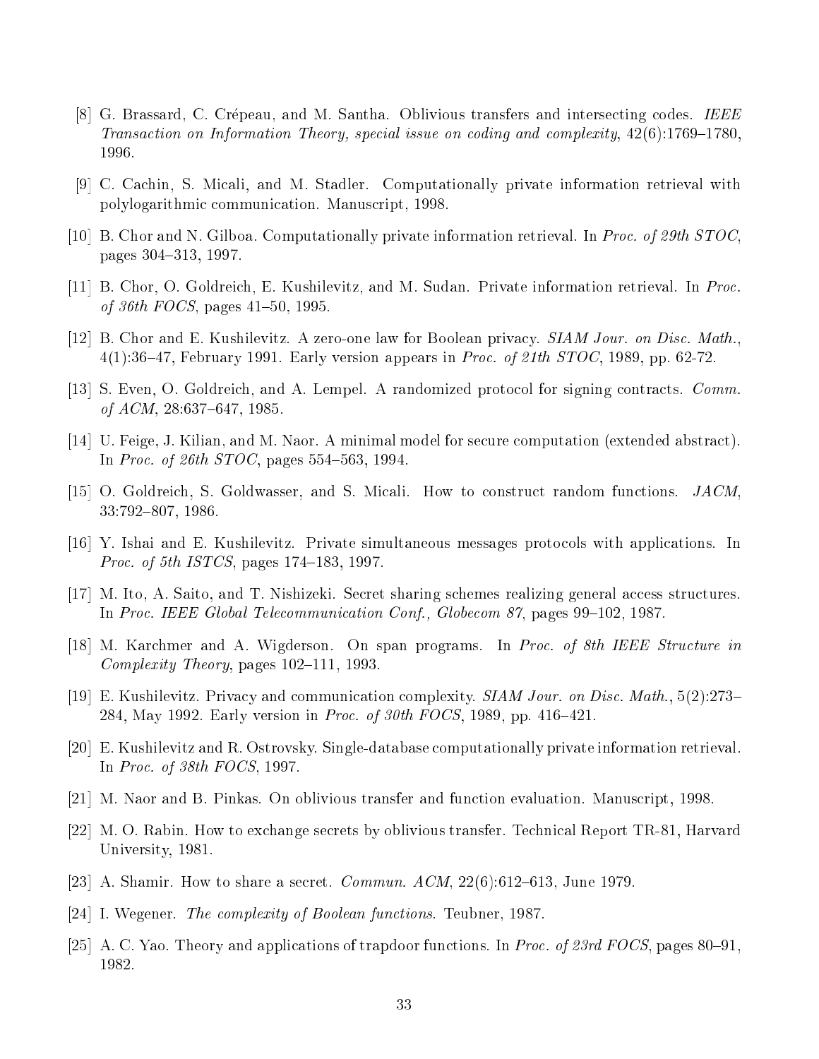[8] G. Brassard, C. Crépeau, and M. Santha. Oblivious transfers and intersecting codes. *IEEE Transaction on Information Theory, special issue on coding and complexity*, 42(6):1769–1780, 1996.

[9] C. Cachin, S. Micali, and M. Stadler. Computationally private information retrieval with polylogarithmic communication. Manuscript, 1998.

[10] B. Chor and N. Gilboa. Computationally private information retrieval. In *Proc. of 29th STOC*, pages 304–313, 1997.

[11] B. Chor, O. Goldreich, E. Kushilevitz, and M. Sudan. Private information retrieval. In *Proc. of 36th FOCS*, pages 41–50, 1995.

[12] B. Chor and E. Kushilevitz. A zero-one law for Boolean privacy. *SIAM Jour. on Disc. Math.*, 4(1):36–47, February 1991. Early version appears in *Proc. of 21th STOC*, 1989, pp. 62-72.

[13] S. Even, O. Goldreich, and A. Lempel. A randomized protocol for signing contracts. *Comm. of ACM*, 28:637–647, 1985.

[14] U. Feige, J. Kilian, and M. Naor. A minimal model for secure computation (extended abstract). In *Proc. of 26th STOC*, pages 554–563, 1994.

[15] O. Goldreich, S. Goldwasser, and S. Micali. How to construct random functions. *JACM*, 33:792–807, 1986.

[16] Y. Ishai and E. Kushilevitz. Private simultaneous messages protocols with applications. In *Proc. of 5th ISTCS*, pages 174–183, 1997.

[17] M. Ito, A. Saito, and T. Nishizeki. Secret sharing schemes realizing general access structures. In *Proc. IEEE Global Telecommunication Conf., Globecom 87*, pages 99–102, 1987.

[18] M. Karchmer and A. Wigderson. On span programs. In *Proc. of 8th IEEE Structure in Complexity Theory*, pages 102–111, 1993.

[19] E. Kushilevitz. Privacy and communication complexity. *SIAM Jour. on Disc. Math.*, 5(2):273–284, May 1992. Early version in *Proc. of 30th FOCS*, 1989, pp. 416–421.

[20] E. Kushilevitz and R. Ostrovsky. Single-database computationally private information retrieval. In *Proc. of 38th FOCS*, 1997.

[21] M. Naor and B. Pinkas. On oblivious transfer and function evaluation. Manuscript, 1998.

[22] M. O. Rabin. How to exchange secrets by oblivious transfer. Technical Report TR-81, Harvard University, 1981.

[23] A. Shamir. How to share a secret. *Commun. ACM*, 22(6):612–613, June 1979.

[24] I. Wegener. *The complexity of Boolean functions*. Teubner, 1987.

[25] A. C. Yao. Theory and applications of trapdoor functions. In *Proc. of 23rd FOCS*, pages 80–91, 1982.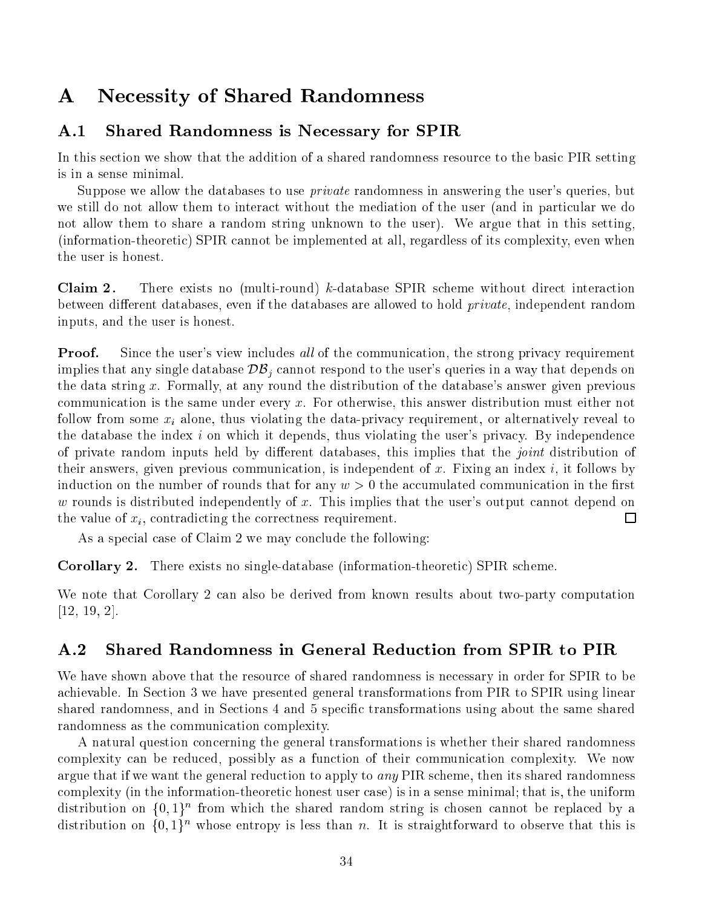# A Necessity of Shared Randomness

## A.1 Shared Randomness is Necessary for SPIR

In this section we show that the addition of a shared randomness resource to the basic PIR setting is in a sense minimal.

Suppose we allow the databases to use *private* randomness in answering the user's queries, but we still do not allow them to interact without the mediation of the user (and in particular we do not allow them to share a random string unknown to the user). We argue that in this setting, (information-theoretic) SPIR cannot be implemented at all, regardless of its complexity, even when the user is honest.

**Claim 2.** There exists no (multi-round) $k$-database SPIR scheme without direct interaction between different databases, even if the databases are allowed to hold *private*, independent random inputs, and the user is honest.

**Proof.** Since the user's view includes *all* of the communication, the strong privacy requirement implies that any single database $\mathcal{DB}_j$ cannot respond to the user's queries in a way that depends on the data string $x$. Formally, at any round the distribution of the database's answer given previous communication is the same under every $x$. For otherwise, this answer distribution must either not follow from some $x_i$ alone, thus violating the data-privacy requirement, or alternatively reveal to the database the index $i$ on which it depends, thus violating the user's privacy. By independence of private random inputs held by different databases, this implies that the *joint* distribution of their answers, given previous communication, is independent of $x$. Fixing an index $i$, it follows by induction on the number of rounds that for any $w > 0$ the accumulated communication in the first $w$ rounds is distributed independently of $x$. This implies that the user's output cannot depend on the value of $x_i$, contradicting the correctness requirement. □

As a special case of Claim 2 we may conclude the following:

**Corollary 2.** There exists no single-database (information-theoretic) SPIR scheme.

We note that Corollary 2 can also be derived from known results about two-party computation [12, 19, 2].

## A.2 Shared Randomness in General Reduction from SPIR to PIR

We have shown above that the resource of shared randomness is necessary in order for SPIR to be achievable. In Section 3 we have presented general transformations from PIR to SPIR using linear shared randomness, and in Sections 4 and 5 specific transformations using about the same shared randomness as the communication complexity.

A natural question concerning the general transformations is whether their shared randomness complexity can be reduced, possibly as a function of their communication complexity. We now argue that if we want the general reduction to apply to *any* PIR scheme, then its shared randomness complexity (in the information-theoretic honest user case) is in a sense minimal; that is, the uniform distribution on $\{0,1\}^n$ from which the shared random string is chosen cannot be replaced by a distribution on $\{0,1\}^n$ whose entropy is less than $n$. It is straightforward to observe that this is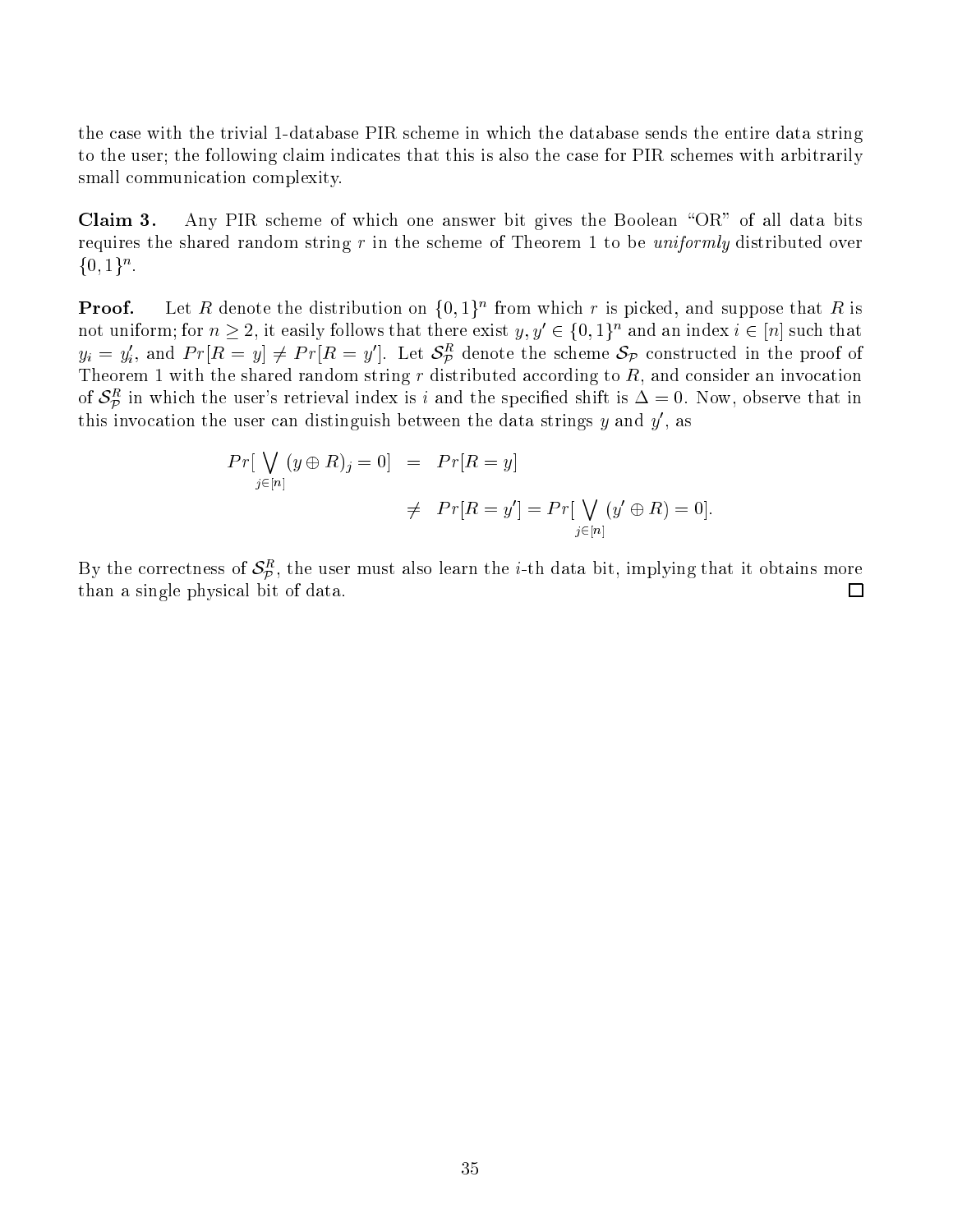the case with the trivial 1-database PIR scheme in which the database sends the entire data string to the user; the following claim indicates that this is also the case for PIR schemes with arbitrarily small communication complexity.

**Claim 3.** Any PIR scheme of which one answer bit gives the Boolean "OR" of all data bits requires the shared random string $r$ in the scheme of Theorem 1 to be *uniformly* distributed over $\{0,1\}^n$.

**Proof.** Let $R$ denote the distribution on $\{0,1\}^n$ from which $r$ is picked, and suppose that $R$ is not uniform; for $n \geq 2$, it easily follows that there exist $y, y' \in \{0,1\}^n$ and an index $i \in [n]$ such that $y_i = y'_i$, and $Pr[R = y] \neq Pr[R = y']$. Let $\mathcal{S}_{\mathcal{P}}^R$ denote the scheme $\mathcal{S}_{\mathcal{P}}$ constructed in the proof of Theorem 1 with the shared random string $r$ distributed according to $R$, and consider an invocation of $\mathcal{S}_{\mathcal{P}}^R$ in which the user's retrieval index is $i$ and the specified shift is $\Delta = 0$. Now, observe that in this invocation the user can distinguish between the data strings $y$ and $y'$, as

$$
\begin{aligned}
Pr[\bigvee_{j \in [n]} (y \oplus R)_j = 0] &= Pr[R = y] \\
&\neq Pr[R = y'] = Pr[\bigvee_{j \in [n]} (y' \oplus R) = 0].
\end{aligned}
$$

By the correctness of $\mathcal{S}_{\mathcal{P}}^R$, the user must also learn the $i$-th data bit, implying that it obtains more than a single physical bit of data. $\square$